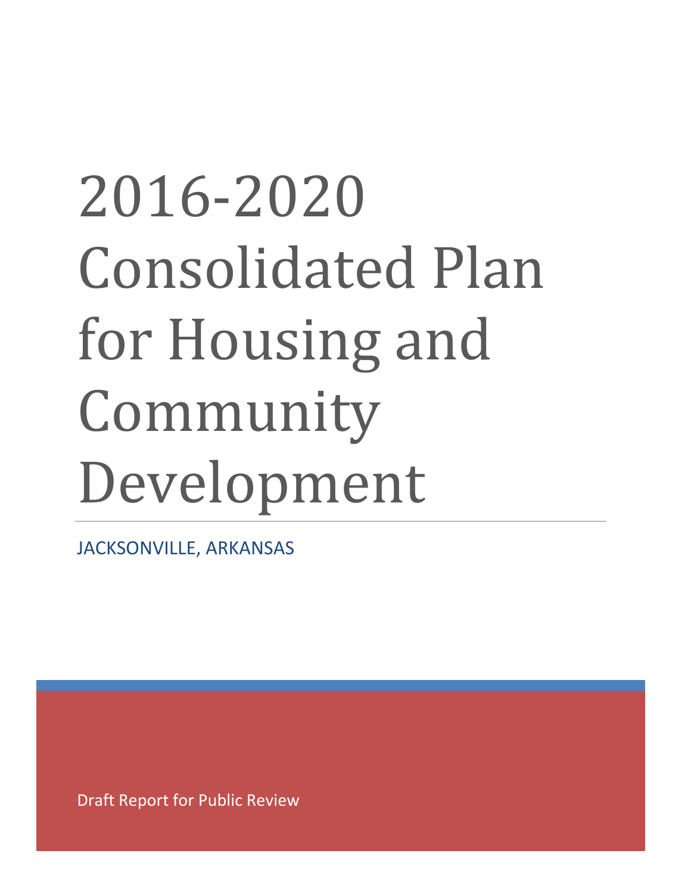# 2016-2020 Consolidated Plan for Housing and Community Development

JACKSONVILLE, ARKANSAS

Draft Report for Public Review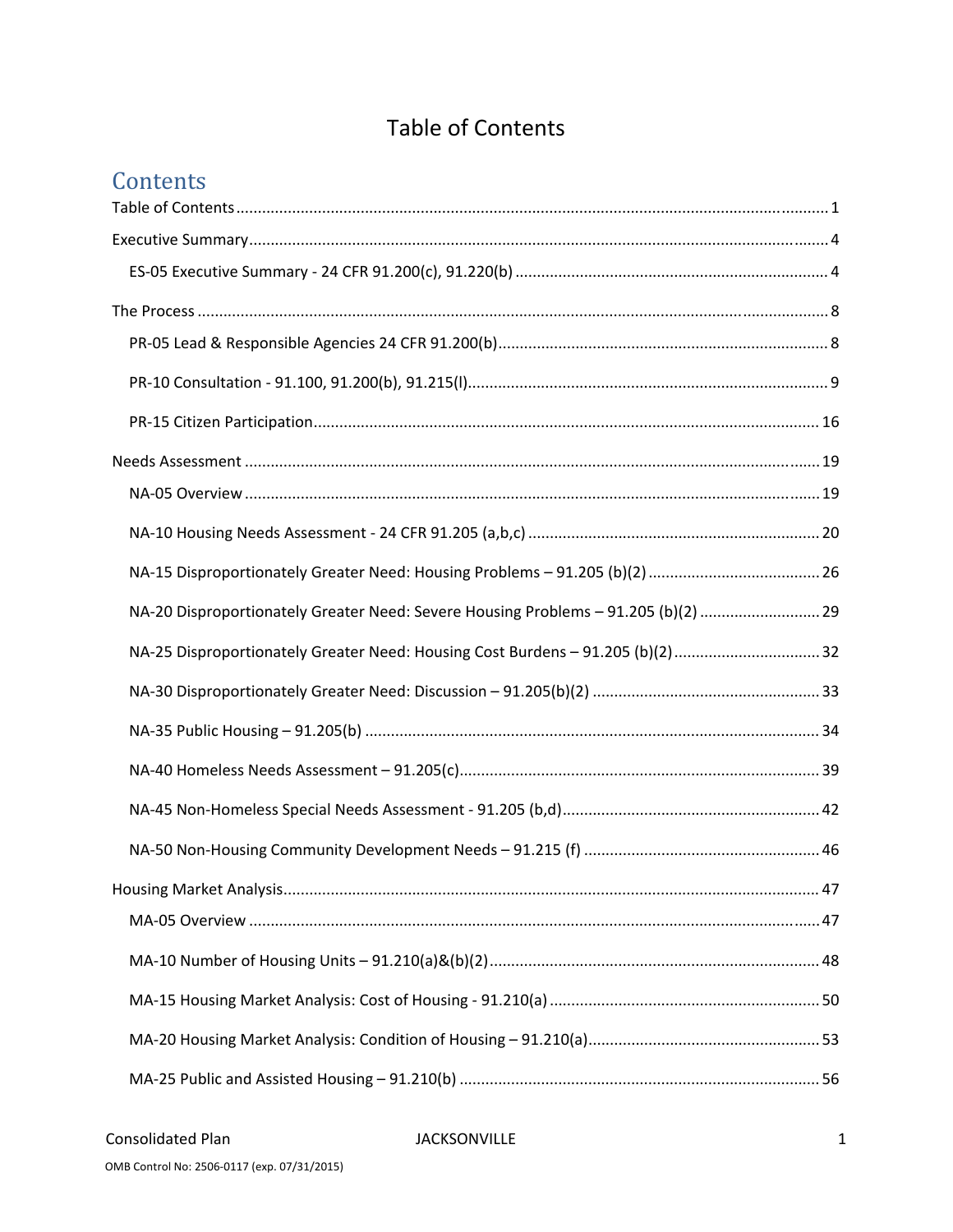# Table of Contents

## Contents

Table of Contents ........................................................................................................................ 1

Executive Summary ...................................................................................................................... 4

ES-05 Executive Summary - 24 CFR 91.200(c), 91.220(b) ........................................................................ 4

The Process ................................................................................................................................. 8

PR-05 Lead & Responsible Agencies 24 CFR 91.200(b) ........................................................................... 8

PR-10 Consultation - 91.100, 91.200(b), 91.215(l) .................................................................................. 9

PR-15 Citizen Participation ..................................................................................................................... 16

Needs Assessment ..................................................................................................................... 19

NA-05 Overview ...................................................................................................................................... 19

NA-10 Housing Needs Assessment - 24 CFR 91.205 (a,b,c) ................................................................... 20

NA-15 Disproportionately Greater Need: Housing Problems – 91.205 (b)(2) ........................................ 26

NA-20 Disproportionately Greater Need: Severe Housing Problems – 91.205 (b)(2) ............................ 29

NA-25 Disproportionately Greater Need: Housing Cost Burdens – 91.205 (b)(2) .................................. 32

NA-30 Disproportionately Greater Need: Discussion – 91.205(b)(2) .................................................... 33

NA-35 Public Housing – 91.205(b) ......................................................................................................... 34

NA-40 Homeless Needs Assessment – 91.205(c) ................................................................................... 39

NA-45 Non-Homeless Special Needs Assessment - 91.205 (b,d) ........................................................... 42

NA-50 Non-Housing Community Development Needs – 91.215 (f) ...................................................... 46

Housing Market Analysis ............................................................................................................ 47

MA-05 Overview ..................................................................................................................................... 47

MA-10 Number of Housing Units – 91.210(a)&(b)(2) ............................................................................ 48

MA-15 Housing Market Analysis: Cost of Housing - 91.210(a) .............................................................. 50

MA-20 Housing Market Analysis: Condition of Housing – 91.210(a) ...................................................... 53

MA-25 Public and Assisted Housing – 91.210(b) ................................................................................... 56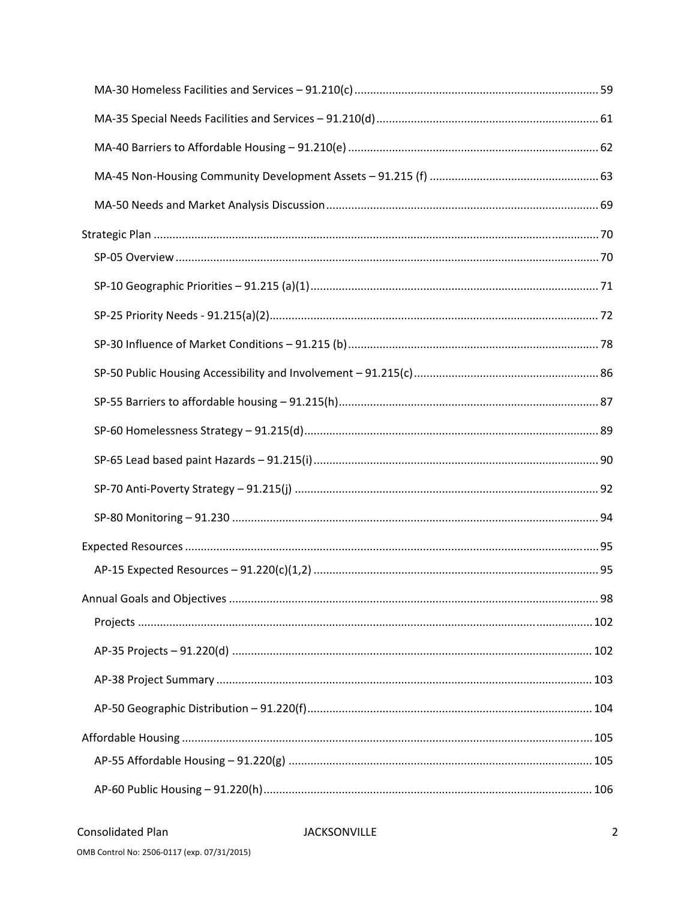MA-30 Homeless Facilities and Services – 91.210(c) ............................................................................. 59

MA-35 Special Needs Facilities and Services – 91.210(d) ...................................................................... 61

MA-40 Barriers to Affordable Housing – 91.210(e) ................................................................................ 62

MA-45 Non-Housing Community Development Assets – 91.215 (f) ...................................................... 63

MA-50 Needs and Market Analysis Discussion ...................................................................................... 69

Strategic Plan ............................................................................................................................................ 70

SP-05 Overview ...................................................................................................................................... 70

SP-10 Geographic Priorities – 91.215 (a)(1) ........................................................................................... 71

SP-25 Priority Needs - 91.215(a)(2) ......................................................................................................... 72

SP-30 Influence of Market Conditions – 91.215 (b) ................................................................................ 78

SP-50 Public Housing Accessibility and Involvement – 91.215(c) ........................................................... 86

SP-55 Barriers to affordable housing – 91.215(h) ................................................................................... 87

SP-60 Homelessness Strategy – 91.215(d) .............................................................................................. 89

SP-65 Lead based paint Hazards – 91.215(i) ........................................................................................... 90

SP-70 Anti-Poverty Strategy – 91.215(j) ................................................................................................. 92

SP-80 Monitoring – 91.230 ..................................................................................................................... 94

Expected Resources .................................................................................................................................. 95

AP-15 Expected Resources – 91.220(c)(1,2) ........................................................................................... 95

Annual Goals and Objectives ..................................................................................................................... 98

Projects ................................................................................................................................................ 102

AP-35 Projects – 91.220(d) .................................................................................................................. 102

AP-38 Project Summary ........................................................................................................................ 103

AP-50 Geographic Distribution – 91.220(f) ........................................................................................... 104

Affordable Housing .................................................................................................................................. 105

AP-55 Affordable Housing – 91.220(g) ................................................................................................. 105

AP-60 Public Housing – 91.220(h) ......................................................................................................... 106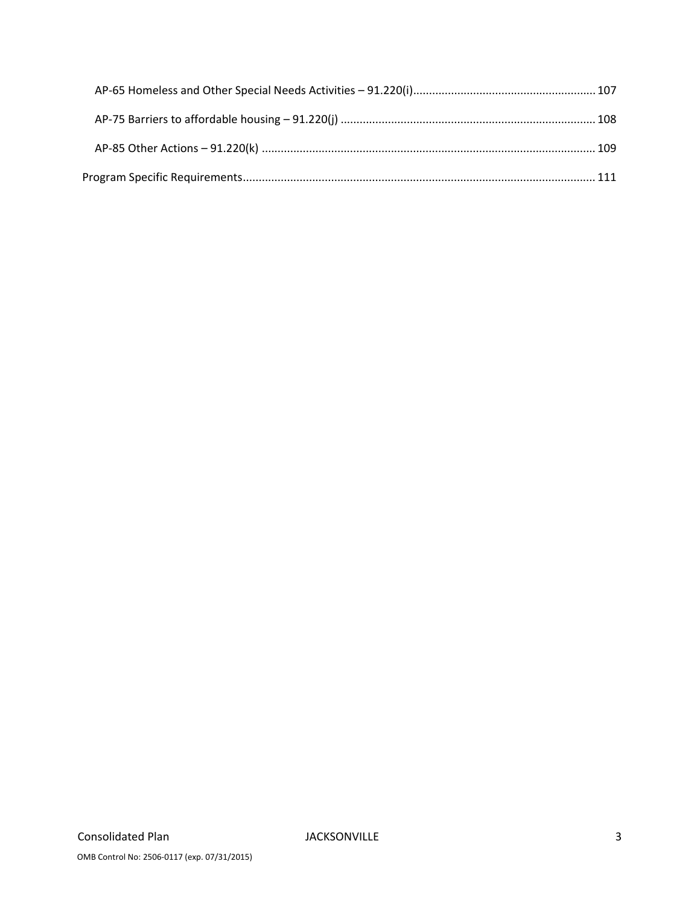AP-65 Homeless and Other Special Needs Activities – 91.220(i).......................................................... 107

AP-75 Barriers to affordable housing – 91.220(j) ................................................................................ 108

AP-85 Other Actions – 91.220(k) ........................................................................................................ 109

Program Specific Requirements............................................................................................................... 111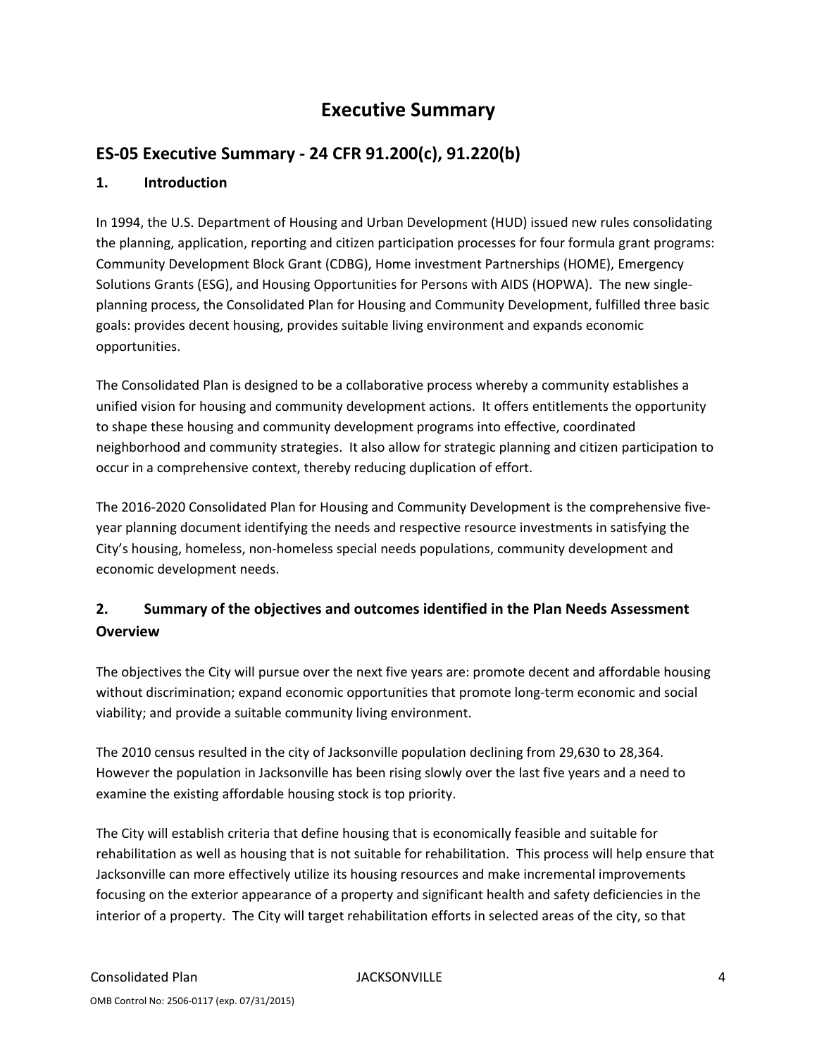# Executive Summary

## ES-05 Executive Summary - 24 CFR 91.200(c), 91.220(b)

### 1. Introduction

In 1994, the U.S. Department of Housing and Urban Development (HUD) issued new rules consolidating the planning, application, reporting and citizen participation processes for four formula grant programs: Community Development Block Grant (CDBG), Home investment Partnerships (HOME), Emergency Solutions Grants (ESG), and Housing Opportunities for Persons with AIDS (HOPWA). The new single-planning process, the Consolidated Plan for Housing and Community Development, fulfilled three basic goals: provides decent housing, provides suitable living environment and expands economic opportunities.

The Consolidated Plan is designed to be a collaborative process whereby a community establishes a unified vision for housing and community development actions. It offers entitlements the opportunity to shape these housing and community development programs into effective, coordinated neighborhood and community strategies. It also allow for strategic planning and citizen participation to occur in a comprehensive context, thereby reducing duplication of effort.

The 2016-2020 Consolidated Plan for Housing and Community Development is the comprehensive five-year planning document identifying the needs and respective resource investments in satisfying the City's housing, homeless, non-homeless special needs populations, community development and economic development needs.

### 2. Summary of the objectives and outcomes identified in the Plan Needs Assessment Overview

The objectives the City will pursue over the next five years are: promote decent and affordable housing without discrimination; expand economic opportunities that promote long-term economic and social viability; and provide a suitable community living environment.

The 2010 census resulted in the city of Jacksonville population declining from 29,630 to 28,364. However the population in Jacksonville has been rising slowly over the last five years and a need to examine the existing affordable housing stock is top priority.

The City will establish criteria that define housing that is economically feasible and suitable for rehabilitation as well as housing that is not suitable for rehabilitation. This process will help ensure that Jacksonville can more effectively utilize its housing resources and make incremental improvements focusing on the exterior appearance of a property and significant health and safety deficiencies in the interior of a property. The City will target rehabilitation efforts in selected areas of the city, so that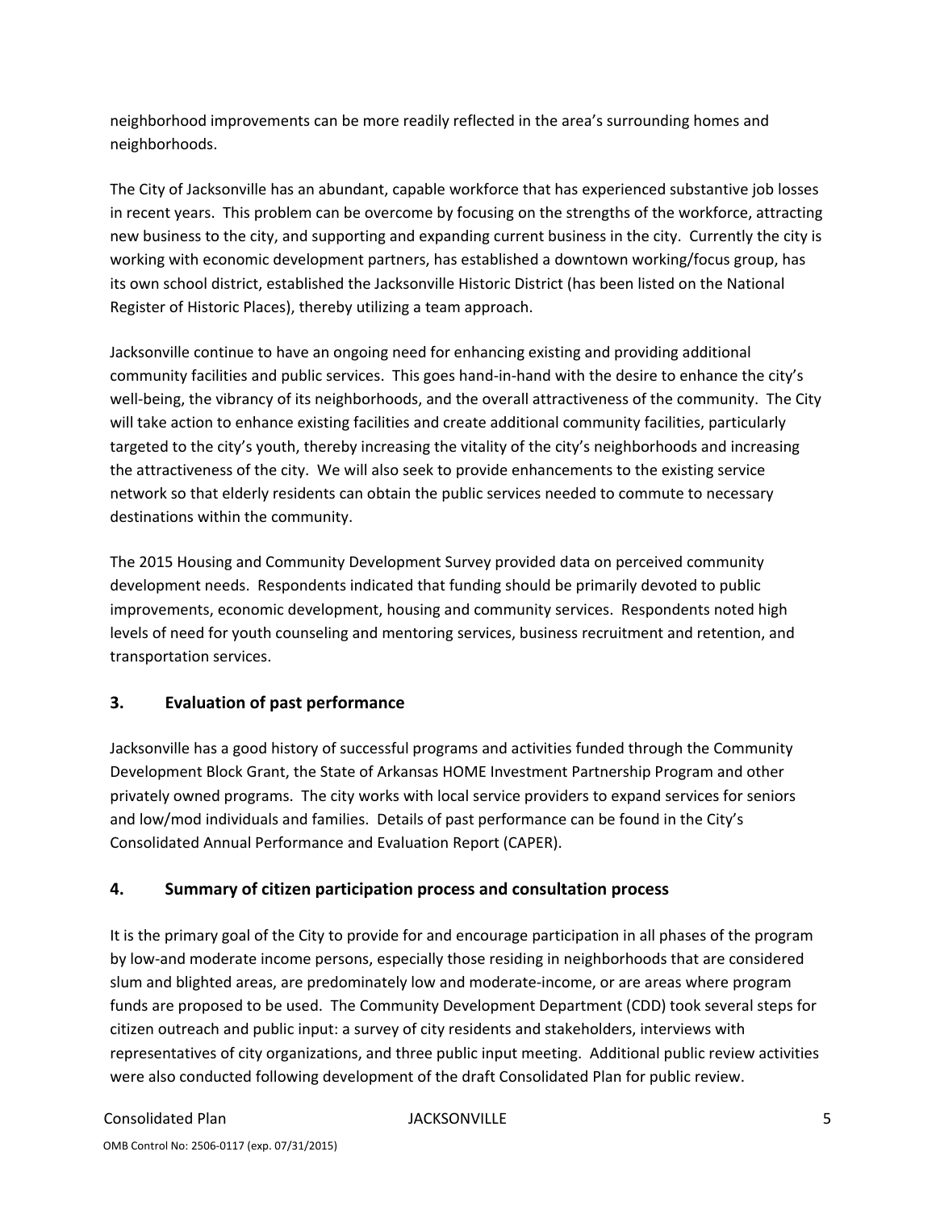neighborhood improvements can be more readily reflected in the area's surrounding homes and neighborhoods.

The City of Jacksonville has an abundant, capable workforce that has experienced substantive job losses in recent years. This problem can be overcome by focusing on the strengths of the workforce, attracting new business to the city, and supporting and expanding current business in the city. Currently the city is working with economic development partners, has established a downtown working/focus group, has its own school district, established the Jacksonville Historic District (has been listed on the National Register of Historic Places), thereby utilizing a team approach.

Jacksonville continue to have an ongoing need for enhancing existing and providing additional community facilities and public services. This goes hand-in-hand with the desire to enhance the city's well-being, the vibrancy of its neighborhoods, and the overall attractiveness of the community. The City will take action to enhance existing facilities and create additional community facilities, particularly targeted to the city's youth, thereby increasing the vitality of the city's neighborhoods and increasing the attractiveness of the city. We will also seek to provide enhancements to the existing service network so that elderly residents can obtain the public services needed to commute to necessary destinations within the community.

The 2015 Housing and Community Development Survey provided data on perceived community development needs. Respondents indicated that funding should be primarily devoted to public improvements, economic development, housing and community services. Respondents noted high levels of need for youth counseling and mentoring services, business recruitment and retention, and transportation services.

## 3. Evaluation of past performance

Jacksonville has a good history of successful programs and activities funded through the Community Development Block Grant, the State of Arkansas HOME Investment Partnership Program and other privately owned programs. The city works with local service providers to expand services for seniors and low/mod individuals and families. Details of past performance can be found in the City's Consolidated Annual Performance and Evaluation Report (CAPER).

## 4. Summary of citizen participation process and consultation process

It is the primary goal of the City to provide for and encourage participation in all phases of the program by low-and moderate income persons, especially those residing in neighborhoods that are considered slum and blighted areas, are predominately low and moderate-income, or are areas where program funds are proposed to be used. The Community Development Department (CDD) took several steps for citizen outreach and public input: a survey of city residents and stakeholders, interviews with representatives of city organizations, and three public input meeting. Additional public review activities were also conducted following development of the draft Consolidated Plan for public review.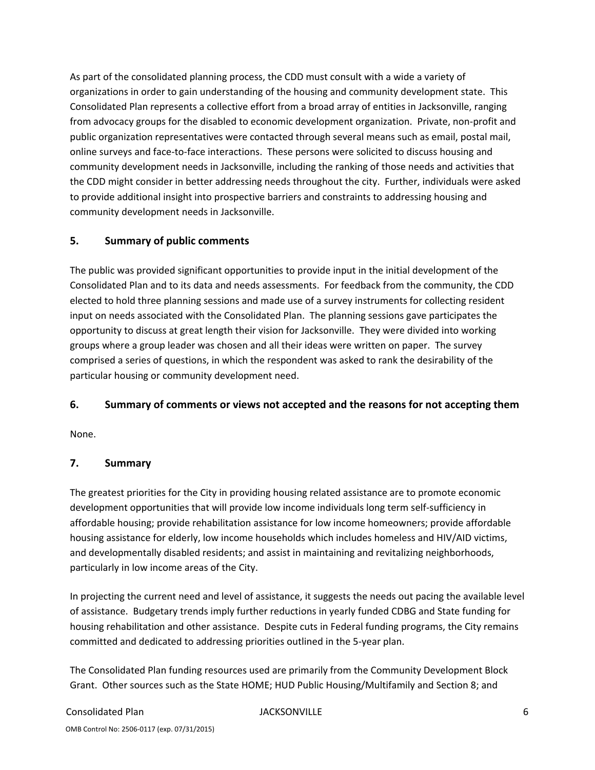As part of the consolidated planning process, the CDD must consult with a wide a variety of organizations in order to gain understanding of the housing and community development state. This Consolidated Plan represents a collective effort from a broad array of entities in Jacksonville, ranging from advocacy groups for the disabled to economic development organization. Private, non-profit and public organization representatives were contacted through several means such as email, postal mail, online surveys and face-to-face interactions. These persons were solicited to discuss housing and community development needs in Jacksonville, including the ranking of those needs and activities that the CDD might consider in better addressing needs throughout the city. Further, individuals were asked to provide additional insight into prospective barriers and constraints to addressing housing and community development needs in Jacksonville.

### 5. Summary of public comments

The public was provided significant opportunities to provide input in the initial development of the Consolidated Plan and to its data and needs assessments. For feedback from the community, the CDD elected to hold three planning sessions and made use of a survey instruments for collecting resident input on needs associated with the Consolidated Plan. The planning sessions gave participates the opportunity to discuss at great length their vision for Jacksonville. They were divided into working groups where a group leader was chosen and all their ideas were written on paper. The survey comprised a series of questions, in which the respondent was asked to rank the desirability of the particular housing or community development need.

### 6. Summary of comments or views not accepted and the reasons for not accepting them

None.

### 7. Summary

The greatest priorities for the City in providing housing related assistance are to promote economic development opportunities that will provide low income individuals long term self-sufficiency in affordable housing; provide rehabilitation assistance for low income homeowners; provide affordable housing assistance for elderly, low income households which includes homeless and HIV/AID victims, and developmentally disabled residents; and assist in maintaining and revitalizing neighborhoods, particularly in low income areas of the City.

In projecting the current need and level of assistance, it suggests the needs out pacing the available level of assistance. Budgetary trends imply further reductions in yearly funded CDBG and State funding for housing rehabilitation and other assistance. Despite cuts in Federal funding programs, the City remains committed and dedicated to addressing priorities outlined in the 5-year plan.

The Consolidated Plan funding resources used are primarily from the Community Development Block Grant. Other sources such as the State HOME; HUD Public Housing/Multifamily and Section 8; and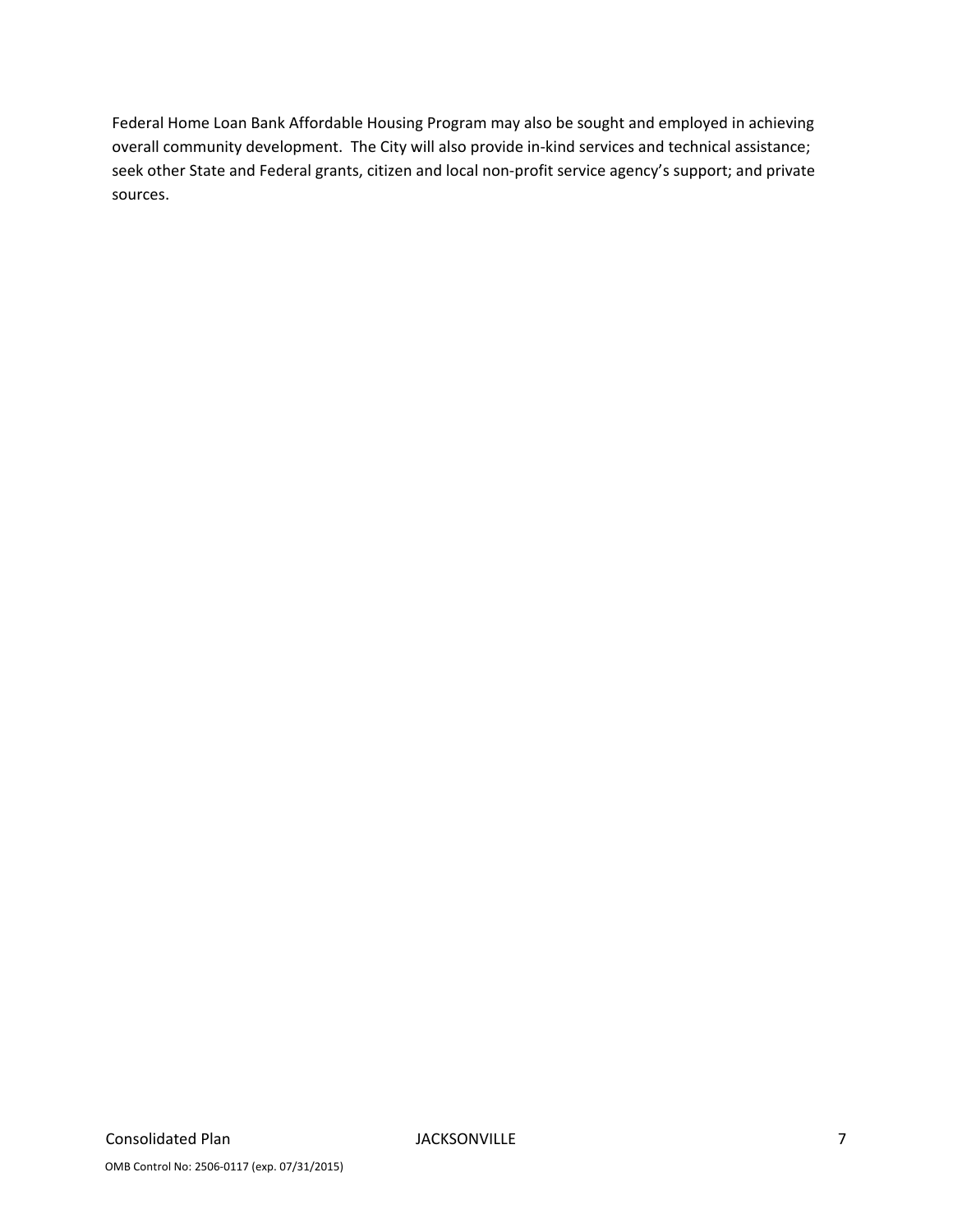Federal Home Loan Bank Affordable Housing Program may also be sought and employed in achieving overall community development. The City will also provide in-kind services and technical assistance; seek other State and Federal grants, citizen and local non-profit service agency's support; and private sources.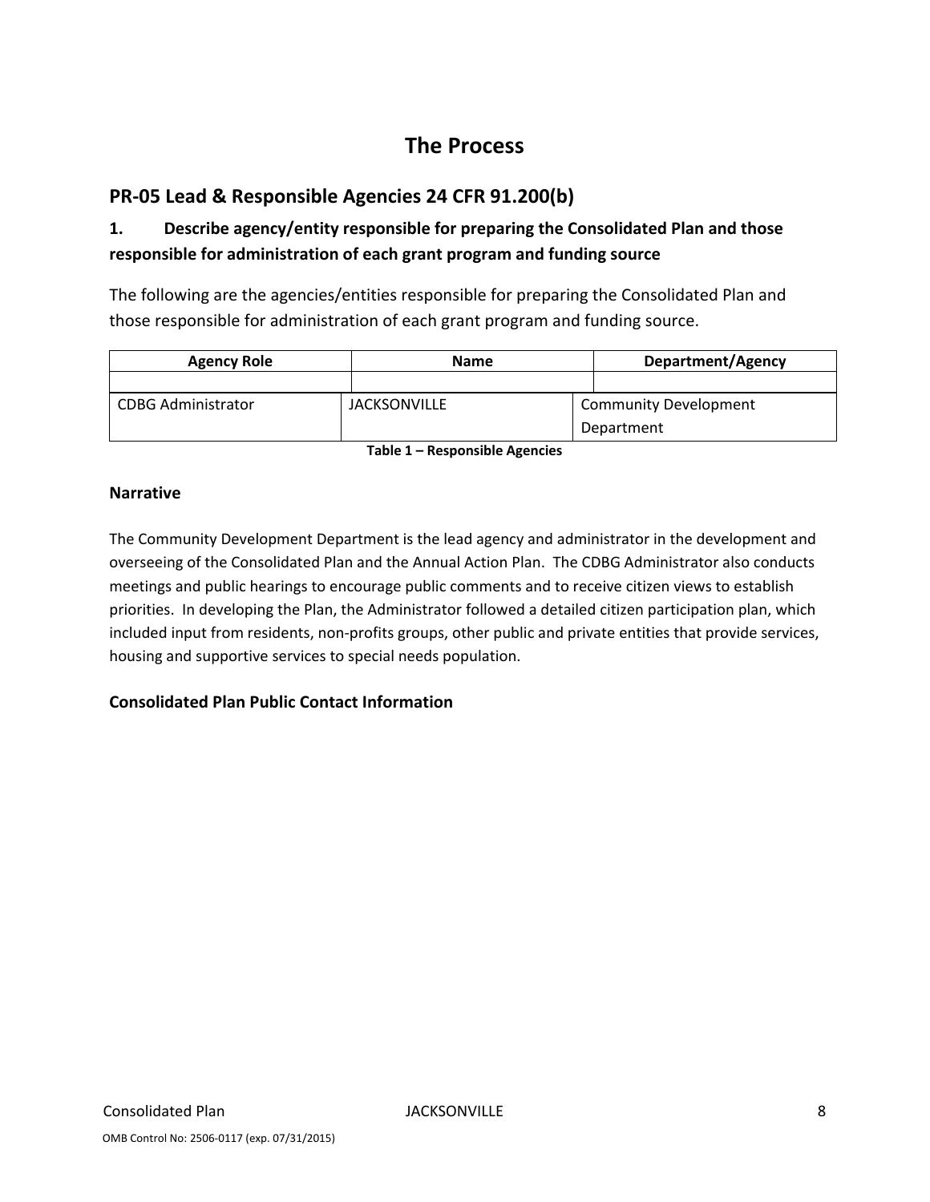# The Process

## PR-05 Lead & Responsible Agencies 24 CFR 91.200(b)

### 1. Describe agency/entity responsible for preparing the Consolidated Plan and those responsible for administration of each grant program and funding source

The following are the agencies/entities responsible for preparing the Consolidated Plan and those responsible for administration of each grant program and funding source.

| Agency Role | Name | Department/Agency |
|---|---|---|
| | | |
| CDBG Administrator | JACKSONVILLE | Community Development Department |

**Table 1 – Responsible Agencies**

### Narrative

The Community Development Department is the lead agency and administrator in the development and overseeing of the Consolidated Plan and the Annual Action Plan. The CDBG Administrator also conducts meetings and public hearings to encourage public comments and to receive citizen views to establish priorities. In developing the Plan, the Administrator followed a detailed citizen participation plan, which included input from residents, non-profits groups, other public and private entities that provide services, housing and supportive services to special needs population.

### Consolidated Plan Public Contact Information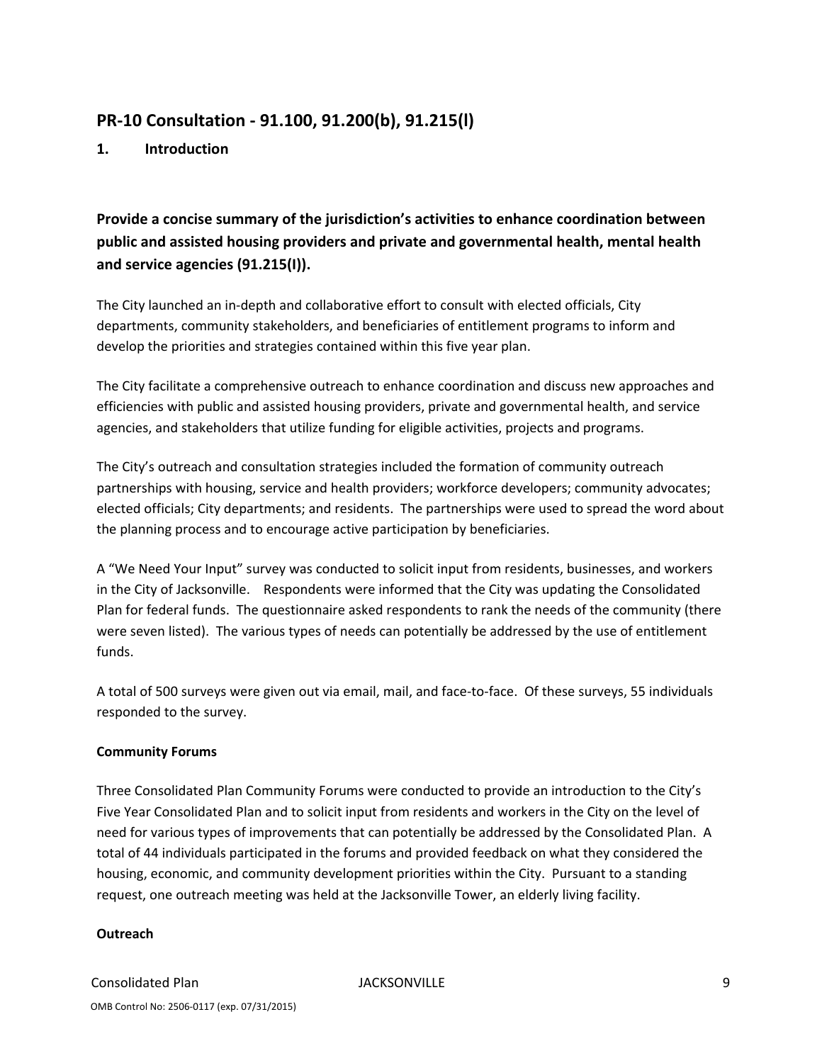## PR-10 Consultation - 91.100, 91.200(b), 91.215(l)

### 1. Introduction

**Provide a concise summary of the jurisdiction's activities to enhance coordination between public and assisted housing providers and private and governmental health, mental health and service agencies (91.215(I)).**

The City launched an in-depth and collaborative effort to consult with elected officials, City departments, community stakeholders, and beneficiaries of entitlement programs to inform and develop the priorities and strategies contained within this five year plan.

The City facilitate a comprehensive outreach to enhance coordination and discuss new approaches and efficiencies with public and assisted housing providers, private and governmental health, and service agencies, and stakeholders that utilize funding for eligible activities, projects and programs.

The City's outreach and consultation strategies included the formation of community outreach partnerships with housing, service and health providers; workforce developers; community advocates; elected officials; City departments; and residents. The partnerships were used to spread the word about the planning process and to encourage active participation by beneficiaries.

A "We Need Your Input" survey was conducted to solicit input from residents, businesses, and workers in the City of Jacksonville. Respondents were informed that the City was updating the Consolidated Plan for federal funds. The questionnaire asked respondents to rank the needs of the community (there were seven listed). The various types of needs can potentially be addressed by the use of entitlement funds.

A total of 500 surveys were given out via email, mail, and face-to-face. Of these surveys, 55 individuals responded to the survey.

**Community Forums**

Three Consolidated Plan Community Forums were conducted to provide an introduction to the City's Five Year Consolidated Plan and to solicit input from residents and workers in the City on the level of need for various types of improvements that can potentially be addressed by the Consolidated Plan. A total of 44 individuals participated in the forums and provided feedback on what they considered the housing, economic, and community development priorities within the City. Pursuant to a standing request, one outreach meeting was held at the Jacksonville Tower, an elderly living facility.

**Outreach**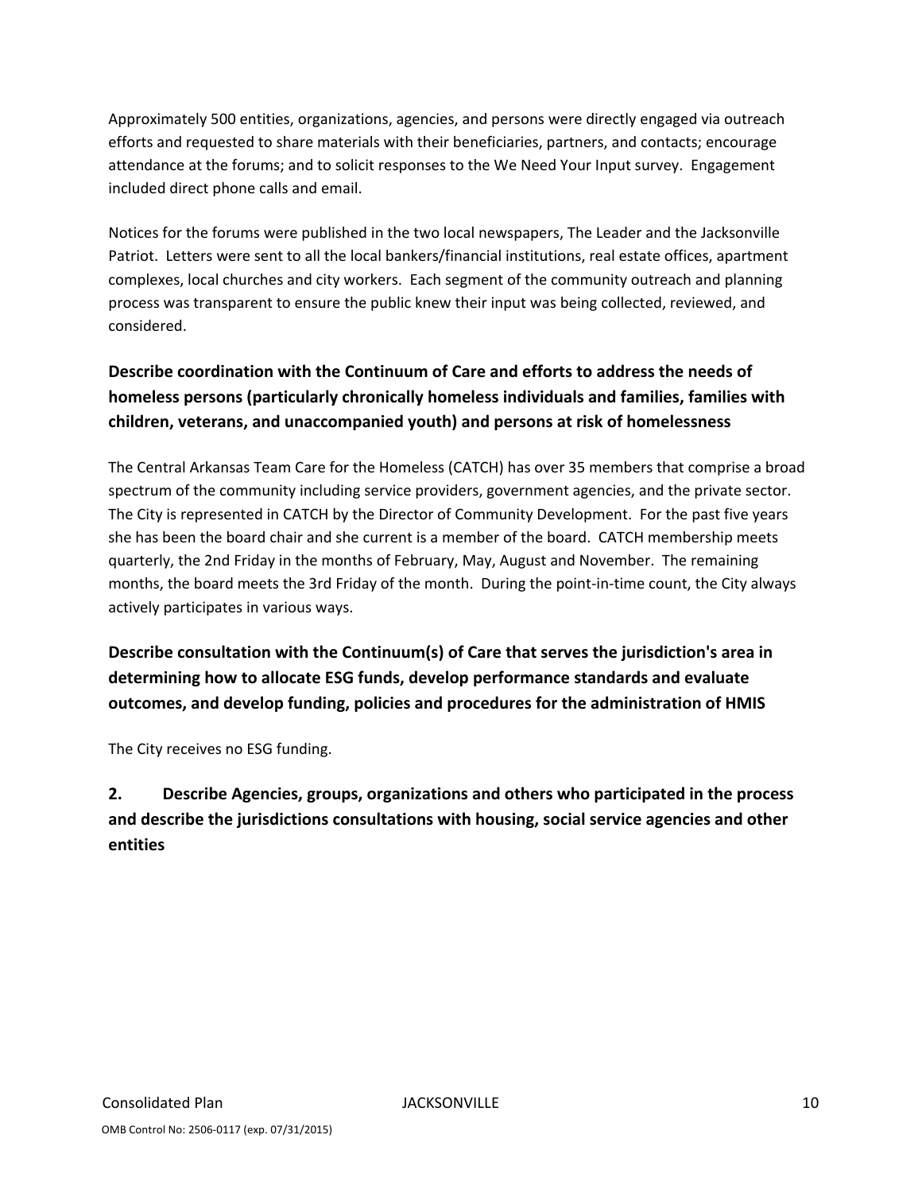Approximately 500 entities, organizations, agencies, and persons were directly engaged via outreach efforts and requested to share materials with their beneficiaries, partners, and contacts; encourage attendance at the forums; and to solicit responses to the We Need Your Input survey. Engagement included direct phone calls and email.

Notices for the forums were published in the two local newspapers, The Leader and the Jacksonville Patriot. Letters were sent to all the local bankers/financial institutions, real estate offices, apartment complexes, local churches and city workers. Each segment of the community outreach and planning process was transparent to ensure the public knew their input was being collected, reviewed, and considered.

### Describe coordination with the Continuum of Care and efforts to address the needs of homeless persons (particularly chronically homeless individuals and families, families with children, veterans, and unaccompanied youth) and persons at risk of homelessness

The Central Arkansas Team Care for the Homeless (CATCH) has over 35 members that comprise a broad spectrum of the community including service providers, government agencies, and the private sector. The City is represented in CATCH by the Director of Community Development. For the past five years she has been the board chair and she current is a member of the board. CATCH membership meets quarterly, the 2nd Friday in the months of February, May, August and November. The remaining months, the board meets the 3rd Friday of the month. During the point-in-time count, the City always actively participates in various ways.

### Describe consultation with the Continuum(s) of Care that serves the jurisdiction's area in determining how to allocate ESG funds, develop performance standards and evaluate outcomes, and develop funding, policies and procedures for the administration of HMIS

The City receives no ESG funding.

### 2. Describe Agencies, groups, organizations and others who participated in the process and describe the jurisdictions consultations with housing, social service agencies and other entities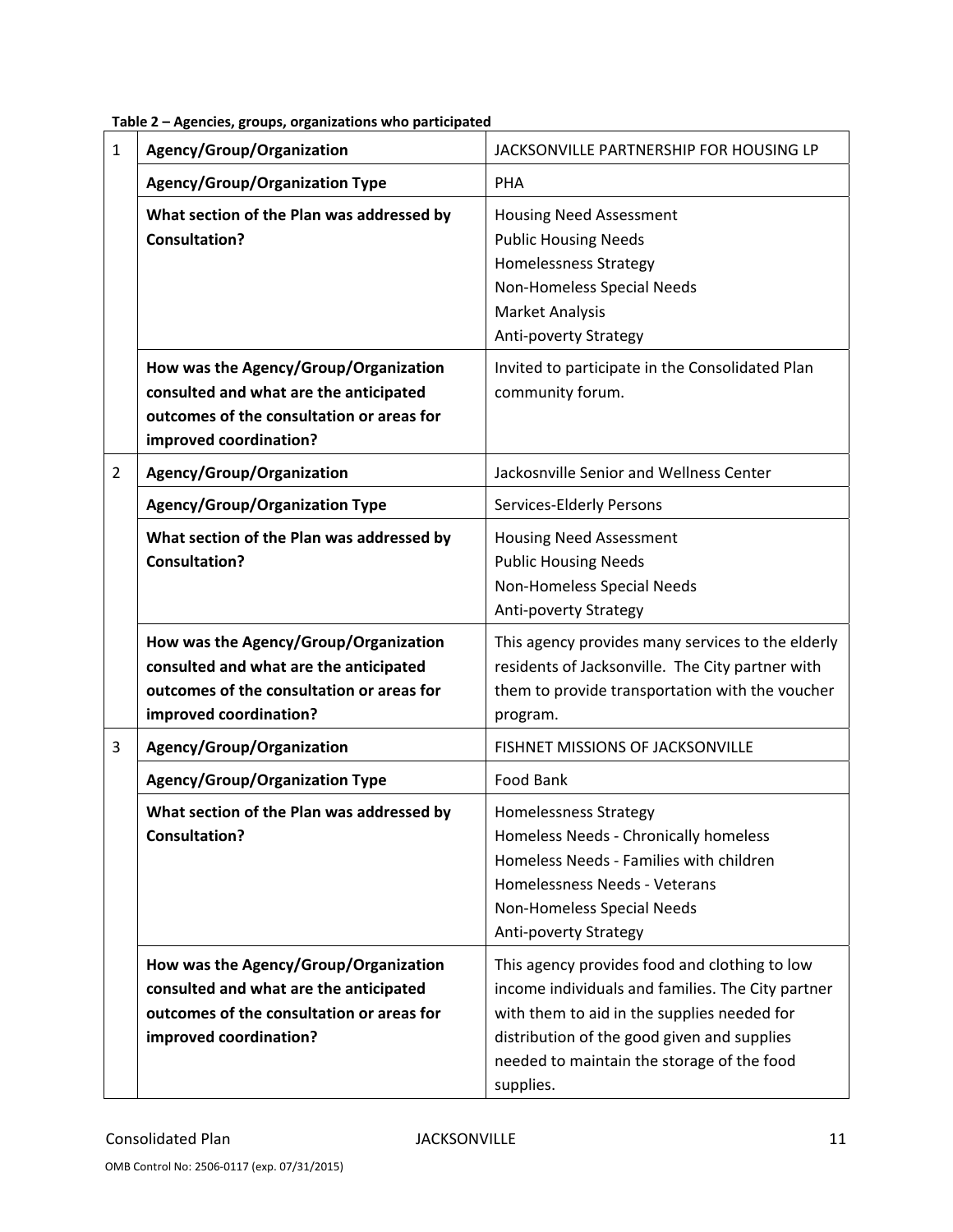**Table 2 – Agencies, groups, organizations who participated**

| | | |
|---|---|---|
| 1 | **Agency/Group/Organization** | JACKSONVILLE PARTNERSHIP FOR HOUSING LP |
| | **Agency/Group/Organization Type** | PHA |
| | **What section of the Plan was addressed by Consultation?** | Housing Need Assessment<br>Public Housing Needs<br>Homelessness Strategy<br>Non-Homeless Special Needs<br>Market Analysis<br>Anti-poverty Strategy |
| | **How was the Agency/Group/Organization consulted and what are the anticipated outcomes of the consultation or areas for improved coordination?** | Invited to participate in the Consolidated Plan community forum. |
| 2 | **Agency/Group/Organization** | Jackosnville Senior and Wellness Center |
| | **Agency/Group/Organization Type** | Services-Elderly Persons |
| | **What section of the Plan was addressed by Consultation?** | Housing Need Assessment<br>Public Housing Needs<br>Non-Homeless Special Needs<br>Anti-poverty Strategy |
| | **How was the Agency/Group/Organization consulted and what are the anticipated outcomes of the consultation or areas for improved coordination?** | This agency provides many services to the elderly residents of Jacksonville. The City partner with them to provide transportation with the voucher program. |
| 3 | **Agency/Group/Organization** | FISHNET MISSIONS OF JACKSONVILLE |
| | **Agency/Group/Organization Type** | Food Bank |
| | **What section of the Plan was addressed by Consultation?** | Homelessness Strategy<br>Homeless Needs - Chronically homeless<br>Homeless Needs - Families with children<br>Homelessness Needs - Veterans<br>Non-Homeless Special Needs<br>Anti-poverty Strategy |
| | **How was the Agency/Group/Organization consulted and what are the anticipated outcomes of the consultation or areas for improved coordination?** | This agency provides food and clothing to low income individuals and families. The City partner with them to aid in the supplies needed for distribution of the good given and supplies needed to maintain the storage of the food supplies. |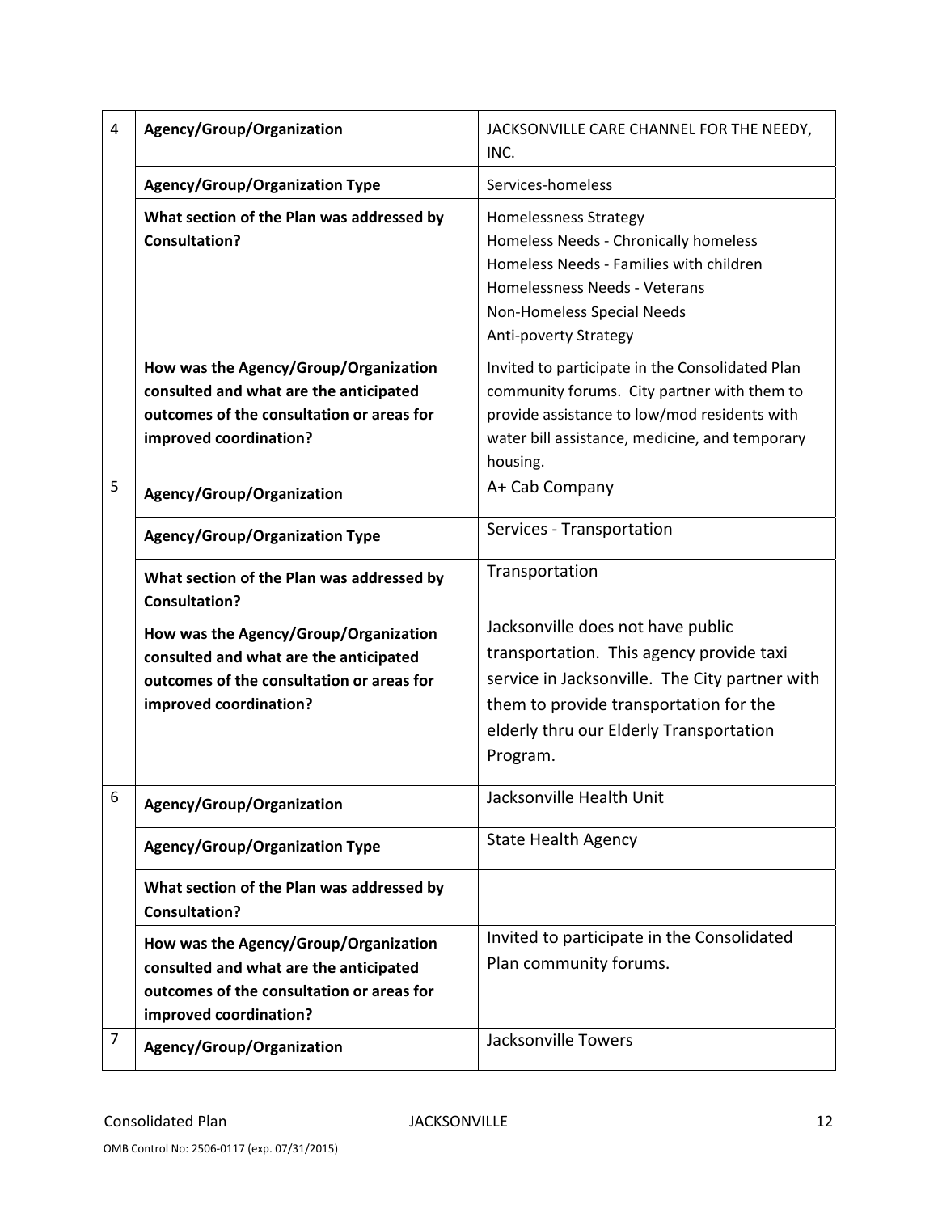| | | |
|---|---|---|
| 4 | **Agency/Group/Organization** | JACKSONVILLE CARE CHANNEL FOR THE NEEDY, INC. |
| | **Agency/Group/Organization Type** | Services-homeless |
| | **What section of the Plan was addressed by Consultation?** | Homelessness Strategy<br>Homeless Needs - Chronically homeless<br>Homeless Needs - Families with children<br>Homelessness Needs - Veterans<br>Non-Homeless Special Needs<br>Anti-poverty Strategy |
| | **How was the Agency/Group/Organization consulted and what are the anticipated outcomes of the consultation or areas for improved coordination?** | Invited to participate in the Consolidated Plan community forums. City partner with them to provide assistance to low/mod residents with water bill assistance, medicine, and temporary housing. |
| 5 | **Agency/Group/Organization** | A+ Cab Company |
| | **Agency/Group/Organization Type** | Services - Transportation |
| | **What section of the Plan was addressed by Consultation?** | Transportation |
| | **How was the Agency/Group/Organization consulted and what are the anticipated outcomes of the consultation or areas for improved coordination?** | Jacksonville does not have public transportation. This agency provide taxi service in Jacksonville. The City partner with them to provide transportation for the elderly thru our Elderly Transportation Program. |
| 6 | **Agency/Group/Organization** | Jacksonville Health Unit |
| | **Agency/Group/Organization Type** | State Health Agency |
| | **What section of the Plan was addressed by Consultation?** | |
| | **How was the Agency/Group/Organization consulted and what are the anticipated outcomes of the consultation or areas for improved coordination?** | Invited to participate in the Consolidated Plan community forums. |
| 7 | **Agency/Group/Organization** | Jacksonville Towers |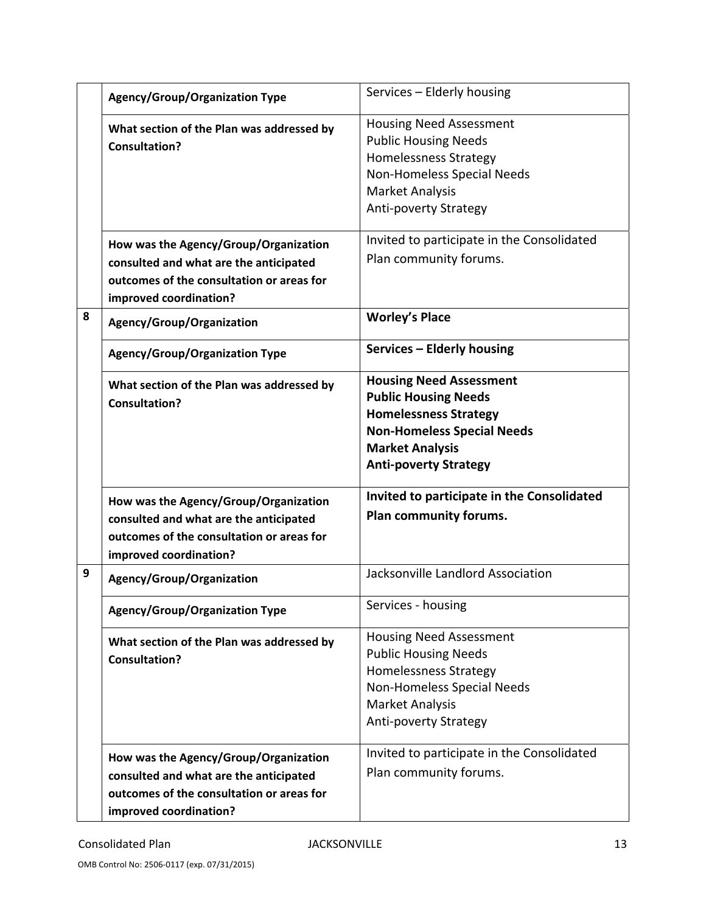| | | |
|---|---|---|
| | **Agency/Group/Organization Type** | Services – Elderly housing |
| | **What section of the Plan was addressed by Consultation?** | Housing Need Assessment<br>Public Housing Needs<br>Homelessness Strategy<br>Non-Homeless Special Needs<br>Market Analysis<br>Anti-poverty Strategy |
| | **How was the Agency/Group/Organization consulted and what are the anticipated outcomes of the consultation or areas for improved coordination?** | Invited to participate in the Consolidated Plan community forums. |
| **8** | **Agency/Group/Organization** | **Worley's Place** |
| | **Agency/Group/Organization Type** | **Services – Elderly housing** |
| | **What section of the Plan was addressed by Consultation?** | **Housing Need Assessment**<br>**Public Housing Needs**<br>**Homelessness Strategy**<br>**Non-Homeless Special Needs**<br>**Market Analysis**<br>**Anti-poverty Strategy** |
| | **How was the Agency/Group/Organization consulted and what are the anticipated outcomes of the consultation or areas for improved coordination?** | **Invited to participate in the Consolidated Plan community forums.** |
| **9** | **Agency/Group/Organization** | Jacksonville Landlord Association |
| | **Agency/Group/Organization Type** | Services - housing |
| | **What section of the Plan was addressed by Consultation?** | Housing Need Assessment<br>Public Housing Needs<br>Homelessness Strategy<br>Non-Homeless Special Needs<br>Market Analysis<br>Anti-poverty Strategy |
| | **How was the Agency/Group/Organization consulted and what are the anticipated outcomes of the consultation or areas for improved coordination?** | Invited to participate in the Consolidated Plan community forums. |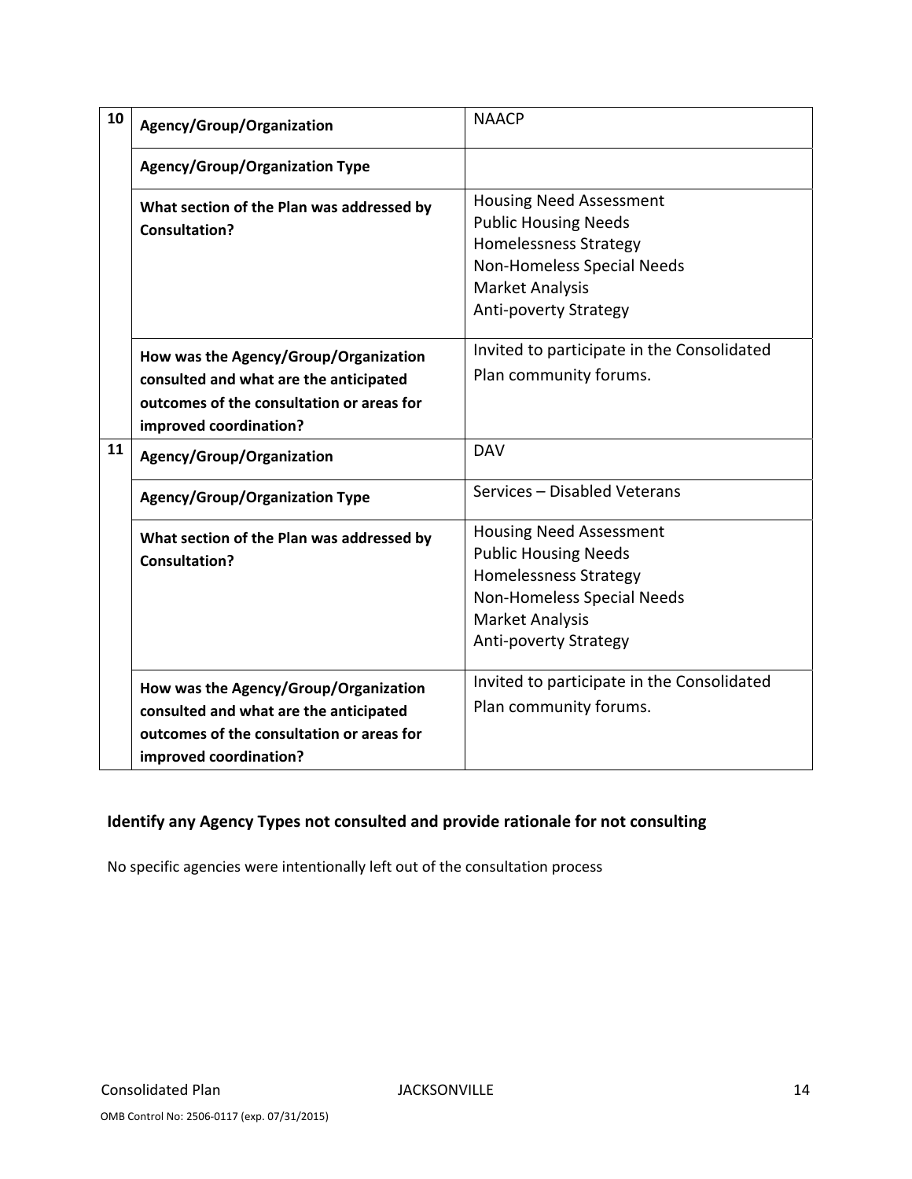| | | |
|---|---|---|
| 10 | **Agency/Group/Organization** | NAACP |
| | **Agency/Group/Organization Type** | |
| | **What section of the Plan was addressed by Consultation?** | Housing Need Assessment<br>Public Housing Needs<br>Homelessness Strategy<br>Non-Homeless Special Needs<br>Market Analysis<br>Anti-poverty Strategy |
| | **How was the Agency/Group/Organization consulted and what are the anticipated outcomes of the consultation or areas for improved coordination?** | Invited to participate in the Consolidated Plan community forums. |
| 11 | **Agency/Group/Organization** | DAV |
| | **Agency/Group/Organization Type** | Services – Disabled Veterans |
| | **What section of the Plan was addressed by Consultation?** | Housing Need Assessment<br>Public Housing Needs<br>Homelessness Strategy<br>Non-Homeless Special Needs<br>Market Analysis<br>Anti-poverty Strategy |
| | **How was the Agency/Group/Organization consulted and what are the anticipated outcomes of the consultation or areas for improved coordination?** | Invited to participate in the Consolidated Plan community forums. |

### Identify any Agency Types not consulted and provide rationale for not consulting

No specific agencies were intentionally left out of the consultation process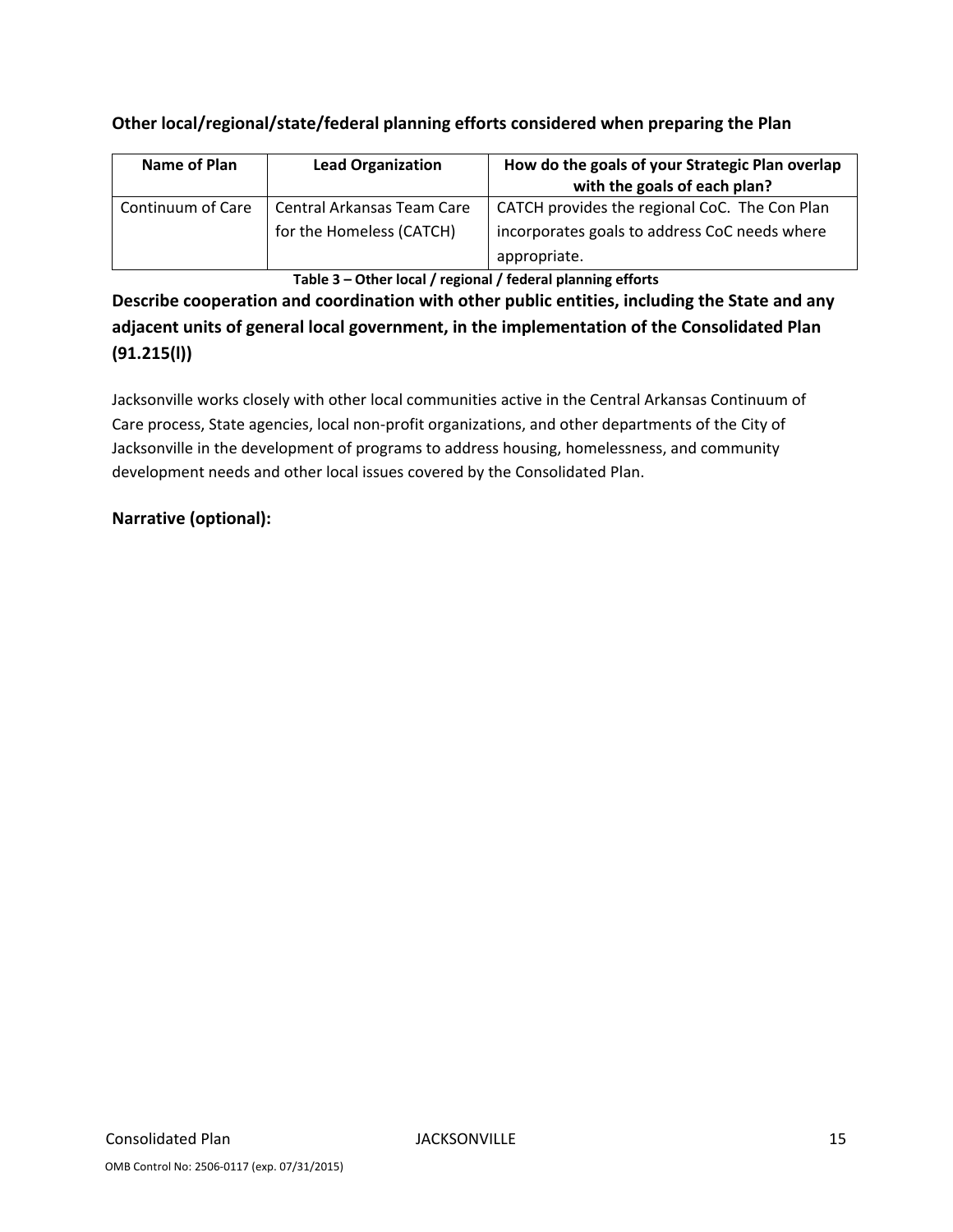### Other local/regional/state/federal planning efforts considered when preparing the Plan

| Name of Plan | Lead Organization | How do the goals of your Strategic Plan overlap with the goals of each plan? |
|---|---|---|
| Continuum of Care | Central Arkansas Team Care for the Homeless (CATCH) | CATCH provides the regional CoC. The Con Plan incorporates goals to address CoC needs where appropriate. |

**Table 3 – Other local / regional / federal planning efforts**

### Describe cooperation and coordination with other public entities, including the State and any adjacent units of general local government, in the implementation of the Consolidated Plan (91.215(l))

Jacksonville works closely with other local communities active in the Central Arkansas Continuum of Care process, State agencies, local non-profit organizations, and other departments of the City of Jacksonville in the development of programs to address housing, homelessness, and community development needs and other local issues covered by the Consolidated Plan.

### Narrative (optional):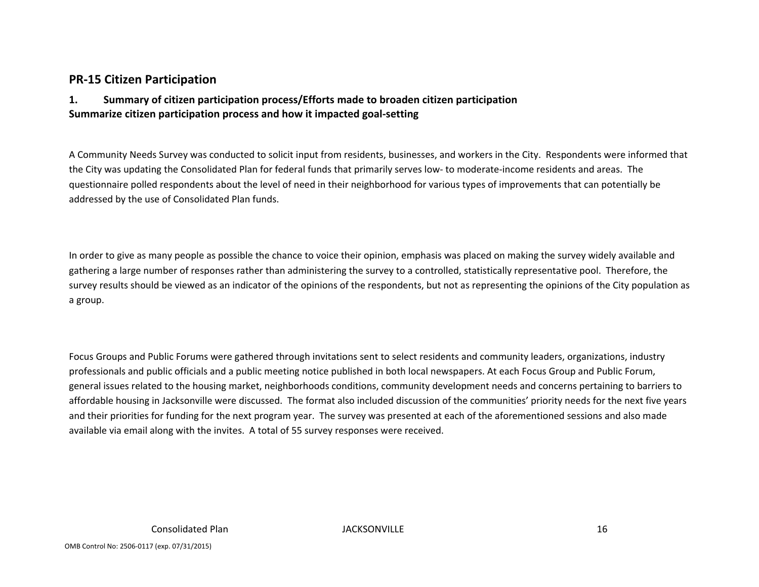## PR-15 Citizen Participation

### 1. Summary of citizen participation process/Efforts made to broaden citizen participation

**Summarize citizen participation process and how it impacted goal-setting**

A Community Needs Survey was conducted to solicit input from residents, businesses, and workers in the City. Respondents were informed that the City was updating the Consolidated Plan for federal funds that primarily serves low- to moderate-income residents and areas. The questionnaire polled respondents about the level of need in their neighborhood for various types of improvements that can potentially be addressed by the use of Consolidated Plan funds.

In order to give as many people as possible the chance to voice their opinion, emphasis was placed on making the survey widely available and gathering a large number of responses rather than administering the survey to a controlled, statistically representative pool. Therefore, the survey results should be viewed as an indicator of the opinions of the respondents, but not as representing the opinions of the City population as a group.

Focus Groups and Public Forums were gathered through invitations sent to select residents and community leaders, organizations, industry professionals and public officials and a public meeting notice published in both local newspapers. At each Focus Group and Public Forum, general issues related to the housing market, neighborhoods conditions, community development needs and concerns pertaining to barriers to affordable housing in Jacksonville were discussed. The format also included discussion of the communities' priority needs for the next five years and their priorities for funding for the next program year. The survey was presented at each of the aforementioned sessions and also made available via email along with the invites. A total of 55 survey responses were received.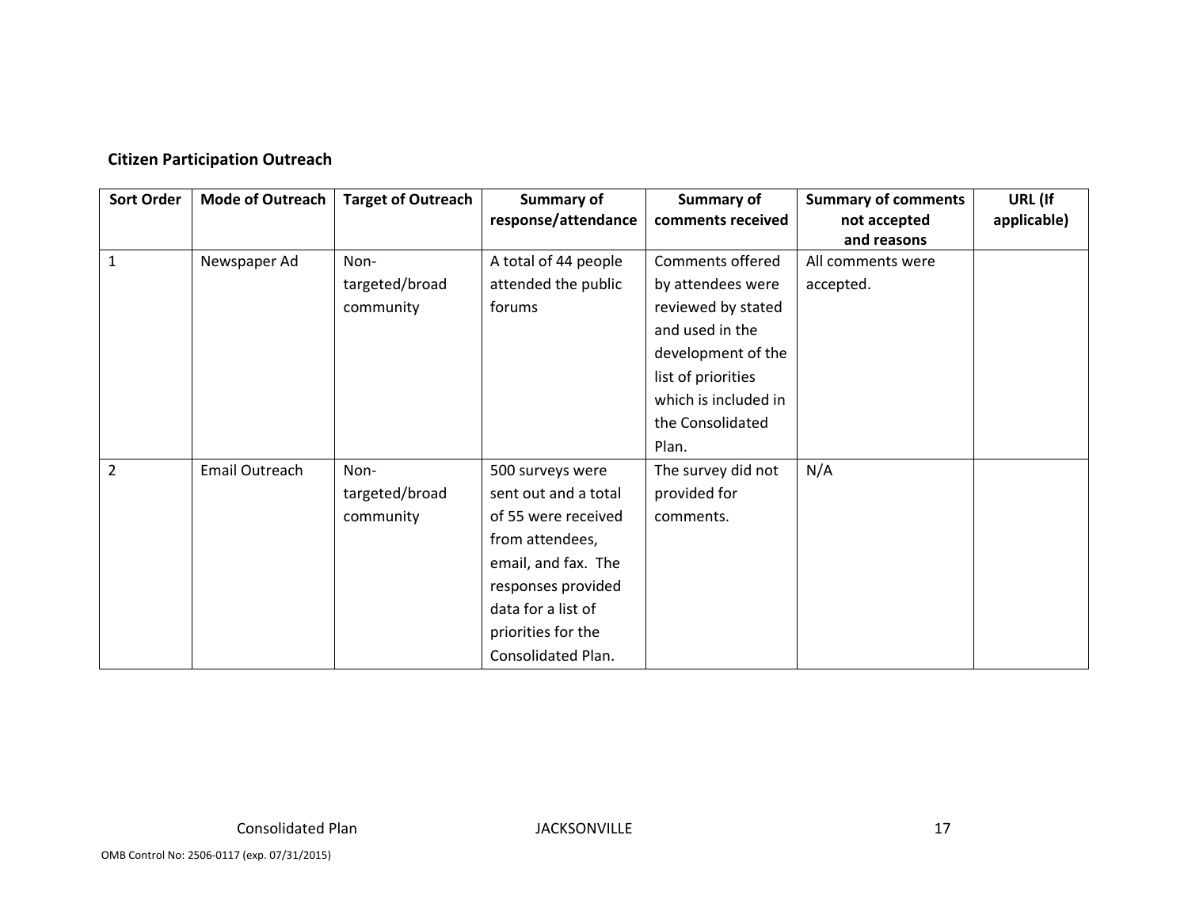**Citizen Participation Outreach**

| Sort Order | Mode of Outreach | Target of Outreach | Summary of response/attendance | Summary of comments received | Summary of comments not accepted and reasons | URL (If applicable) |
|---|---|---|---|---|---|---|
| 1 | Newspaper Ad | Non-targeted/broad community | A total of 44 people attended the public forums | Comments offered by attendees were reviewed by stated and used in the development of the list of priorities which is included in the Consolidated Plan. | All comments were accepted. | |
| 2 | Email Outreach | Non-targeted/broad community | 500 surveys were sent out and a total of 55 were received from attendees, email, and fax. The responses provided data for a list of priorities for the Consolidated Plan. | The survey did not provided for comments. | N/A | |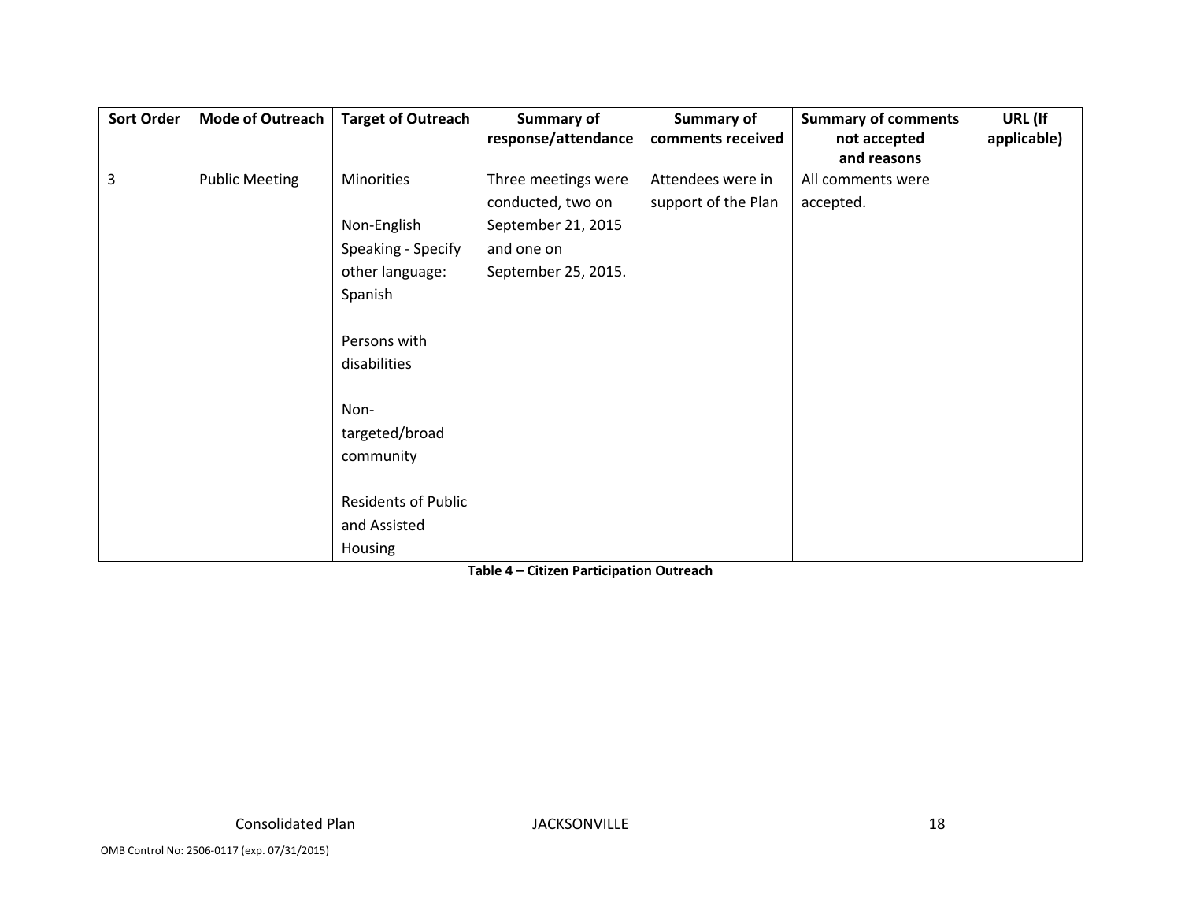| Sort Order | Mode of Outreach | Target of Outreach | Summary of response/attendance | Summary of comments received | Summary of comments not accepted and reasons | URL (If applicable) |
|---|---|---|---|---|---|---|
| 3 | Public Meeting | Minorities<br><br>Non-English Speaking - Specify other language: Spanish<br><br>Persons with disabilities<br><br>Non-targeted/broad community<br><br>Residents of Public and Assisted Housing | Three meetings were conducted, two on September 21, 2015 and one on September 25, 2015. | Attendees were in support of the Plan | All comments were accepted. | |

**Table 4 – Citizen Participation Outreach**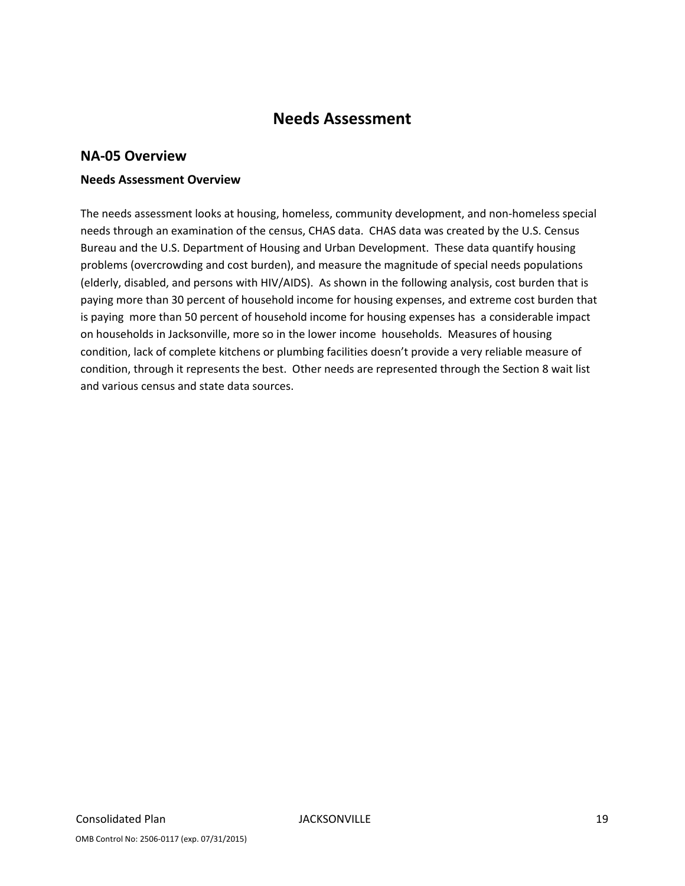# Needs Assessment

## NA-05 Overview

### Needs Assessment Overview

The needs assessment looks at housing, homeless, community development, and non-homeless special needs through an examination of the census, CHAS data. CHAS data was created by the U.S. Census Bureau and the U.S. Department of Housing and Urban Development. These data quantify housing problems (overcrowding and cost burden), and measure the magnitude of special needs populations (elderly, disabled, and persons with HIV/AIDS). As shown in the following analysis, cost burden that is paying more than 30 percent of household income for housing expenses, and extreme cost burden that is paying more than 50 percent of household income for housing expenses has a considerable impact on households in Jacksonville, more so in the lower income households. Measures of housing condition, lack of complete kitchens or plumbing facilities doesn't provide a very reliable measure of condition, through it represents the best. Other needs are represented through the Section 8 wait list and various census and state data sources.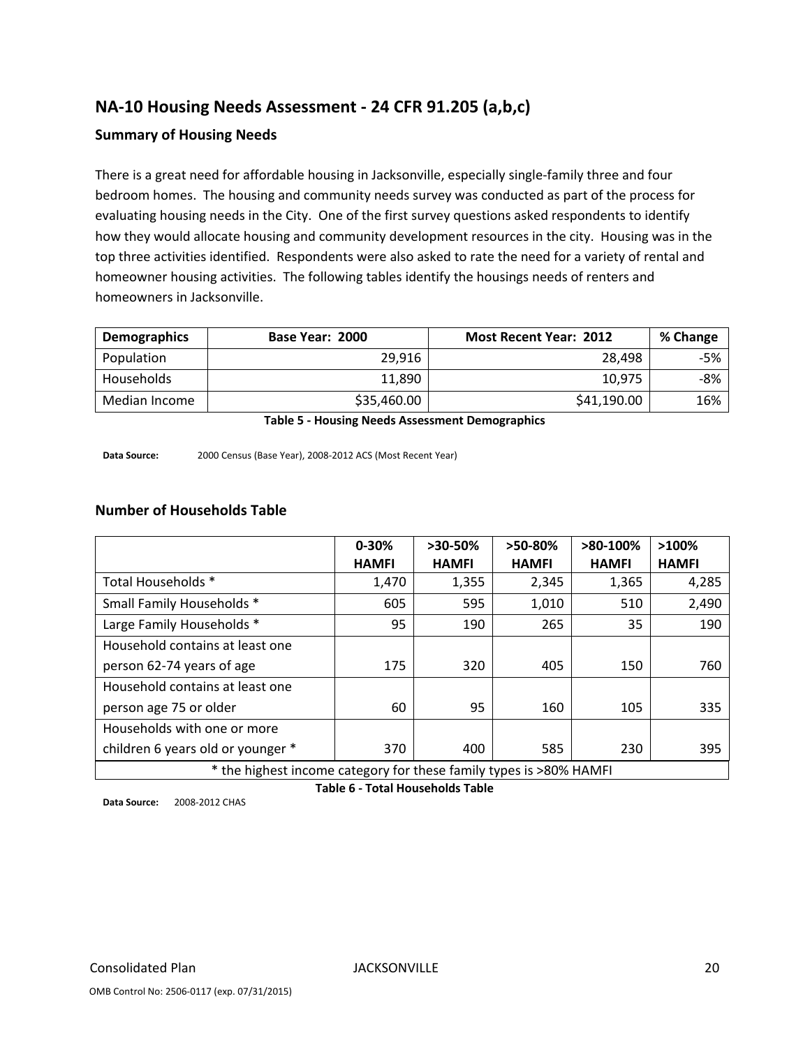## NA-10 Housing Needs Assessment - 24 CFR 91.205 (a,b,c)

### Summary of Housing Needs

There is a great need for affordable housing in Jacksonville, especially single-family three and four bedroom homes. The housing and community needs survey was conducted as part of the process for evaluating housing needs in the City. One of the first survey questions asked respondents to identify how they would allocate housing and community development resources in the city. Housing was in the top three activities identified. Respondents were also asked to rate the need for a variety of rental and homeowner housing activities. The following tables identify the housings needs of renters and homeowners in Jacksonville.

| Demographics | Base Year: 2000 | Most Recent Year: 2012 | % Change |
|---|---|---|---|
| Population | 29,916 | 28,498 | -5% |
| Households | 11,890 | 10,975 | -8% |
| Median Income | $35,460.00 | $41,190.00 | 16% |

**Table 5 - Housing Needs Assessment Demographics**

**Data Source:** 2000 Census (Base Year), 2008-2012 ACS (Most Recent Year)

### Number of Households Table

| | 0-30% HAMFI | >30-50% HAMFI | >50-80% HAMFI | >80-100% HAMFI | >100% HAMFI |
|---|---|---|---|---|---|
| Total Households * | 1,470 | 1,355 | 2,345 | 1,365 | 4,285 |
| Small Family Households * | 605 | 595 | 1,010 | 510 | 2,490 |
| Large Family Households * | 95 | 190 | 265 | 35 | 190 |
| Household contains at least one person 62-74 years of age | 175 | 320 | 405 | 150 | 760 |
| Household contains at least one person age 75 or older | 60 | 95 | 160 | 105 | 335 |
| Households with one or more children 6 years old or younger * | 370 | 400 | 585 | 230 | 395 |
| * the highest income category for these family types is >80% HAMFI | | | | | |

**Table 6 - Total Households Table**

**Data Source:** 2008-2012 CHAS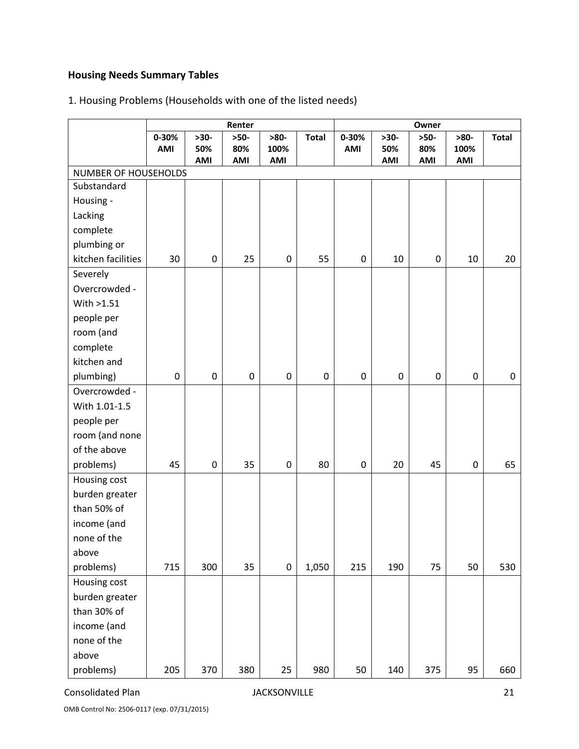### Housing Needs Summary Tables

1. Housing Problems (Households with one of the listed needs)

| | Renter | | | | | Owner | | | | |
|---|---|---|---|---|---|---|---|---|---|---|
| | 0-30% AMI | >30-50% AMI | >50-80% AMI | >80-100% AMI | Total | 0-30% AMI | >30-50% AMI | >50-80% AMI | >80-100% AMI | Total |
| NUMBER OF HOUSEHOLDS | | | | | | | | | | |
| Substandard Housing - Lacking complete plumbing or kitchen facilities | 30 | 0 | 25 | 0 | 55 | 0 | 10 | 0 | 10 | 20 |
| Severely Overcrowded - With >1.51 people per room (and complete kitchen and plumbing) | 0 | 0 | 0 | 0 | 0 | 0 | 0 | 0 | 0 | 0 |
| Overcrowded - With 1.01-1.5 people per room (and none of the above problems) | 45 | 0 | 35 | 0 | 80 | 0 | 20 | 45 | 0 | 65 |
| Housing cost burden greater than 50% of income (and none of the above problems) | 715 | 300 | 35 | 0 | 1,050 | 215 | 190 | 75 | 50 | 530 |
| Housing cost burden greater than 30% of income (and none of the above problems) | 205 | 370 | 380 | 25 | 980 | 50 | 140 | 375 | 95 | 660 |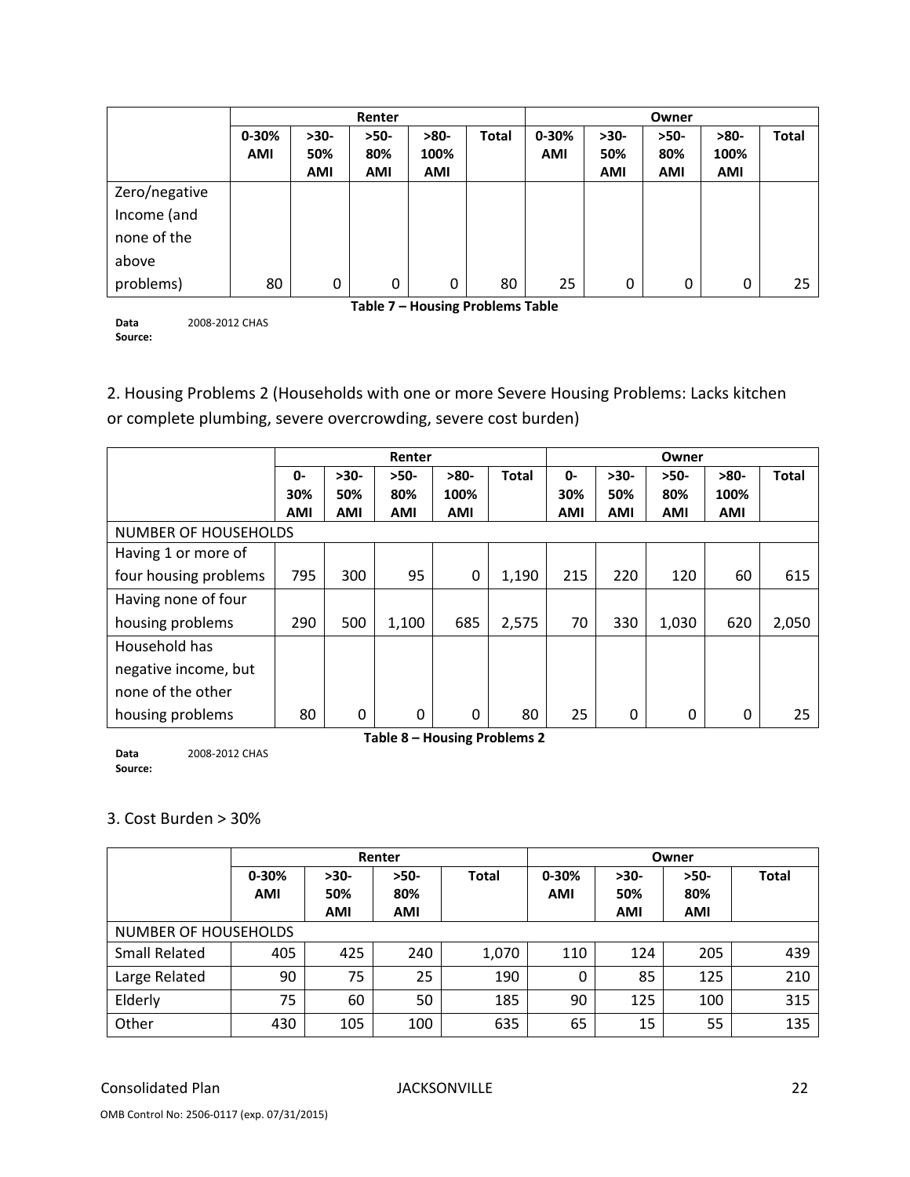| | Renter | | | | | Owner | | | | |
|---|---|---|---|---|---|---|---|---|---|---|
| | 0-30% AMI | >30-50% AMI | >50-80% AMI | >80-100% AMI | Total | 0-30% AMI | >30-50% AMI | >50-80% AMI | >80-100% AMI | Total |
| Zero/negative Income (and none of the above problems) | 80 | 0 | 0 | 0 | 80 | 25 | 0 | 0 | 0 | 25 |

**Table 7 – Housing Problems Table**

**Data Source:** 2008-2012 CHAS

2. Housing Problems 2 (Households with one or more Severe Housing Problems: Lacks kitchen or complete plumbing, severe overcrowding, severe cost burden)

| | Renter | | | | | Owner | | | | |
|---|---|---|---|---|---|---|---|---|---|---|
| | 0-30% AMI | >30-50% AMI | >50-80% AMI | >80-100% AMI | Total | 0-30% AMI | >30-50% AMI | >50-80% AMI | >80-100% AMI | Total |
| NUMBER OF HOUSEHOLDS | | | | | | | | | | |
| Having 1 or more of four housing problems | 795 | 300 | 95 | 0 | 1,190 | 215 | 220 | 120 | 60 | 615 |
| Having none of four housing problems | 290 | 500 | 1,100 | 685 | 2,575 | 70 | 330 | 1,030 | 620 | 2,050 |
| Household has negative income, but none of the other housing problems | 80 | 0 | 0 | 0 | 80 | 25 | 0 | 0 | 0 | 25 |

**Table 8 – Housing Problems 2**

**Data Source:** 2008-2012 CHAS

3. Cost Burden > 30%

| | Renter | | | | Owner | | | |
|---|---|---|---|---|---|---|---|---|
| | 0-30% AMI | >30-50% AMI | >50-80% AMI | Total | 0-30% AMI | >30-50% AMI | >50-80% AMI | Total |
| NUMBER OF HOUSEHOLDS | | | | | | | | |
| Small Related | 405 | 425 | 240 | 1,070 | 110 | 124 | 205 | 439 |
| Large Related | 90 | 75 | 25 | 190 | 0 | 85 | 125 | 210 |
| Elderly | 75 | 60 | 50 | 185 | 90 | 125 | 100 | 315 |
| Other | 430 | 105 | 100 | 635 | 65 | 15 | 55 | 135 |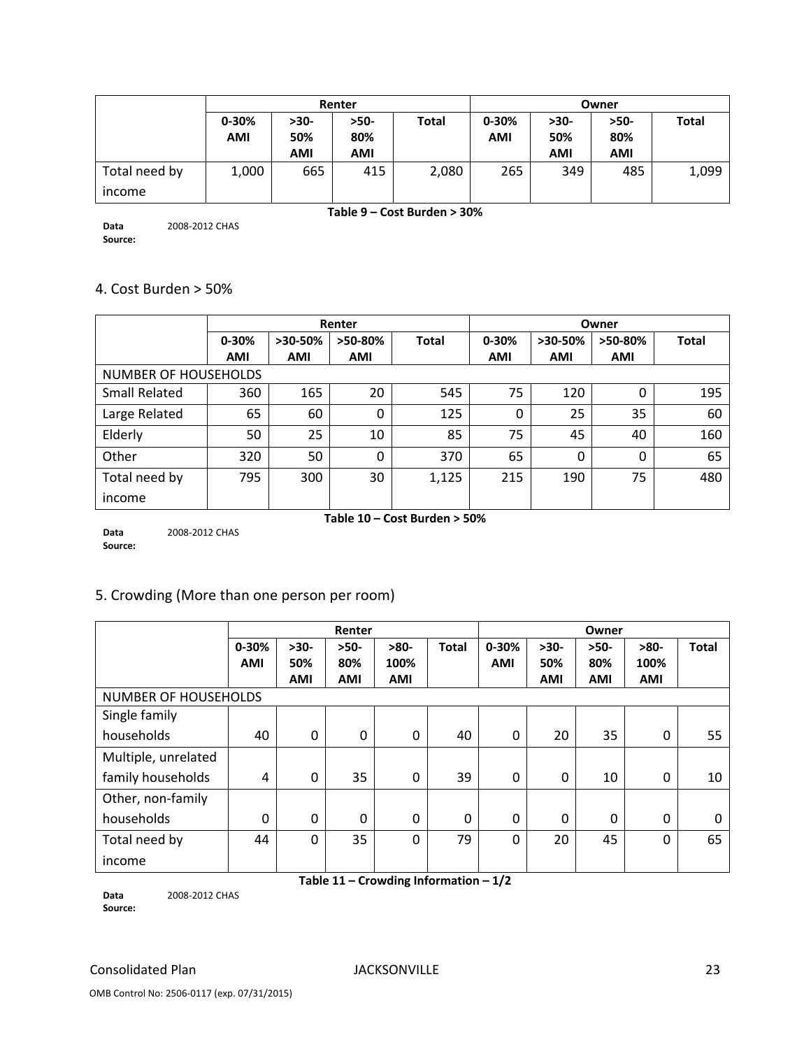| | Renter | | | | Owner | | | |
|---|---|---|---|---|---|---|---|---|
| | 0-30% AMI | >30-50% AMI | >50-80% AMI | Total | 0-30% AMI | >30-50% AMI | >50-80% AMI | Total |
| Total need by income | 1,000 | 665 | 415 | 2,080 | 265 | 349 | 485 | 1,099 |

**Table 9 – Cost Burden > 30%**

**Data Source:** 2008-2012 CHAS

4. Cost Burden > 50%

| | Renter | | | | Owner | | | |
|---|---|---|---|---|---|---|---|---|
| | 0-30% AMI | >30-50% AMI | >50-80% AMI | Total | 0-30% AMI | >30-50% AMI | >50-80% AMI | Total |
| NUMBER OF HOUSEHOLDS | | | | | | | | |
| Small Related | 360 | 165 | 20 | 545 | 75 | 120 | 0 | 195 |
| Large Related | 65 | 60 | 0 | 125 | 0 | 25 | 35 | 60 |
| Elderly | 50 | 25 | 10 | 85 | 75 | 45 | 40 | 160 |
| Other | 320 | 50 | 0 | 370 | 65 | 0 | 0 | 65 |
| Total need by income | 795 | 300 | 30 | 1,125 | 215 | 190 | 75 | 480 |

**Table 10 – Cost Burden > 50%**

**Data Source:** 2008-2012 CHAS

5. Crowding (More than one person per room)

| | Renter | | | | | Owner | | | | |
|---|---|---|---|---|---|---|---|---|---|---|
| | 0-30% AMI | >30-50% AMI | >50-80% AMI | >80-100% AMI | Total | 0-30% AMI | >30-50% AMI | >50-80% AMI | >80-100% AMI | Total |
| NUMBER OF HOUSEHOLDS | | | | | | | | | | |
| Single family households | 40 | 0 | 0 | 0 | 40 | 0 | 20 | 35 | 0 | 55 |
| Multiple, unrelated family households | 4 | 0 | 35 | 0 | 39 | 0 | 0 | 10 | 0 | 10 |
| Other, non-family households | 0 | 0 | 0 | 0 | 0 | 0 | 0 | 0 | 0 | 0 |
| Total need by income | 44 | 0 | 35 | 0 | 79 | 0 | 20 | 45 | 0 | 65 |

**Table 11 – Crowding Information – 1/2**

**Data Source:** 2008-2012 CHAS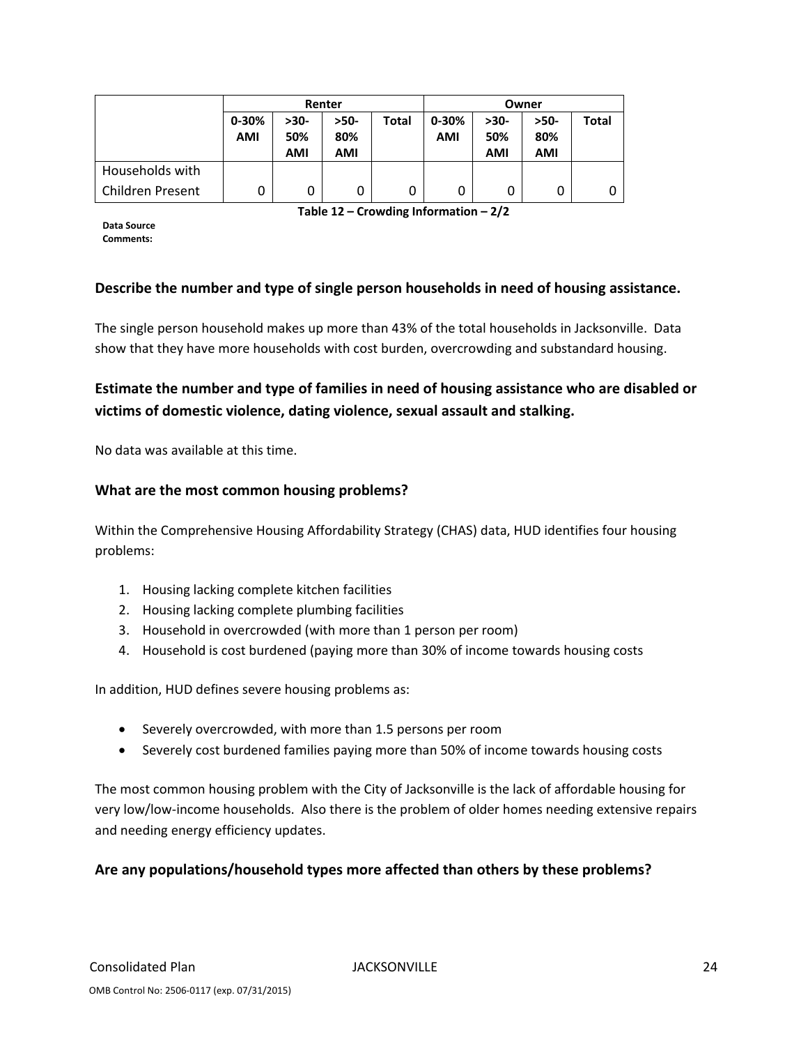| | Renter | | | | Owner | | | |
|---|---|---|---|---|---|---|---|---|
| | 0-30% AMI | >30-50% AMI | >50-80% AMI | Total | 0-30% AMI | >30-50% AMI | >50-80% AMI | Total |
| Households with Children Present | 0 | 0 | 0 | 0 | 0 | 0 | 0 | 0 |

Table 12 – Crowding Information – 2/2

**Data Source Comments:**

### Describe the number and type of single person households in need of housing assistance.

The single person household makes up more than 43% of the total households in Jacksonville. Data show that they have more households with cost burden, overcrowding and substandard housing.

### Estimate the number and type of families in need of housing assistance who are disabled or victims of domestic violence, dating violence, sexual assault and stalking.

No data was available at this time.

### What are the most common housing problems?

Within the Comprehensive Housing Affordability Strategy (CHAS) data, HUD identifies four housing problems:

1. Housing lacking complete kitchen facilities
2. Housing lacking complete plumbing facilities
3. Household in overcrowded (with more than 1 person per room)
4. Household is cost burdened (paying more than 30% of income towards housing costs

In addition, HUD defines severe housing problems as:

- Severely overcrowded, with more than 1.5 persons per room
- Severely cost burdened families paying more than 50% of income towards housing costs

The most common housing problem with the City of Jacksonville is the lack of affordable housing for very low/low-income households. Also there is the problem of older homes needing extensive repairs and needing energy efficiency updates.

### Are any populations/household types more affected than others by these problems?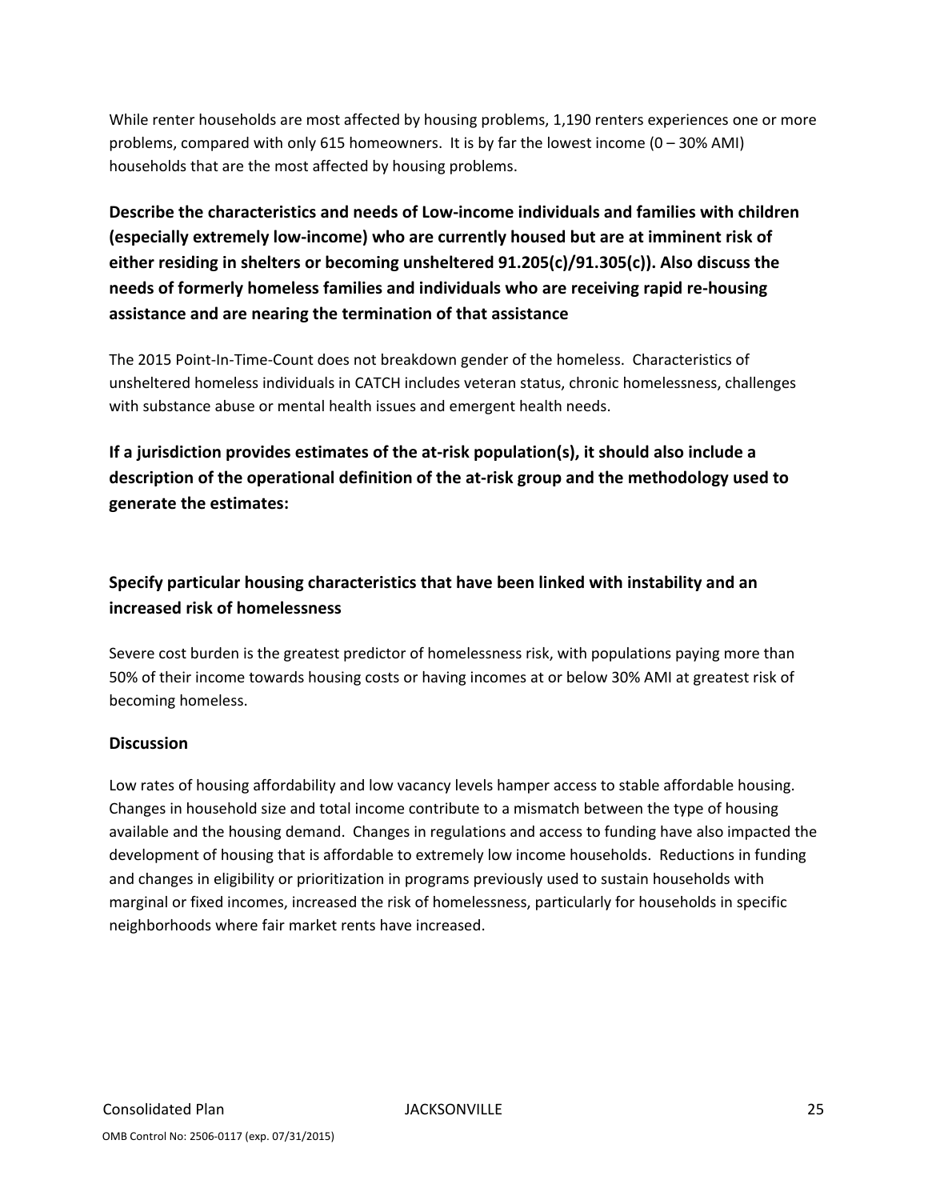While renter households are most affected by housing problems, 1,190 renters experiences one or more problems, compared with only 615 homeowners. It is by far the lowest income (0 – 30% AMI) households that are the most affected by housing problems.

## Describe the characteristics and needs of Low-income individuals and families with children (especially extremely low-income) who are currently housed but are at imminent risk of either residing in shelters or becoming unsheltered 91.205(c)/91.305(c)). Also discuss the needs of formerly homeless families and individuals who are receiving rapid re-housing assistance and are nearing the termination of that assistance

The 2015 Point-In-Time-Count does not breakdown gender of the homeless. Characteristics of unsheltered homeless individuals in CATCH includes veteran status, chronic homelessness, challenges with substance abuse or mental health issues and emergent health needs.

## If a jurisdiction provides estimates of the at-risk population(s), it should also include a description of the operational definition of the at-risk group and the methodology used to generate the estimates:

## Specify particular housing characteristics that have been linked with instability and an increased risk of homelessness

Severe cost burden is the greatest predictor of homelessness risk, with populations paying more than 50% of their income towards housing costs or having incomes at or below 30% AMI at greatest risk of becoming homeless.

### Discussion

Low rates of housing affordability and low vacancy levels hamper access to stable affordable housing. Changes in household size and total income contribute to a mismatch between the type of housing available and the housing demand. Changes in regulations and access to funding have also impacted the development of housing that is affordable to extremely low income households. Reductions in funding and changes in eligibility or prioritization in programs previously used to sustain households with marginal or fixed incomes, increased the risk of homelessness, particularly for households in specific neighborhoods where fair market rents have increased.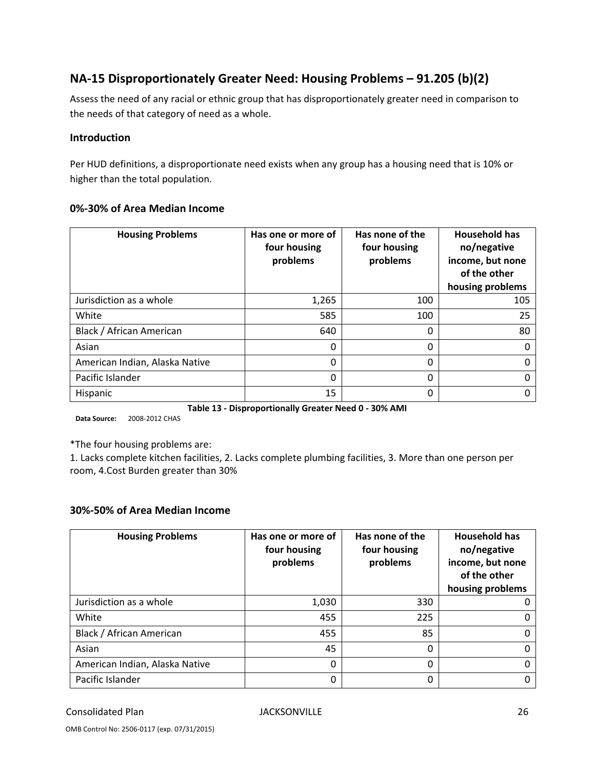## NA-15 Disproportionately Greater Need: Housing Problems – 91.205 (b)(2)

Assess the need of any racial or ethnic group that has disproportionately greater need in comparison to the needs of that category of need as a whole.

### Introduction

Per HUD definitions, a disproportionate need exists when any group has a housing need that is 10% or higher than the total population.

### 0%-30% of Area Median Income

| Housing Problems | Has one or more of four housing problems | Has none of the four housing problems | Household has no/negative income, but none of the other housing problems |
|---|---|---|---|
| Jurisdiction as a whole | 1,265 | 100 | 105 |
| White | 585 | 100 | 25 |
| Black / African American | 640 | 0 | 80 |
| Asian | 0 | 0 | 0 |
| American Indian, Alaska Native | 0 | 0 | 0 |
| Pacific Islander | 0 | 0 | 0 |
| Hispanic | 15 | 0 | 0 |

**Table 13 - Disproportionally Greater Need 0 - 30% AMI**

**Data Source:** 2008-2012 CHAS

*The four housing problems are:
1. Lacks complete kitchen facilities, 2. Lacks complete plumbing facilities, 3. More than one person per room, 4.Cost Burden greater than 30%

### 30%-50% of Area Median Income

| Housing Problems | Has one or more of four housing problems | Has none of the four housing problems | Household has no/negative income, but none of the other housing problems |
|---|---|---|---|
| Jurisdiction as a whole | 1,030 | 330 | 0 |
| White | 455 | 225 | 0 |
| Black / African American | 455 | 85 | 0 |
| Asian | 45 | 0 | 0 |
| American Indian, Alaska Native | 0 | 0 | 0 |
| Pacific Islander | 0 | 0 | 0 |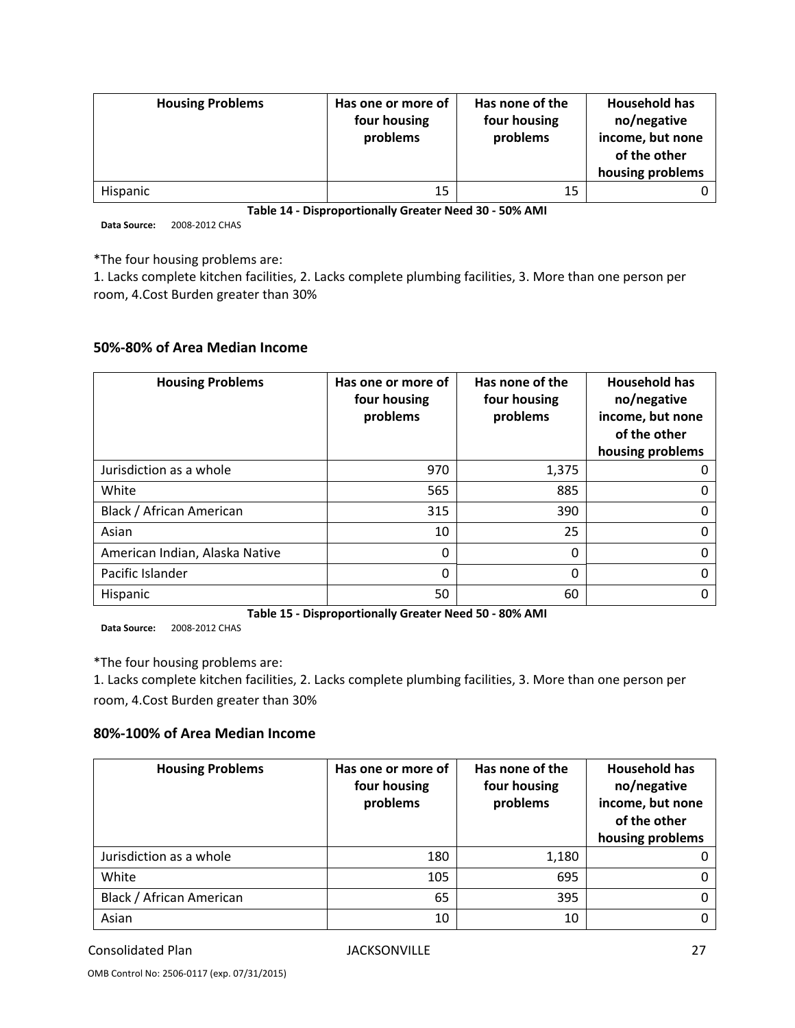| Housing Problems | Has one or more of four housing problems | Has none of the four housing problems | Household has no/negative income, but none of the other housing problems |
|---|---|---|---|
| Hispanic | 15 | 15 | 0 |

**Table 14 - Disproportionally Greater Need 30 - 50% AMI**

**Data Source:** 2008-2012 CHAS

*The four housing problems are:
1. Lacks complete kitchen facilities, 2. Lacks complete plumbing facilities, 3. More than one person per room, 4.Cost Burden greater than 30%

### 50%-80% of Area Median Income

| Housing Problems | Has one or more of four housing problems | Has none of the four housing problems | Household has no/negative income, but none of the other housing problems |
|---|---|---|---|
| Jurisdiction as a whole | 970 | 1,375 | 0 |
| White | 565 | 885 | 0 |
| Black / African American | 315 | 390 | 0 |
| Asian | 10 | 25 | 0 |
| American Indian, Alaska Native | 0 | 0 | 0 |
| Pacific Islander | 0 | 0 | 0 |
| Hispanic | 50 | 60 | 0 |

**Table 15 - Disproportionally Greater Need 50 - 80% AMI**

**Data Source:** 2008-2012 CHAS

*The four housing problems are:
1. Lacks complete kitchen facilities, 2. Lacks complete plumbing facilities, 3. More than one person per room, 4.Cost Burden greater than 30%

### 80%-100% of Area Median Income

| Housing Problems | Has one or more of four housing problems | Has none of the four housing problems | Household has no/negative income, but none of the other housing problems |
|---|---|---|---|
| Jurisdiction as a whole | 180 | 1,180 | 0 |
| White | 105 | 695 | 0 |
| Black / African American | 65 | 395 | 0 |
| Asian | 10 | 10 | 0 |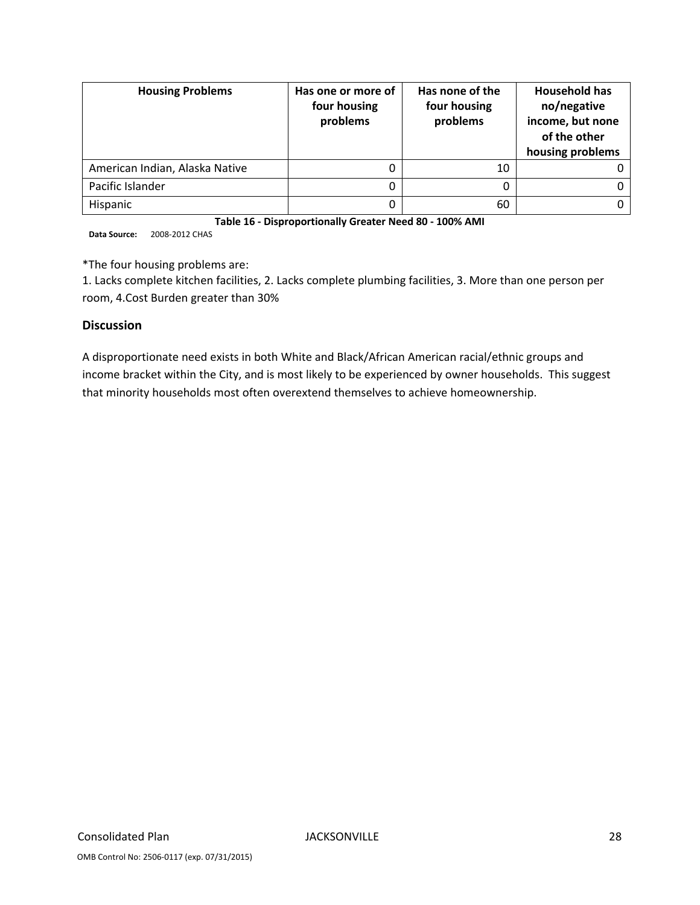| Housing Problems | Has one or more of four housing problems | Has none of the four housing problems | Household has no/negative income, but none of the other housing problems |
|---|---|---|---|
| American Indian, Alaska Native | 0 | 10 | 0 |
| Pacific Islander | 0 | 0 | 0 |
| Hispanic | 0 | 60 | 0 |

**Table 16 - Disproportionally Greater Need 80 - 100% AMI**

**Data Source:** 2008-2012 CHAS

*The four housing problems are:

1. Lacks complete kitchen facilities, 2. Lacks complete plumbing facilities, 3. More than one person per room, 4.Cost Burden greater than 30%

### Discussion

A disproportionate need exists in both White and Black/African American racial/ethnic groups and income bracket within the City, and is most likely to be experienced by owner households. This suggest that minority households most often overextend themselves to achieve homeownership.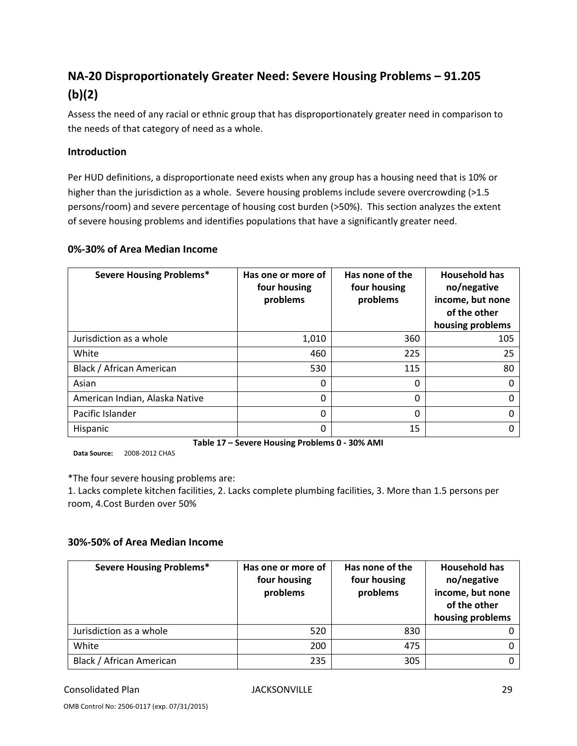## NA-20 Disproportionately Greater Need: Severe Housing Problems – 91.205 (b)(2)

Assess the need of any racial or ethnic group that has disproportionately greater need in comparison to the needs of that category of need as a whole.

### Introduction

Per HUD definitions, a disproportionate need exists when any group has a housing need that is 10% or higher than the jurisdiction as a whole. Severe housing problems include severe overcrowding (>1.5 persons/room) and severe percentage of housing cost burden (>50%). This section analyzes the extent of severe housing problems and identifies populations that have a significantly greater need.

### 0%-30% of Area Median Income

| Severe Housing Problems* | Has one or more of four housing problems | Has none of the four housing problems | Household has no/negative income, but none of the other housing problems |
|---|---|---|---|
| Jurisdiction as a whole | 1,010 | 360 | 105 |
| White | 460 | 225 | 25 |
| Black / African American | 530 | 115 | 80 |
| Asian | 0 | 0 | 0 |
| American Indian, Alaska Native | 0 | 0 | 0 |
| Pacific Islander | 0 | 0 | 0 |
| Hispanic | 0 | 15 | 0 |

**Table 17 – Severe Housing Problems 0 - 30% AMI**

**Data Source:** 2008-2012 CHAS

*The four severe housing problems are:
1. Lacks complete kitchen facilities, 2. Lacks complete plumbing facilities, 3. More than 1.5 persons per room, 4.Cost Burden over 50%

### 30%-50% of Area Median Income

| Severe Housing Problems* | Has one or more of four housing problems | Has none of the four housing problems | Household has no/negative income, but none of the other housing problems |
|---|---|---|---|
| Jurisdiction as a whole | 520 | 830 | 0 |
| White | 200 | 475 | 0 |
| Black / African American | 235 | 305 | 0 |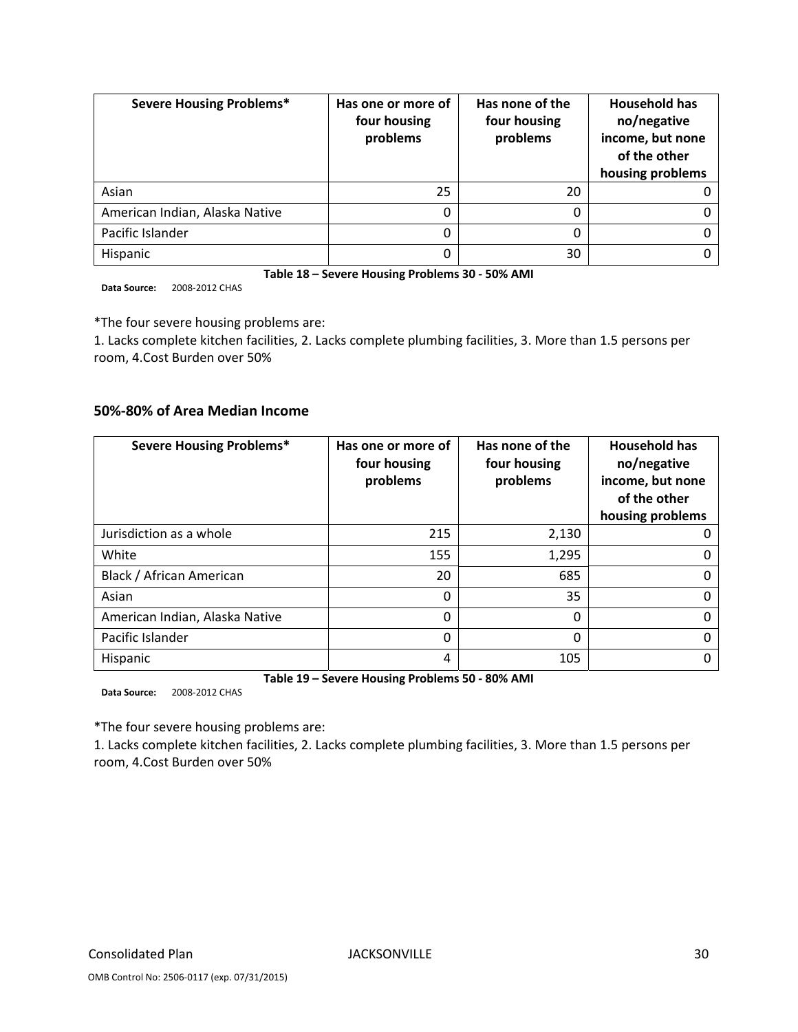| Severe Housing Problems* | Has one or more of four housing problems | Has none of the four housing problems | Household has no/negative income, but none of the other housing problems |
|---|---|---|---|
| Asian | 25 | 20 | 0 |
| American Indian, Alaska Native | 0 | 0 | 0 |
| Pacific Islander | 0 | 0 | 0 |
| Hispanic | 0 | 30 | 0 |

**Table 18 – Severe Housing Problems 30 - 50% AMI**

**Data Source:** 2008-2012 CHAS

*The four severe housing problems are:

1. Lacks complete kitchen facilities, 2. Lacks complete plumbing facilities, 3. More than 1.5 persons per room, 4.Cost Burden over 50%

### 50%-80% of Area Median Income

| Severe Housing Problems* | Has one or more of four housing problems | Has none of the four housing problems | Household has no/negative income, but none of the other housing problems |
|---|---|---|---|
| Jurisdiction as a whole | 215 | 2,130 | 0 |
| White | 155 | 1,295 | 0 |
| Black / African American | 20 | 685 | 0 |
| Asian | 0 | 35 | 0 |
| American Indian, Alaska Native | 0 | 0 | 0 |
| Pacific Islander | 0 | 0 | 0 |
| Hispanic | 4 | 105 | 0 |

**Table 19 – Severe Housing Problems 50 - 80% AMI**

**Data Source:** 2008-2012 CHAS

*The four severe housing problems are:

1. Lacks complete kitchen facilities, 2. Lacks complete plumbing facilities, 3. More than 1.5 persons per room, 4.Cost Burden over 50%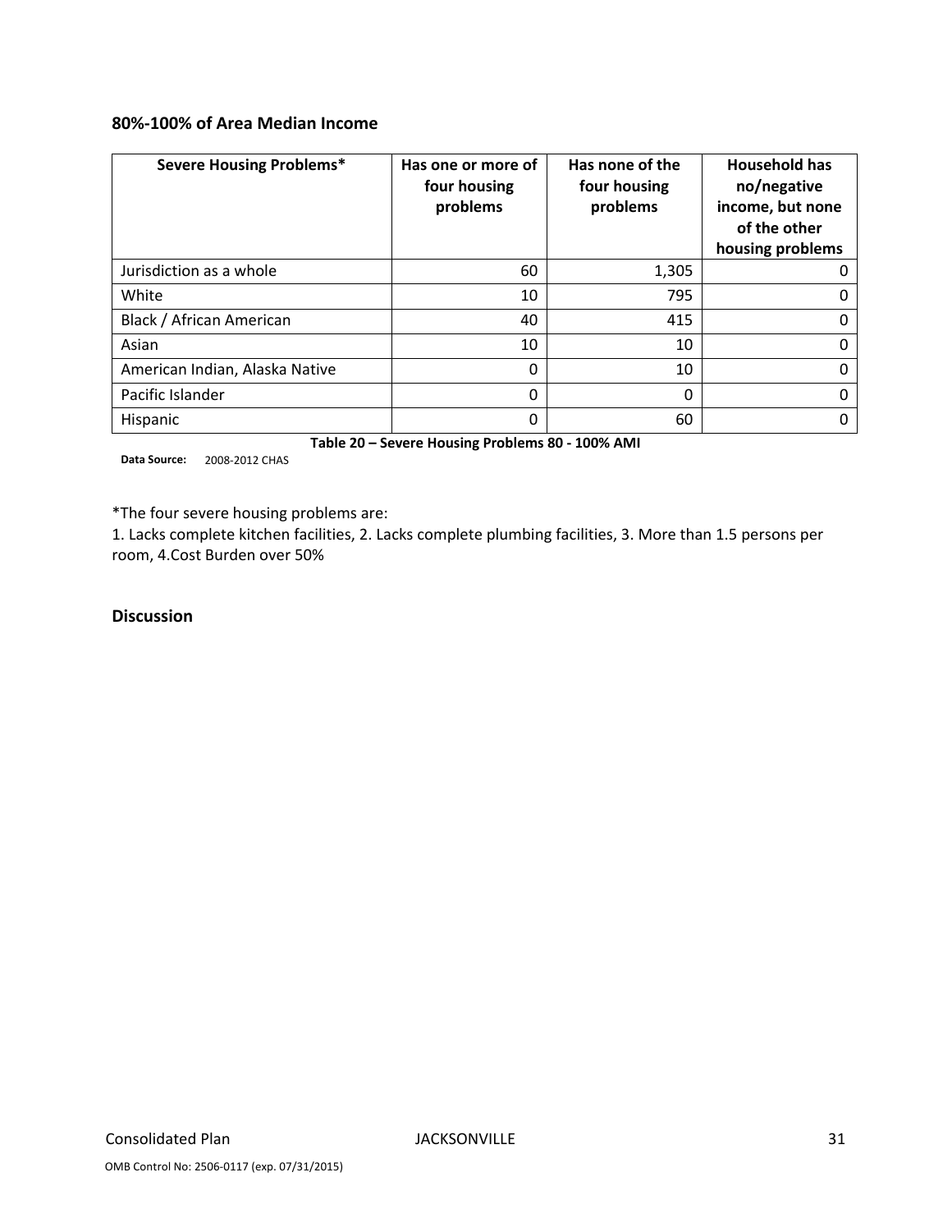### 80%-100% of Area Median Income

| Severe Housing Problems* | Has one or more of four housing problems | Has none of the four housing problems | Household has no/negative income, but none of the other housing problems |
|---|---|---|---|
| Jurisdiction as a whole | 60 | 1,305 | 0 |
| White | 10 | 795 | 0 |
| Black / African American | 40 | 415 | 0 |
| Asian | 10 | 10 | 0 |
| American Indian, Alaska Native | 0 | 10 | 0 |
| Pacific Islander | 0 | 0 | 0 |
| Hispanic | 0 | 60 | 0 |

**Table 20 – Severe Housing Problems 80 - 100% AMI**

**Data Source:** 2008-2012 CHAS

*The four severe housing problems are:
1. Lacks complete kitchen facilities, 2. Lacks complete plumbing facilities, 3. More than 1.5 persons per room, 4.Cost Burden over 50%

### Discussion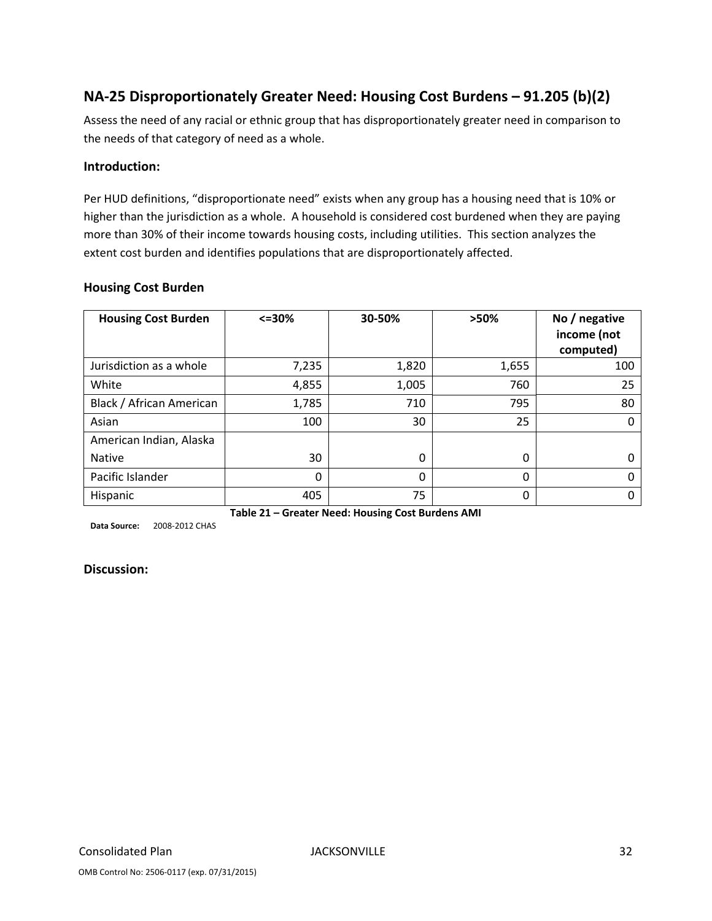## NA-25 Disproportionately Greater Need: Housing Cost Burdens – 91.205 (b)(2)

Assess the need of any racial or ethnic group that has disproportionately greater need in comparison to the needs of that category of need as a whole.

### Introduction:

Per HUD definitions, "disproportionate need" exists when any group has a housing need that is 10% or higher than the jurisdiction as a whole. A household is considered cost burdened when they are paying more than 30% of their income towards housing costs, including utilities. This section analyzes the extent cost burden and identifies populations that are disproportionately affected.

### Housing Cost Burden

| Housing Cost Burden | <=30% | 30-50% | >50% | No / negative income (not computed) |
|---|---|---|---|---|
| Jurisdiction as a whole | 7,235 | 1,820 | 1,655 | 100 |
| White | 4,855 | 1,005 | 760 | 25 |
| Black / African American | 1,785 | 710 | 795 | 80 |
| Asian | 100 | 30 | 25 | 0 |
| American Indian, Alaska Native | 30 | 0 | 0 | 0 |
| Pacific Islander | 0 | 0 | 0 | 0 |
| Hispanic | 405 | 75 | 0 | 0 |

**Table 21 – Greater Need: Housing Cost Burdens AMI**

**Data Source:** 2008-2012 CHAS

### Discussion: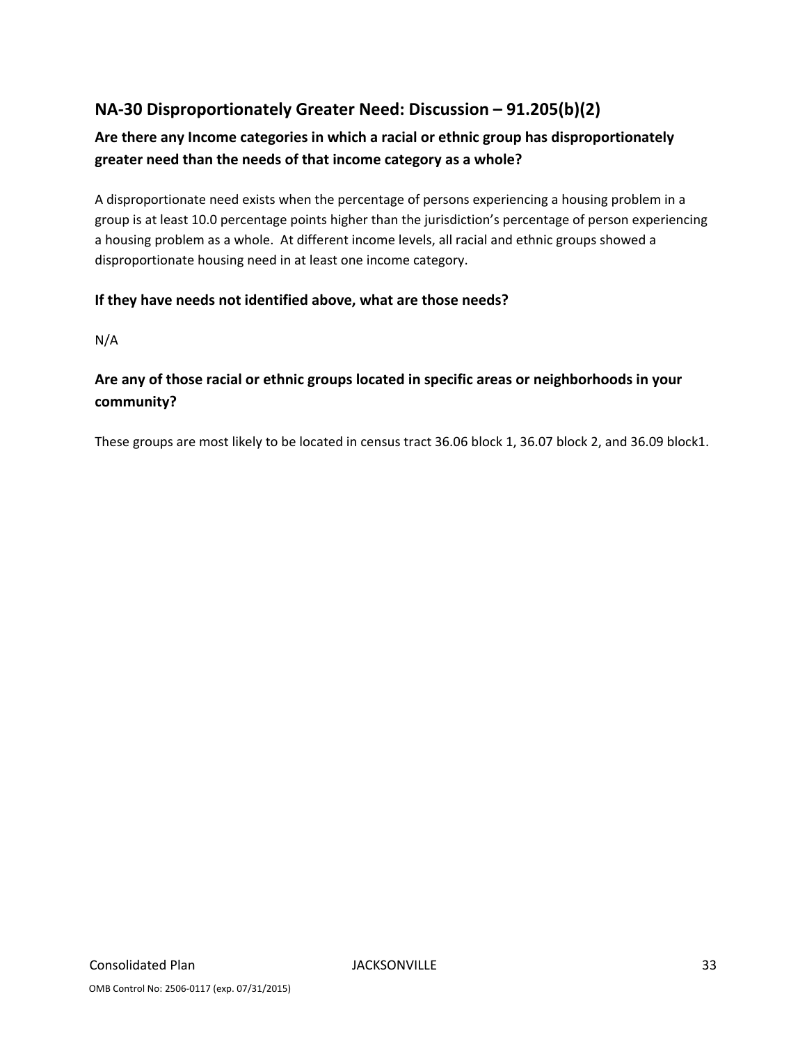## NA-30 Disproportionately Greater Need: Discussion – 91.205(b)(2)

### Are there any Income categories in which a racial or ethnic group has disproportionately greater need than the needs of that income category as a whole?

A disproportionate need exists when the percentage of persons experiencing a housing problem in a group is at least 10.0 percentage points higher than the jurisdiction's percentage of person experiencing a housing problem as a whole. At different income levels, all racial and ethnic groups showed a disproportionate housing need in at least one income category.

### If they have needs not identified above, what are those needs?

N/A

### Are any of those racial or ethnic groups located in specific areas or neighborhoods in your community?

These groups are most likely to be located in census tract 36.06 block 1, 36.07 block 2, and 36.09 block1.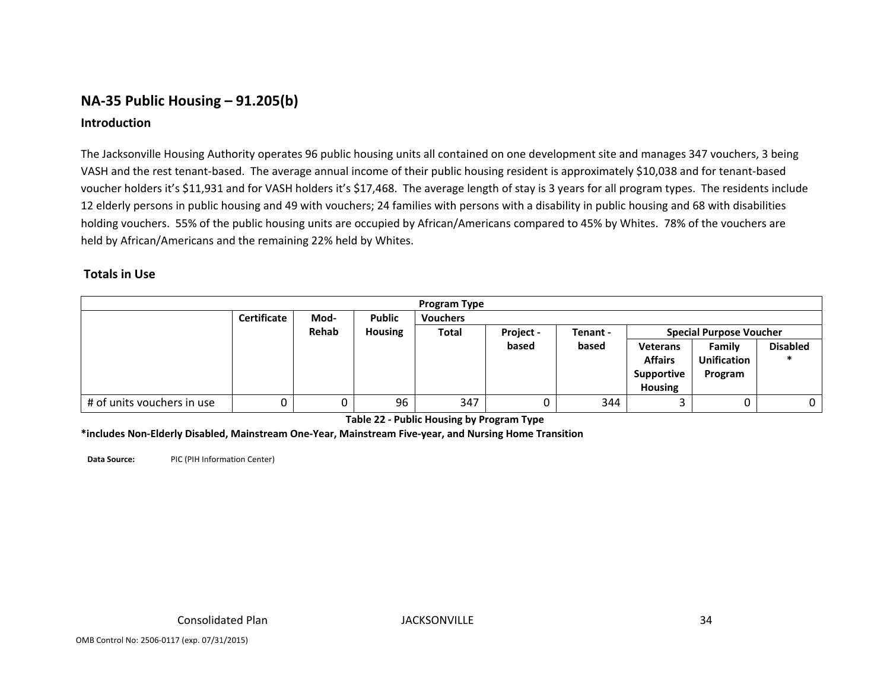## NA-35 Public Housing – 91.205(b)

### Introduction

The Jacksonville Housing Authority operates 96 public housing units all contained on one development site and manages 347 vouchers, 3 being VASH and the rest tenant-based. The average annual income of their public housing resident is approximately $10,038 and for tenant-based voucher holders it's $11,931 and for VASH holders it's $17,468. The average length of stay is 3 years for all program types. The residents include 12 elderly persons in public housing and 49 with vouchers; 24 families with persons with a disability in public housing and 68 with disabilities holding vouchers. 55% of the public housing units are occupied by African/Americans compared to 45% by Whites. 78% of the vouchers are held by African/Americans and the remaining 22% held by Whites.

### Totals in Use

| Program Type | | | | | | | | | |
|---|---|---|---|---|---|---|---|---|---|
| | Certificate | Mod-Rehab | Public Housing | Vouchers | | | | | |
| | | | | Total | Project - based | Tenant - based | Special Purpose Voucher | | |
| | | | | | | | Veterans Affairs Supportive Housing | Family Unification Program | Disabled * |
| # of units vouchers in use | 0 | 0 | 96 | 347 | 0 | 344 | 3 | 0 | 0 |

**Table 22 - Public Housing by Program Type**

**\*includes Non-Elderly Disabled, Mainstream One-Year, Mainstream Five-year, and Nursing Home Transition**

**Data Source:** PIC (PIH Information Center)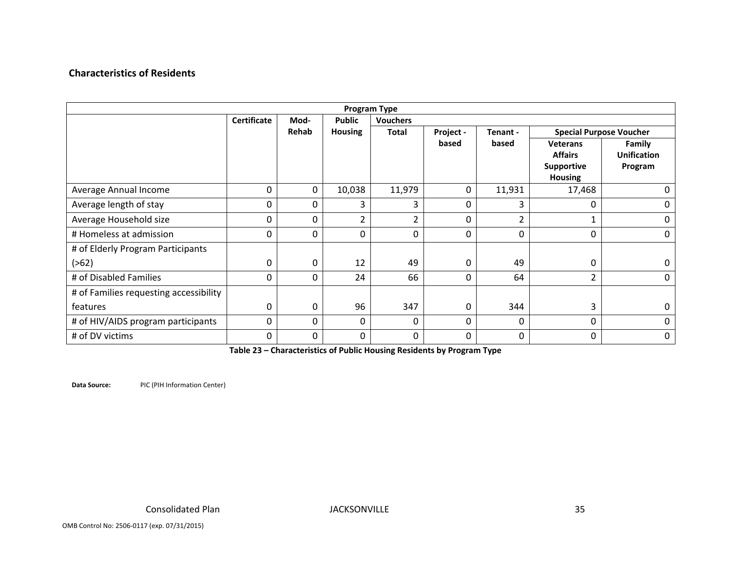### Characteristics of Residents

| Program Type | | | | | | | | |
|---|---|---|---|---|---|---|---|---|
| | Certificate | Mod-Rehab | Public Housing | Vouchers | | | | |
| | | | | Total | Project - based | Tenant - based | Special Purpose Voucher | |
| | | | | | | | Veterans Affairs Supportive Housing | Family Unification Program |
| Average Annual Income | 0 | 0 | 10,038 | 11,979 | 0 | 11,931 | 17,468 | 0 |
| Average length of stay | 0 | 0 | 3 | 3 | 0 | 3 | 0 | 0 |
| Average Household size | 0 | 0 | 2 | 2 | 0 | 2 | 1 | 0 |
| # Homeless at admission | 0 | 0 | 0 | 0 | 0 | 0 | 0 | 0 |
| # of Elderly Program Participants (>62) | 0 | 0 | 12 | 49 | 0 | 49 | 0 | 0 |
| # of Disabled Families | 0 | 0 | 24 | 66 | 0 | 64 | 2 | 0 |
| # of Families requesting accessibility features | 0 | 0 | 96 | 347 | 0 | 344 | 3 | 0 |
| # of HIV/AIDS program participants | 0 | 0 | 0 | 0 | 0 | 0 | 0 | 0 |
| # of DV victims | 0 | 0 | 0 | 0 | 0 | 0 | 0 | 0 |

**Table 23 – Characteristics of Public Housing Residents by Program Type**

**Data Source:** PIC (PIH Information Center)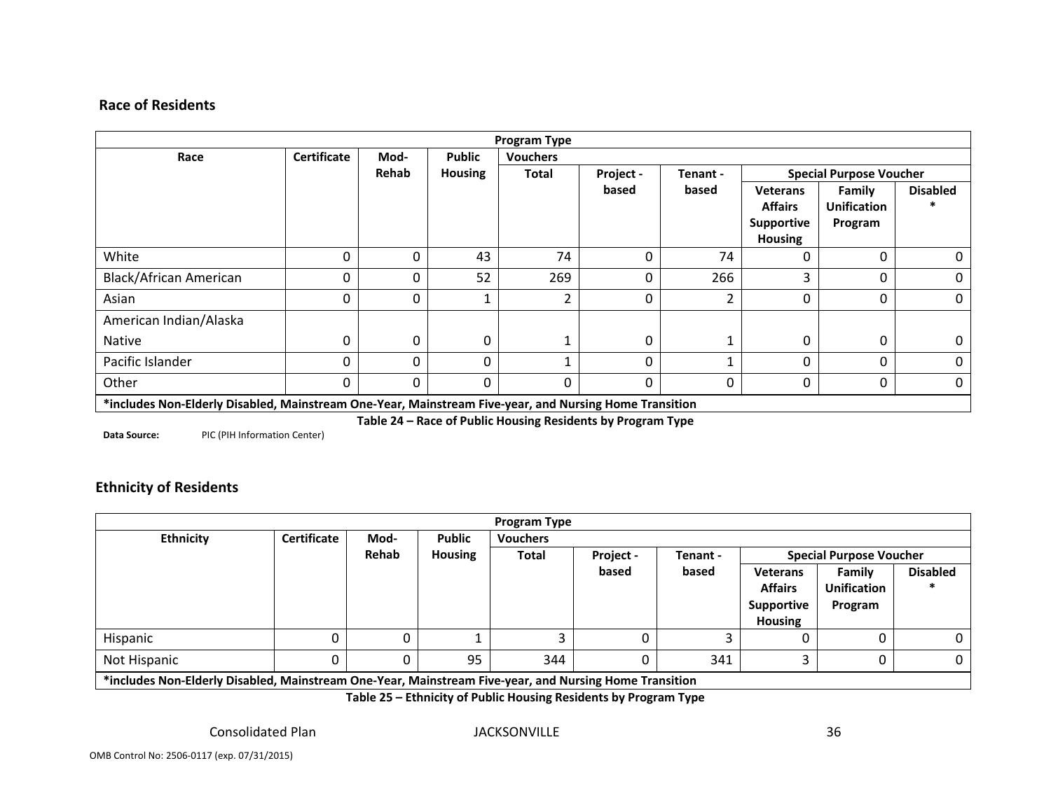### Race of Residents

| Program Type | | | | | | | | | |
|---|---|---|---|---|---|---|---|---|---|
| Race | Certificate | Mod-Rehab | Public Housing | Vouchers | | | | | |
| | | | | Total | Project - based | Tenant - based | Special Purpose Voucher | | |
| | | | | | | | Veterans Affairs Supportive Housing | Family Unification Program | Disabled * |
| White | 0 | 0 | 43 | 74 | 0 | 74 | 0 | 0 | 0 |
| Black/African American | 0 | 0 | 52 | 269 | 0 | 266 | 3 | 0 | 0 |
| Asian | 0 | 0 | 1 | 2 | 0 | 2 | 0 | 0 | 0 |
| American Indian/Alaska Native | 0 | 0 | 0 | 1 | 0 | 1 | 0 | 0 | 0 |
| Pacific Islander | 0 | 0 | 0 | 1 | 0 | 1 | 0 | 0 | 0 |
| Other | 0 | 0 | 0 | 0 | 0 | 0 | 0 | 0 | 0 |
| *includes Non-Elderly Disabled, Mainstream One-Year, Mainstream Five-year, and Nursing Home Transition | | | | | | | | | |

**Table 24 – Race of Public Housing Residents by Program Type**

**Data Source:** PIC (PIH Information Center)

### Ethnicity of Residents

| Program Type | | | | | | | | | |
|---|---|---|---|---|---|---|---|---|---|
| Ethnicity | Certificate | Mod-Rehab | Public Housing | Vouchers | | | | | |
| | | | | Total | Project - based | Tenant - based | Special Purpose Voucher | | |
| | | | | | | | Veterans Affairs Supportive Housing | Family Unification Program | Disabled * |
| Hispanic | 0 | 0 | 1 | 3 | 0 | 3 | 0 | 0 | 0 |
| Not Hispanic | 0 | 0 | 95 | 344 | 0 | 341 | 3 | 0 | 0 |
| *includes Non-Elderly Disabled, Mainstream One-Year, Mainstream Five-year, and Nursing Home Transition | | | | | | | | | |

**Table 25 – Ethnicity of Public Housing Residents by Program Type**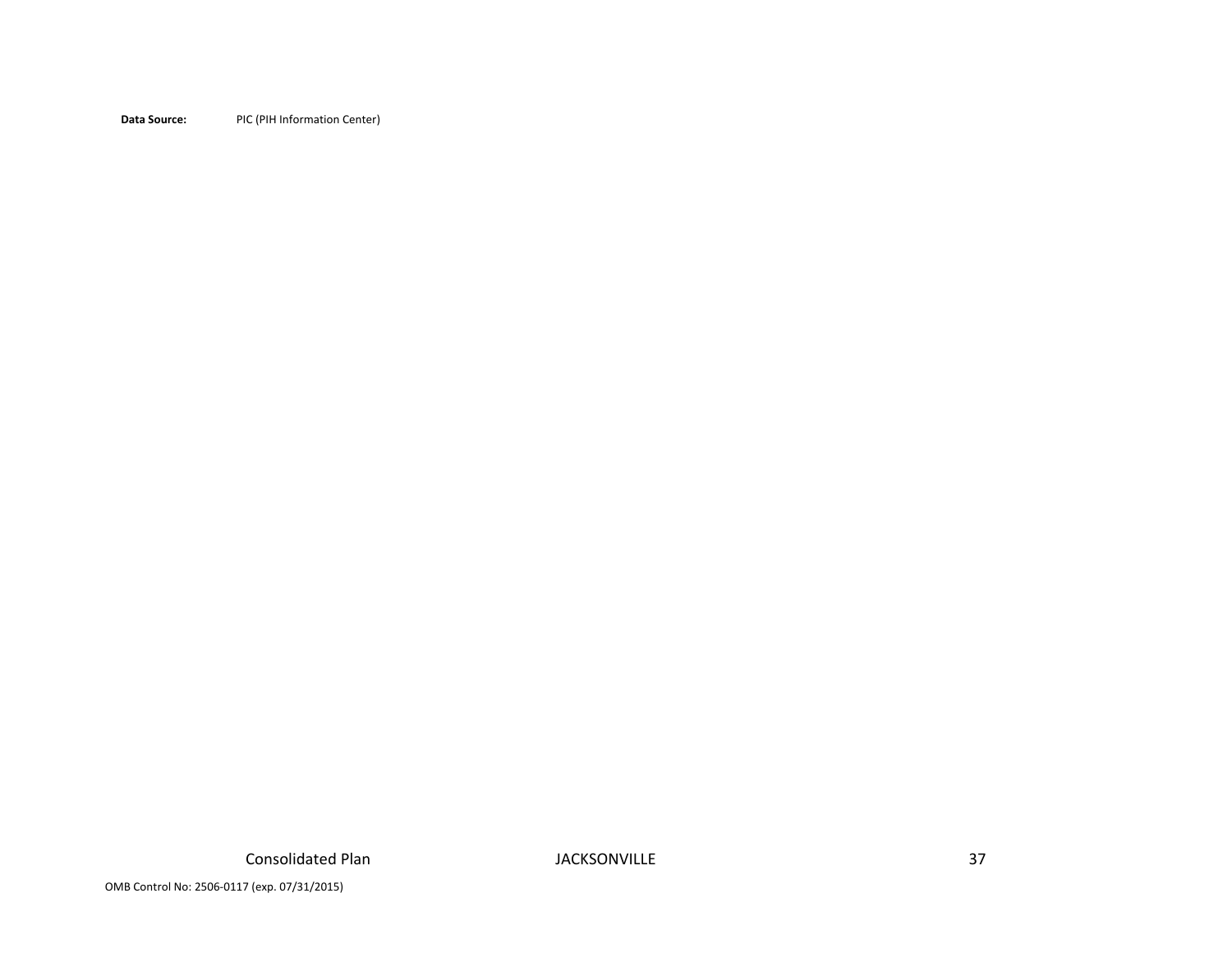**Data Source:** PIC (PIH Information Center)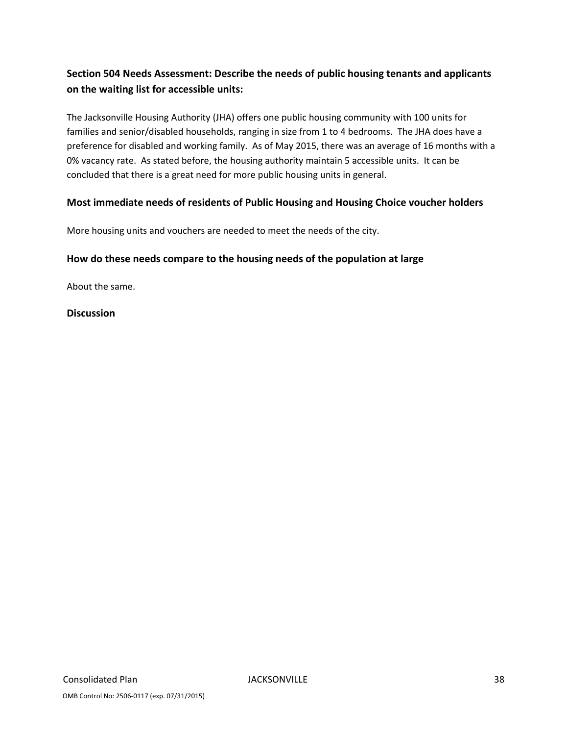### Section 504 Needs Assessment: Describe the needs of public housing tenants and applicants on the waiting list for accessible units:

The Jacksonville Housing Authority (JHA) offers one public housing community with 100 units for families and senior/disabled households, ranging in size from 1 to 4 bedrooms. The JHA does have a preference for disabled and working family. As of May 2015, there was an average of 16 months with a 0% vacancy rate. As stated before, the housing authority maintain 5 accessible units. It can be concluded that there is a great need for more public housing units in general.

### Most immediate needs of residents of Public Housing and Housing Choice voucher holders

More housing units and vouchers are needed to meet the needs of the city.

### How do these needs compare to the housing needs of the population at large

About the same.

### Discussion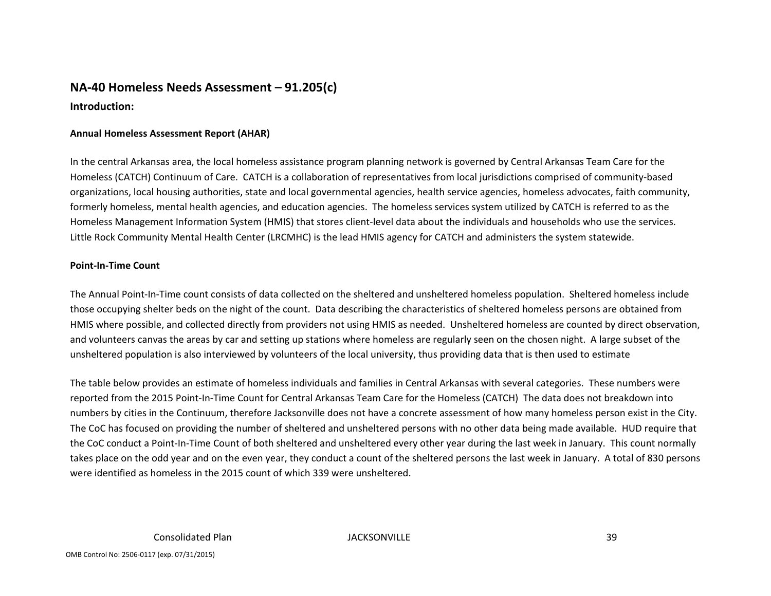## NA-40 Homeless Needs Assessment – 91.205(c)

**Introduction:**

**Annual Homeless Assessment Report (AHAR)**

In the central Arkansas area, the local homeless assistance program planning network is governed by Central Arkansas Team Care for the Homeless (CATCH) Continuum of Care. CATCH is a collaboration of representatives from local jurisdictions comprised of community-based organizations, local housing authorities, state and local governmental agencies, health service agencies, homeless advocates, faith community, formerly homeless, mental health agencies, and education agencies. The homeless services system utilized by CATCH is referred to as the Homeless Management Information System (HMIS) that stores client-level data about the individuals and households who use the services. Little Rock Community Mental Health Center (LRCMHC) is the lead HMIS agency for CATCH and administers the system statewide.

**Point-In-Time Count**

The Annual Point-In-Time count consists of data collected on the sheltered and unsheltered homeless population. Sheltered homeless include those occupying shelter beds on the night of the count. Data describing the characteristics of sheltered homeless persons are obtained from HMIS where possible, and collected directly from providers not using HMIS as needed. Unsheltered homeless are counted by direct observation, and volunteers canvas the areas by car and setting up stations where homeless are regularly seen on the chosen night. A large subset of the unsheltered population is also interviewed by volunteers of the local university, thus providing data that is then used to estimate

The table below provides an estimate of homeless individuals and families in Central Arkansas with several categories. These numbers were reported from the 2015 Point-In-Time Count for Central Arkansas Team Care for the Homeless (CATCH) The data does not breakdown into numbers by cities in the Continuum, therefore Jacksonville does not have a concrete assessment of how many homeless person exist in the City. The CoC has focused on providing the number of sheltered and unsheltered persons with no other data being made available. HUD require that the CoC conduct a Point-In-Time Count of both sheltered and unsheltered every other year during the last week in January. This count normally takes place on the odd year and on the even year, they conduct a count of the sheltered persons the last week in January. A total of 830 persons were identified as homeless in the 2015 count of which 339 were unsheltered.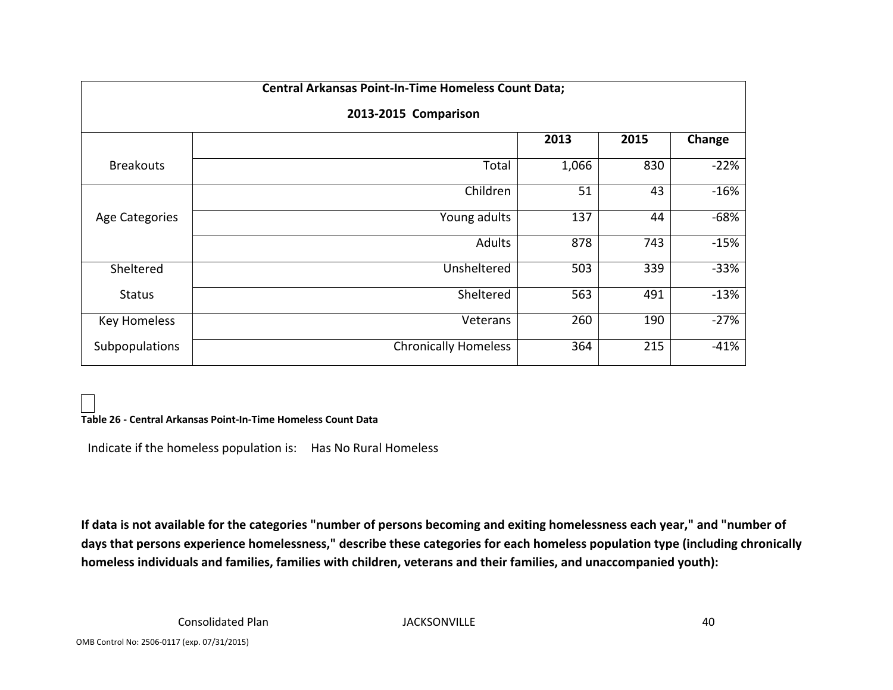| Central Arkansas Point-In-Time Homeless Count Data; 2013-2015 Comparison | | | | |
|---|---|---|---|---|
| | | 2013 | 2015 | Change |
| Breakouts | Total | 1,066 | 830 | -22% |
| Age Categories | Children | 51 | 43 | -16% |
| | Young adults | 137 | 44 | -68% |
| | Adults | 878 | 743 | -15% |
| Sheltered Status | Unsheltered | 503 | 339 | -33% |
| | Sheltered | 563 | 491 | -13% |
| Key Homeless Subpopulations | Veterans | 260 | 190 | -27% |
| | Chronically Homeless | 364 | 215 | -41% |

**Table 26 - Central Arkansas Point-In-Time Homeless Count Data**

Indicate if the homeless population is: Has No Rural Homeless

**If data is not available for the categories "number of persons becoming and exiting homelessness each year," and "number of days that persons experience homelessness," describe these categories for each homeless population type (including chronically homeless individuals and families, families with children, veterans and their families, and unaccompanied youth):**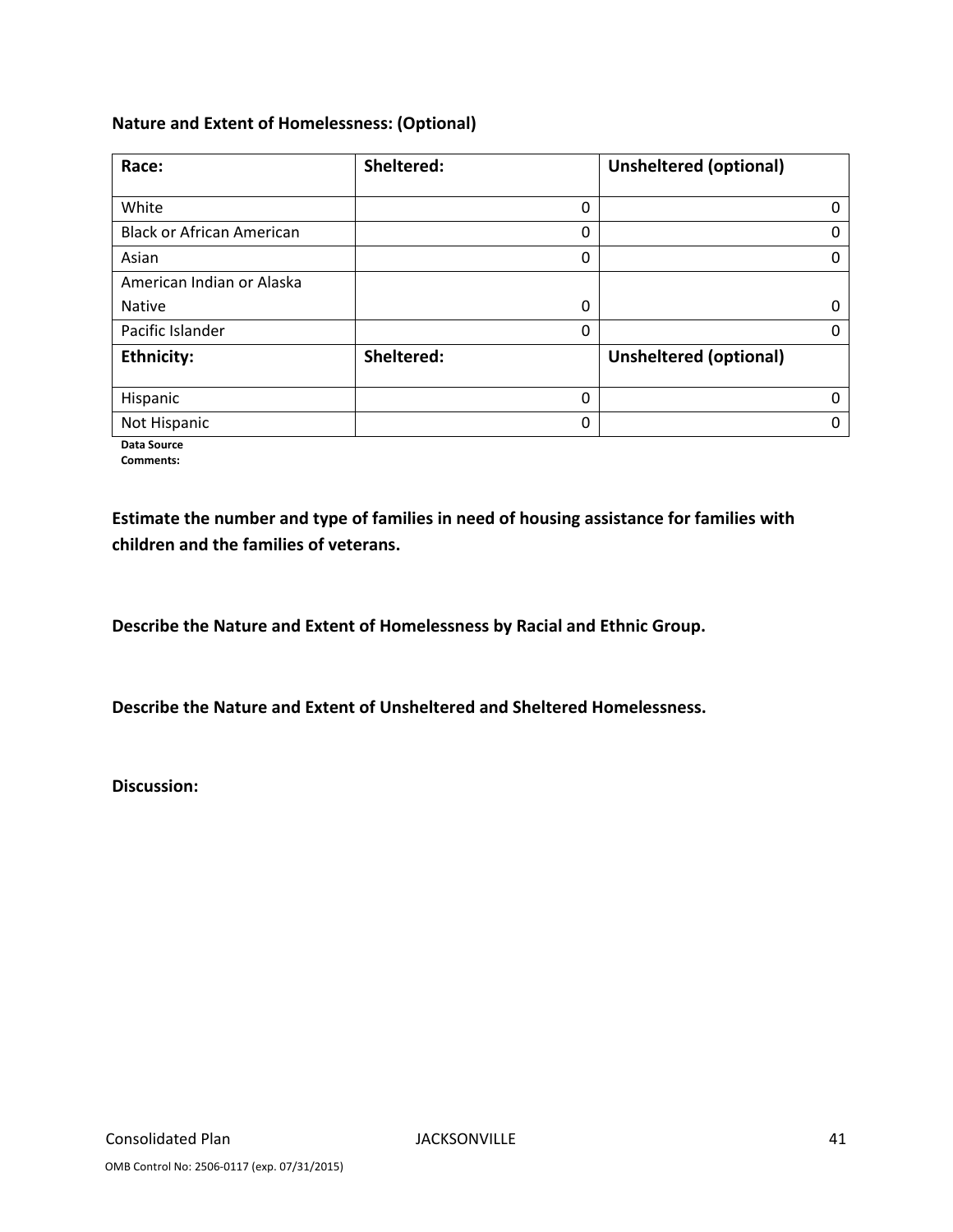**Nature and Extent of Homelessness: (Optional)**

| Race: | Sheltered: | Unsheltered (optional) |
|---|---|---|
| White | 0 | 0 |
| Black or African American | 0 | 0 |
| Asian | 0 | 0 |
| American Indian or Alaska Native | 0 | 0 |
| Pacific Islander | 0 | 0 |
| **Ethnicity:** | **Sheltered:** | **Unsheltered (optional)** |
| Hispanic | 0 | 0 |
| Not Hispanic | 0 | 0 |

**Data Source Comments:**

**Estimate the number and type of families in need of housing assistance for families with children and the families of veterans.**

**Describe the Nature and Extent of Homelessness by Racial and Ethnic Group.**

**Describe the Nature and Extent of Unsheltered and Sheltered Homelessness.**

**Discussion:**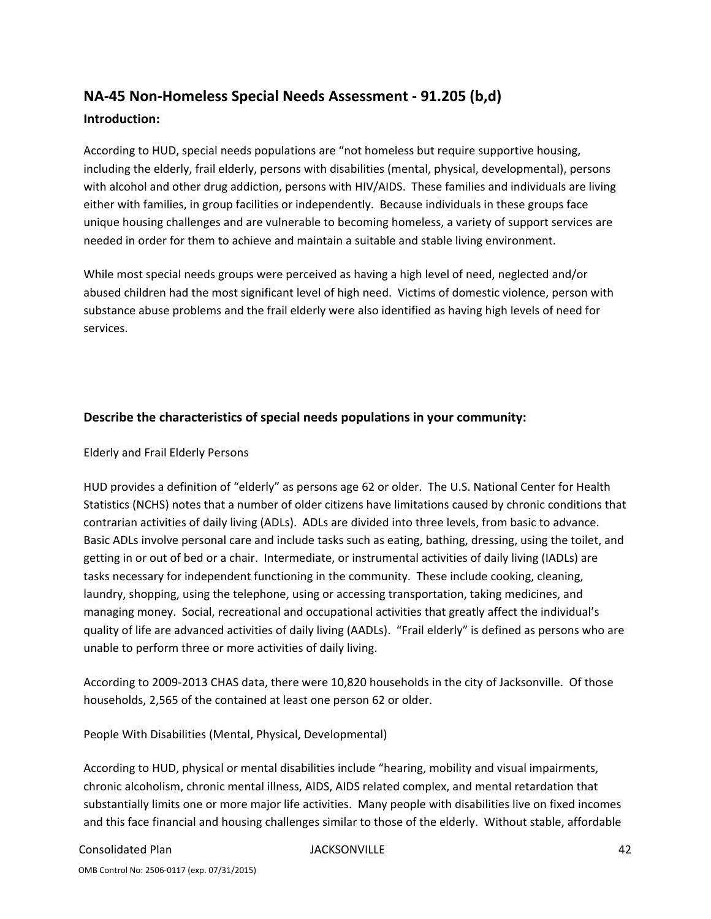## NA-45 Non-Homeless Special Needs Assessment - 91.205 (b,d)

### Introduction:

According to HUD, special needs populations are "not homeless but require supportive housing, including the elderly, frail elderly, persons with disabilities (mental, physical, developmental), persons with alcohol and other drug addiction, persons with HIV/AIDS. These families and individuals are living either with families, in group facilities or independently. Because individuals in these groups face unique housing challenges and are vulnerable to becoming homeless, a variety of support services are needed in order for them to achieve and maintain a suitable and stable living environment.

While most special needs groups were perceived as having a high level of need, neglected and/or abused children had the most significant level of high need. Victims of domestic violence, person with substance abuse problems and the frail elderly were also identified as having high levels of need for services.

### Describe the characteristics of special needs populations in your community:

Elderly and Frail Elderly Persons

HUD provides a definition of "elderly" as persons age 62 or older. The U.S. National Center for Health Statistics (NCHS) notes that a number of older citizens have limitations caused by chronic conditions that contrarian activities of daily living (ADLs). ADLs are divided into three levels, from basic to advance. Basic ADLs involve personal care and include tasks such as eating, bathing, dressing, using the toilet, and getting in or out of bed or a chair. Intermediate, or instrumental activities of daily living (IADLs) are tasks necessary for independent functioning in the community. These include cooking, cleaning, laundry, shopping, using the telephone, using or accessing transportation, taking medicines, and managing money. Social, recreational and occupational activities that greatly affect the individual's quality of life are advanced activities of daily living (AADLs). "Frail elderly" is defined as persons who are unable to perform three or more activities of daily living.

According to 2009-2013 CHAS data, there were 10,820 households in the city of Jacksonville. Of those households, 2,565 of the contained at least one person 62 or older.

People With Disabilities (Mental, Physical, Developmental)

According to HUD, physical or mental disabilities include "hearing, mobility and visual impairments, chronic alcoholism, chronic mental illness, AIDS, AIDS related complex, and mental retardation that substantially limits one or more major life activities. Many people with disabilities live on fixed incomes and this face financial and housing challenges similar to those of the elderly. Without stable, affordable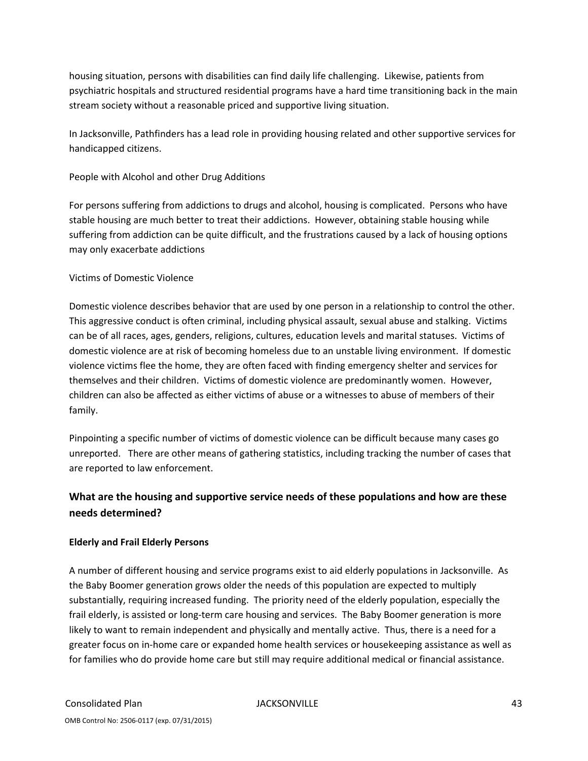housing situation, persons with disabilities can find daily life challenging. Likewise, patients from psychiatric hospitals and structured residential programs have a hard time transitioning back in the main stream society without a reasonable priced and supportive living situation.

In Jacksonville, Pathfinders has a lead role in providing housing related and other supportive services for handicapped citizens.

People with Alcohol and other Drug Additions

For persons suffering from addictions to drugs and alcohol, housing is complicated. Persons who have stable housing are much better to treat their addictions. However, obtaining stable housing while suffering from addiction can be quite difficult, and the frustrations caused by a lack of housing options may only exacerbate addictions

Victims of Domestic Violence

Domestic violence describes behavior that are used by one person in a relationship to control the other. This aggressive conduct is often criminal, including physical assault, sexual abuse and stalking. Victims can be of all races, ages, genders, religions, cultures, education levels and marital statuses. Victims of domestic violence are at risk of becoming homeless due to an unstable living environment. If domestic violence victims flee the home, they are often faced with finding emergency shelter and services for themselves and their children. Victims of domestic violence are predominantly women. However, children can also be affected as either victims of abuse or a witnesses to abuse of members of their family.

Pinpointing a specific number of victims of domestic violence can be difficult because many cases go unreported. There are other means of gathering statistics, including tracking the number of cases that are reported to law enforcement.

## What are the housing and supportive service needs of these populations and how are these needs determined?

**Elderly and Frail Elderly Persons**

A number of different housing and service programs exist to aid elderly populations in Jacksonville. As the Baby Boomer generation grows older the needs of this population are expected to multiply substantially, requiring increased funding. The priority need of the elderly population, especially the frail elderly, is assisted or long-term care housing and services. The Baby Boomer generation is more likely to want to remain independent and physically and mentally active. Thus, there is a need for a greater focus on in-home care or expanded home health services or housekeeping assistance as well as for families who do provide home care but still may require additional medical or financial assistance.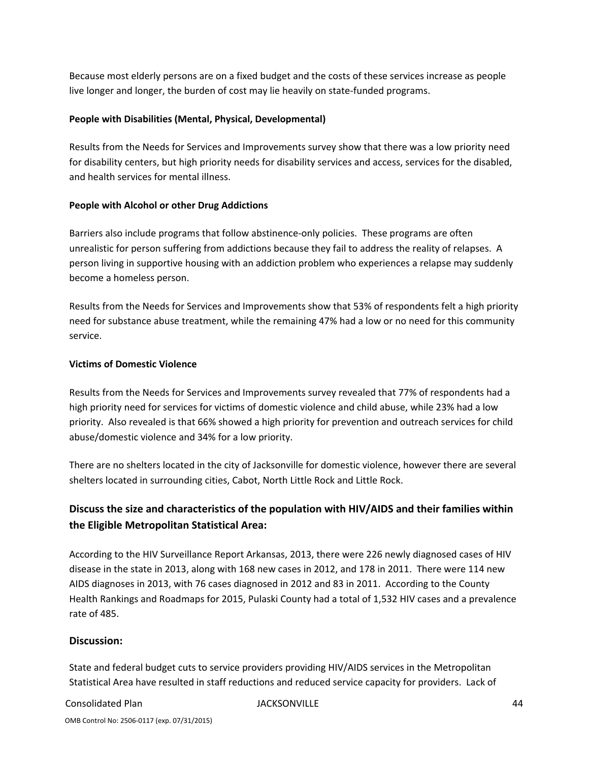Because most elderly persons are on a fixed budget and the costs of these services increase as people live longer and longer, the burden of cost may lie heavily on state-funded programs.

**People with Disabilities (Mental, Physical, Developmental)**

Results from the Needs for Services and Improvements survey show that there was a low priority need for disability centers, but high priority needs for disability services and access, services for the disabled, and health services for mental illness.

**People with Alcohol or other Drug Addictions**

Barriers also include programs that follow abstinence-only policies. These programs are often unrealistic for person suffering from addictions because they fail to address the reality of relapses. A person living in supportive housing with an addiction problem who experiences a relapse may suddenly become a homeless person.

Results from the Needs for Services and Improvements show that 53% of respondents felt a high priority need for substance abuse treatment, while the remaining 47% had a low or no need for this community service.

**Victims of Domestic Violence**

Results from the Needs for Services and Improvements survey revealed that 77% of respondents had a high priority need for services for victims of domestic violence and child abuse, while 23% had a low priority. Also revealed is that 66% showed a high priority for prevention and outreach services for child abuse/domestic violence and 34% for a low priority.

There are no shelters located in the city of Jacksonville for domestic violence, however there are several shelters located in surrounding cities, Cabot, North Little Rock and Little Rock.

## Discuss the size and characteristics of the population with HIV/AIDS and their families within the Eligible Metropolitan Statistical Area:

According to the HIV Surveillance Report Arkansas, 2013, there were 226 newly diagnosed cases of HIV disease in the state in 2013, along with 168 new cases in 2012, and 178 in 2011. There were 114 new AIDS diagnoses in 2013, with 76 cases diagnosed in 2012 and 83 in 2011. According to the County Health Rankings and Roadmaps for 2015, Pulaski County had a total of 1,532 HIV cases and a prevalence rate of 485.

## Discussion:

State and federal budget cuts to service providers providing HIV/AIDS services in the Metropolitan Statistical Area have resulted in staff reductions and reduced service capacity for providers. Lack of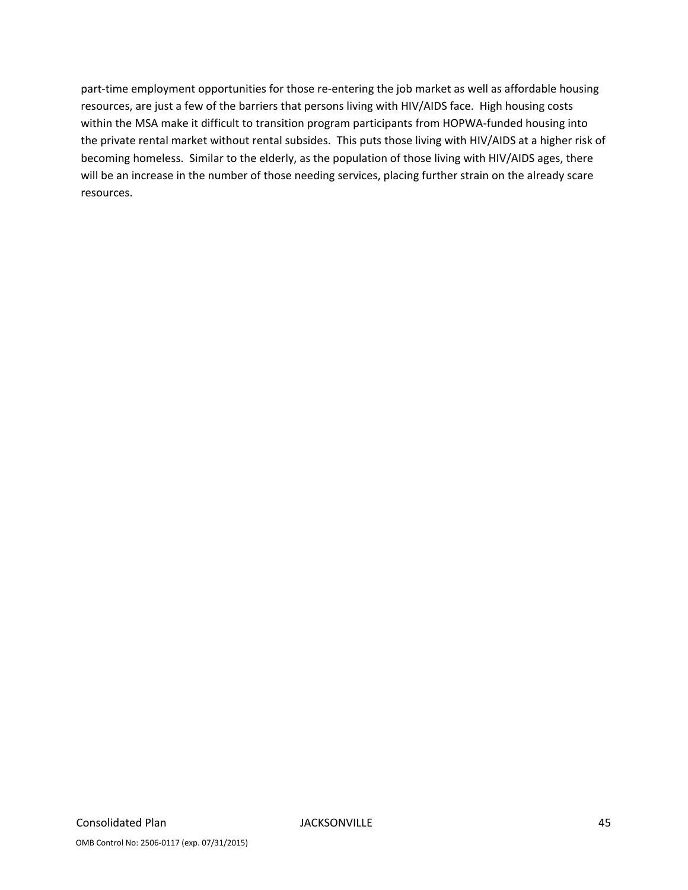part-time employment opportunities for those re-entering the job market as well as affordable housing resources, are just a few of the barriers that persons living with HIV/AIDS face. High housing costs within the MSA make it difficult to transition program participants from HOPWA-funded housing into the private rental market without rental subsides. This puts those living with HIV/AIDS at a higher risk of becoming homeless. Similar to the elderly, as the population of those living with HIV/AIDS ages, there will be an increase in the number of those needing services, placing further strain on the already scare resources.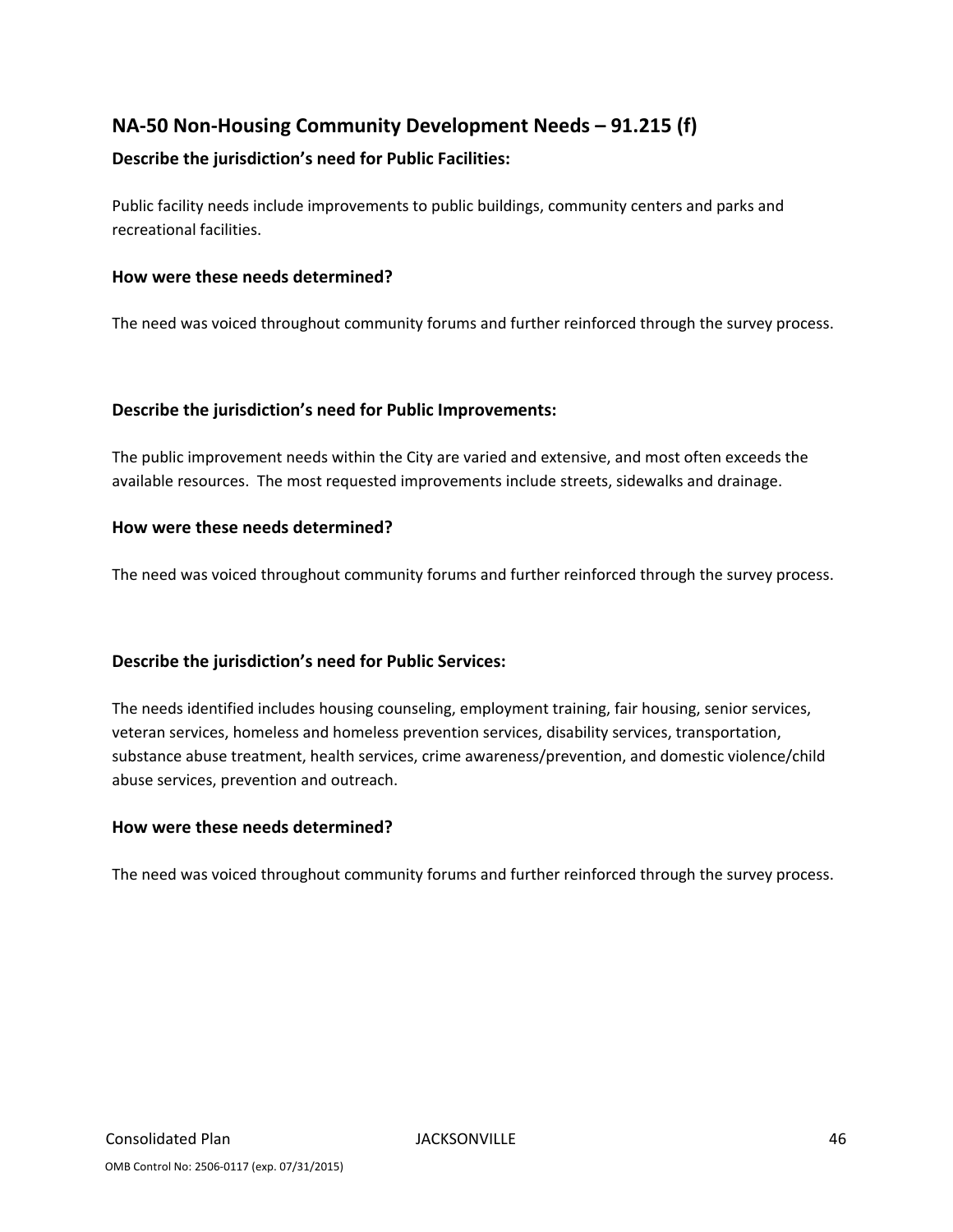## NA-50 Non-Housing Community Development Needs – 91.215 (f)

### Describe the jurisdiction's need for Public Facilities:

Public facility needs include improvements to public buildings, community centers and parks and recreational facilities.

### How were these needs determined?

The need was voiced throughout community forums and further reinforced through the survey process.

### Describe the jurisdiction's need for Public Improvements:

The public improvement needs within the City are varied and extensive, and most often exceeds the available resources. The most requested improvements include streets, sidewalks and drainage.

### How were these needs determined?

The need was voiced throughout community forums and further reinforced through the survey process.

### Describe the jurisdiction's need for Public Services:

The needs identified includes housing counseling, employment training, fair housing, senior services, veteran services, homeless and homeless prevention services, disability services, transportation, substance abuse treatment, health services, crime awareness/prevention, and domestic violence/child abuse services, prevention and outreach.

### How were these needs determined?

The need was voiced throughout community forums and further reinforced through the survey process.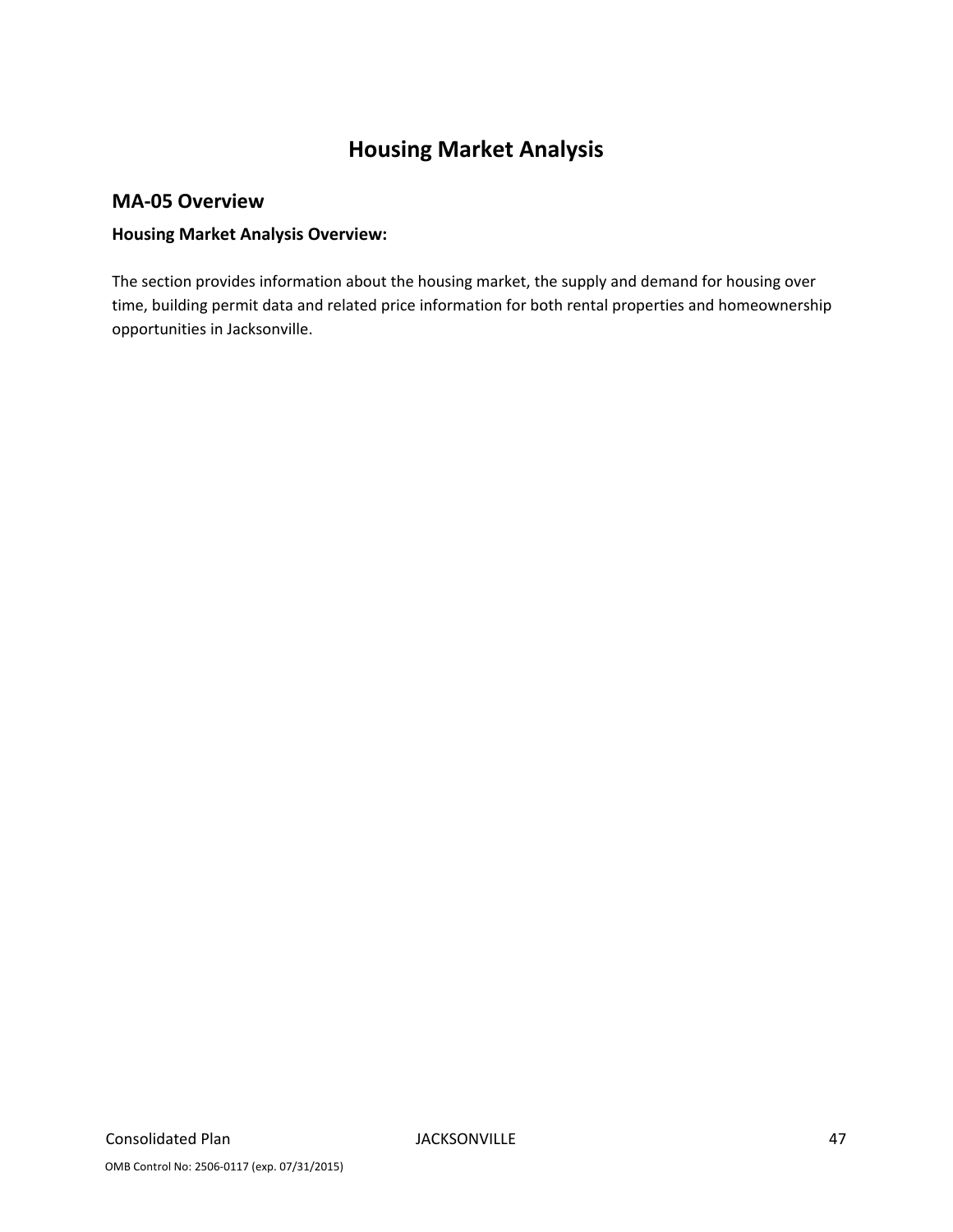# Housing Market Analysis

## MA-05 Overview

**Housing Market Analysis Overview:**

The section provides information about the housing market, the supply and demand for housing over time, building permit data and related price information for both rental properties and homeownership opportunities in Jacksonville.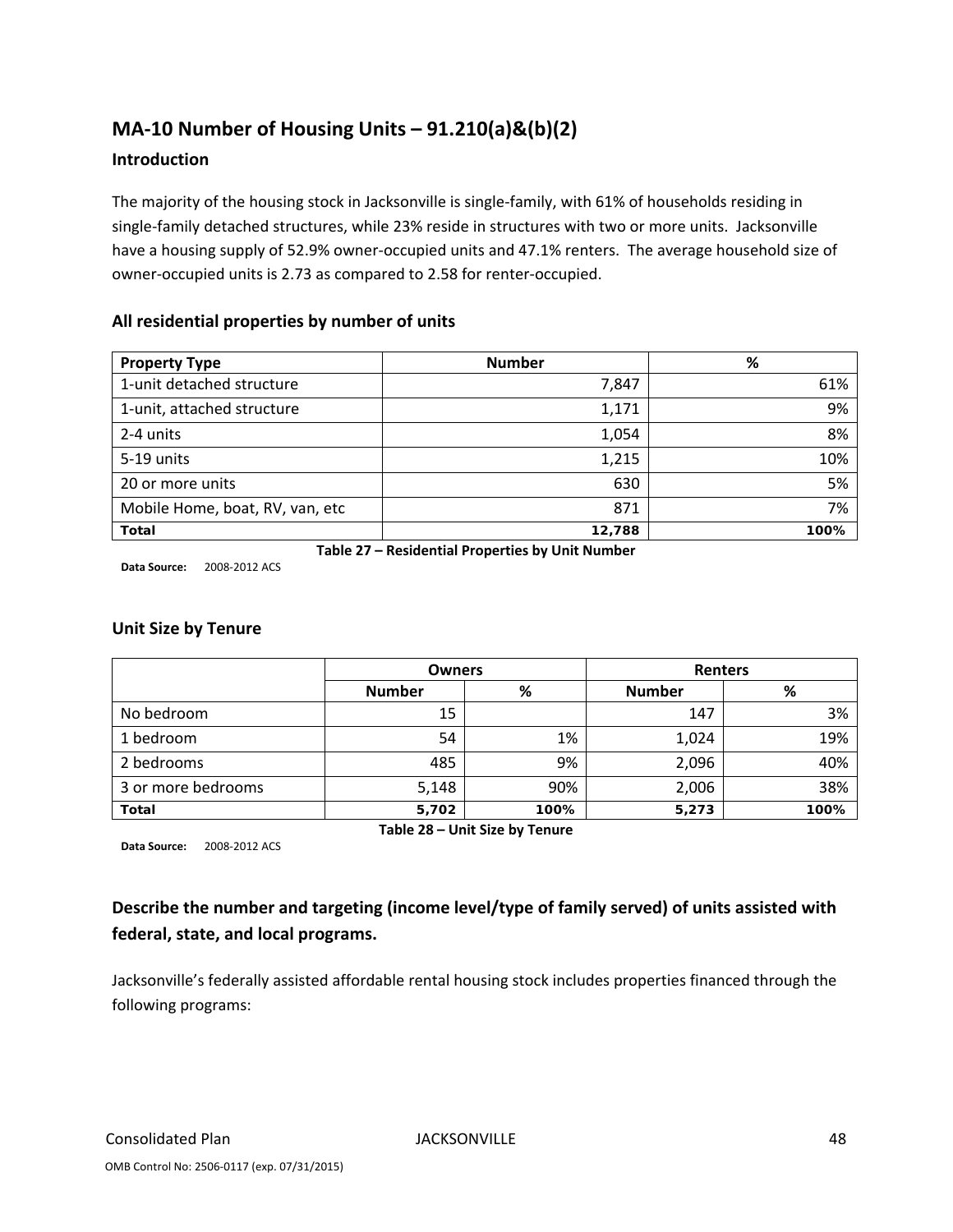## MA-10 Number of Housing Units – 91.210(a)&(b)(2)

### Introduction

The majority of the housing stock in Jacksonville is single-family, with 61% of households residing in single-family detached structures, while 23% reside in structures with two or more units. Jacksonville have a housing supply of 52.9% owner-occupied units and 47.1% renters. The average household size of owner-occupied units is 2.73 as compared to 2.58 for renter-occupied.

### All residential properties by number of units

| Property Type | Number | % |
|---|---|---|
| 1-unit detached structure | 7,847 | 61% |
| 1-unit, attached structure | 1,171 | 9% |
| 2-4 units | 1,054 | 8% |
| 5-19 units | 1,215 | 10% |
| 20 or more units | 630 | 5% |
| Mobile Home, boat, RV, van, etc | 871 | 7% |
| **Total** | **12,788** | **100%** |

**Table 27 – Residential Properties by Unit Number**

**Data Source:** 2008-2012 ACS

### Unit Size by Tenure

| | Owners | | Renters | |
|---|---|---|---|---|
| | Number | % | Number | % |
| No bedroom | 15 | | 147 | 3% |
| 1 bedroom | 54 | 1% | 1,024 | 19% |
| 2 bedrooms | 485 | 9% | 2,096 | 40% |
| 3 or more bedrooms | 5,148 | 90% | 2,006 | 38% |
| **Total** | **5,702** | **100%** | **5,273** | **100%** |

**Table 28 – Unit Size by Tenure**

**Data Source:** 2008-2012 ACS

### Describe the number and targeting (income level/type of family served) of units assisted with federal, state, and local programs.

Jacksonville's federally assisted affordable rental housing stock includes properties financed through the following programs: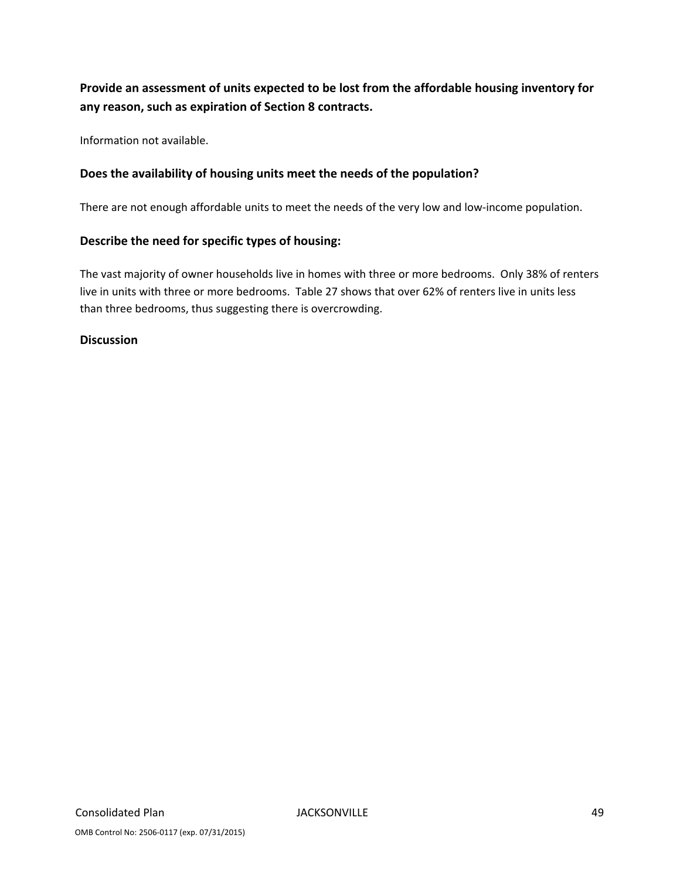### Provide an assessment of units expected to be lost from the affordable housing inventory for any reason, such as expiration of Section 8 contracts.

Information not available.

### Does the availability of housing units meet the needs of the population?

There are not enough affordable units to meet the needs of the very low and low-income population.

### Describe the need for specific types of housing:

The vast majority of owner households live in homes with three or more bedrooms. Only 38% of renters live in units with three or more bedrooms. Table 27 shows that over 62% of renters live in units less than three bedrooms, thus suggesting there is overcrowding.

### Discussion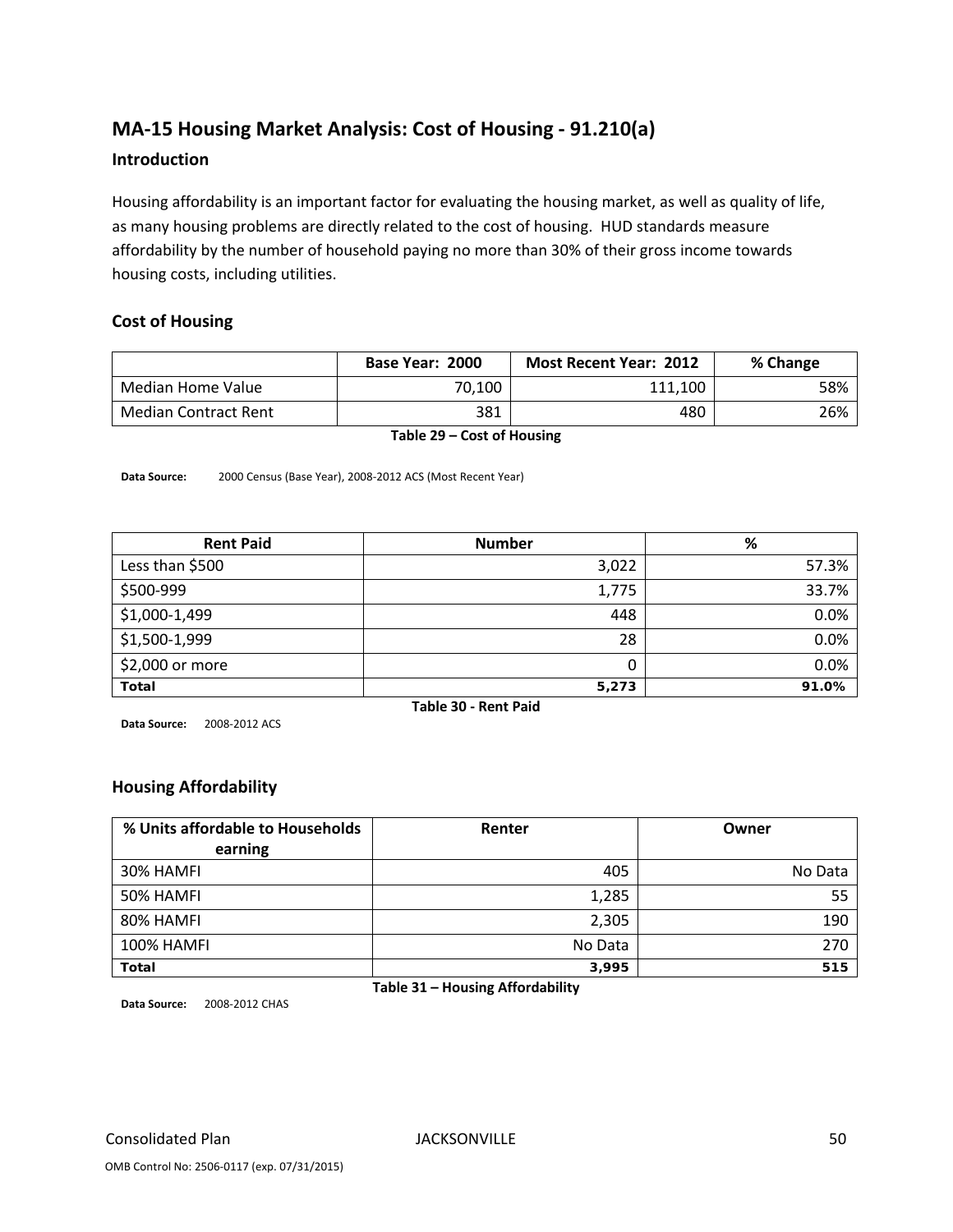## MA-15 Housing Market Analysis: Cost of Housing - 91.210(a)

### Introduction

Housing affordability is an important factor for evaluating the housing market, as well as quality of life, as many housing problems are directly related to the cost of housing. HUD standards measure affordability by the number of household paying no more than 30% of their gross income towards housing costs, including utilities.

### Cost of Housing

| | Base Year: 2000 | Most Recent Year: 2012 | % Change |
|---|---|---|---|
| Median Home Value | 70,100 | 111,100 | 58% |
| Median Contract Rent | 381 | 480 | 26% |

**Table 29 – Cost of Housing**

**Data Source:** 2000 Census (Base Year), 2008-2012 ACS (Most Recent Year)

| Rent Paid | Number | % |
|---|---|---|
| Less than $500 | 3,022 | 57.3% |
| $500-999 | 1,775 | 33.7% |
| $1,000-1,499 | 448 | 0.0% |
| $1,500-1,999 | 28 | 0.0% |
| $2,000 or more | 0 | 0.0% |
| **Total** | **5,273** | **91.0%** |

**Table 30 - Rent Paid**

**Data Source:** 2008-2012 ACS

### Housing Affordability

| % Units affordable to Households earning | Renter | Owner |
|---|---|---|
| 30% HAMFI | 405 | No Data |
| 50% HAMFI | 1,285 | 55 |
| 80% HAMFI | 2,305 | 190 |
| 100% HAMFI | No Data | 270 |
| **Total** | **3,995** | **515** |

**Table 31 – Housing Affordability**

**Data Source:** 2008-2012 CHAS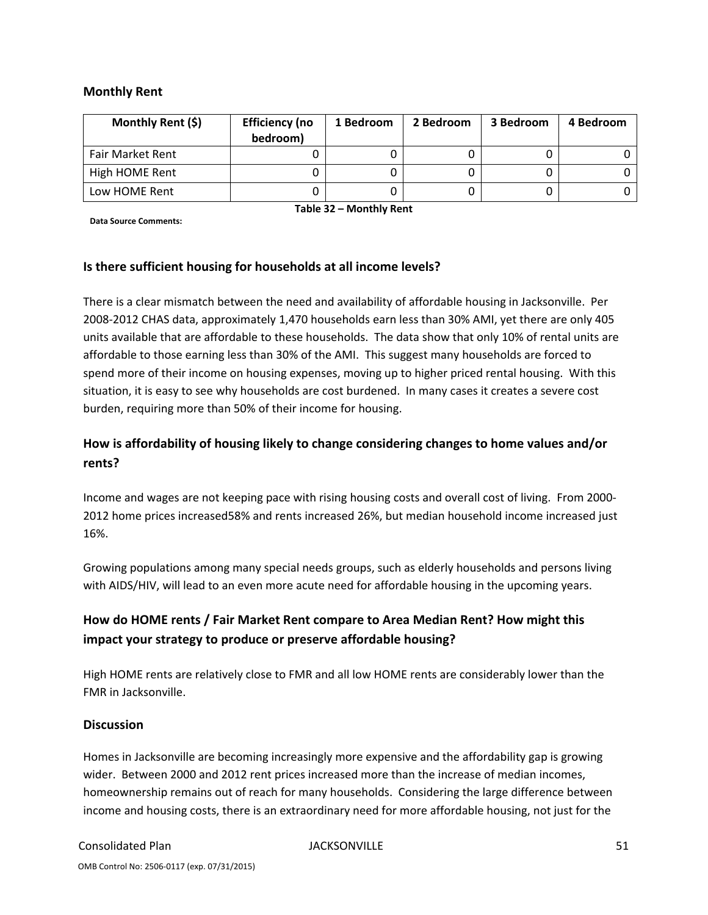### Monthly Rent

| Monthly Rent ($) | Efficiency (no bedroom) | 1 Bedroom | 2 Bedroom | 3 Bedroom | 4 Bedroom |
|---|---|---|---|---|---|
| Fair Market Rent | 0 | 0 | 0 | 0 | 0 |
| High HOME Rent | 0 | 0 | 0 | 0 | 0 |
| Low HOME Rent | 0 | 0 | 0 | 0 | 0 |

**Table 32 – Monthly Rent**

**Data Source Comments:**

## Is there sufficient housing for households at all income levels?

There is a clear mismatch between the need and availability of affordable housing in Jacksonville. Per 2008-2012 CHAS data, approximately 1,470 households earn less than 30% AMI, yet there are only 405 units available that are affordable to these households. The data show that only 10% of rental units are affordable to those earning less than 30% of the AMI. This suggest many households are forced to spend more of their income on housing expenses, moving up to higher priced rental housing. With this situation, it is easy to see why households are cost burdened. In many cases it creates a severe cost burden, requiring more than 50% of their income for housing.

## How is affordability of housing likely to change considering changes to home values and/or rents?

Income and wages are not keeping pace with rising housing costs and overall cost of living. From 2000-2012 home prices increased58% and rents increased 26%, but median household income increased just 16%.

Growing populations among many special needs groups, such as elderly households and persons living with AIDS/HIV, will lead to an even more acute need for affordable housing in the upcoming years.

## How do HOME rents / Fair Market Rent compare to Area Median Rent? How might this impact your strategy to produce or preserve affordable housing?

High HOME rents are relatively close to FMR and all low HOME rents are considerably lower than the FMR in Jacksonville.

### Discussion

Homes in Jacksonville are becoming increasingly more expensive and the affordability gap is growing wider. Between 2000 and 2012 rent prices increased more than the increase of median incomes, homeownership remains out of reach for many households. Considering the large difference between income and housing costs, there is an extraordinary need for more affordable housing, not just for the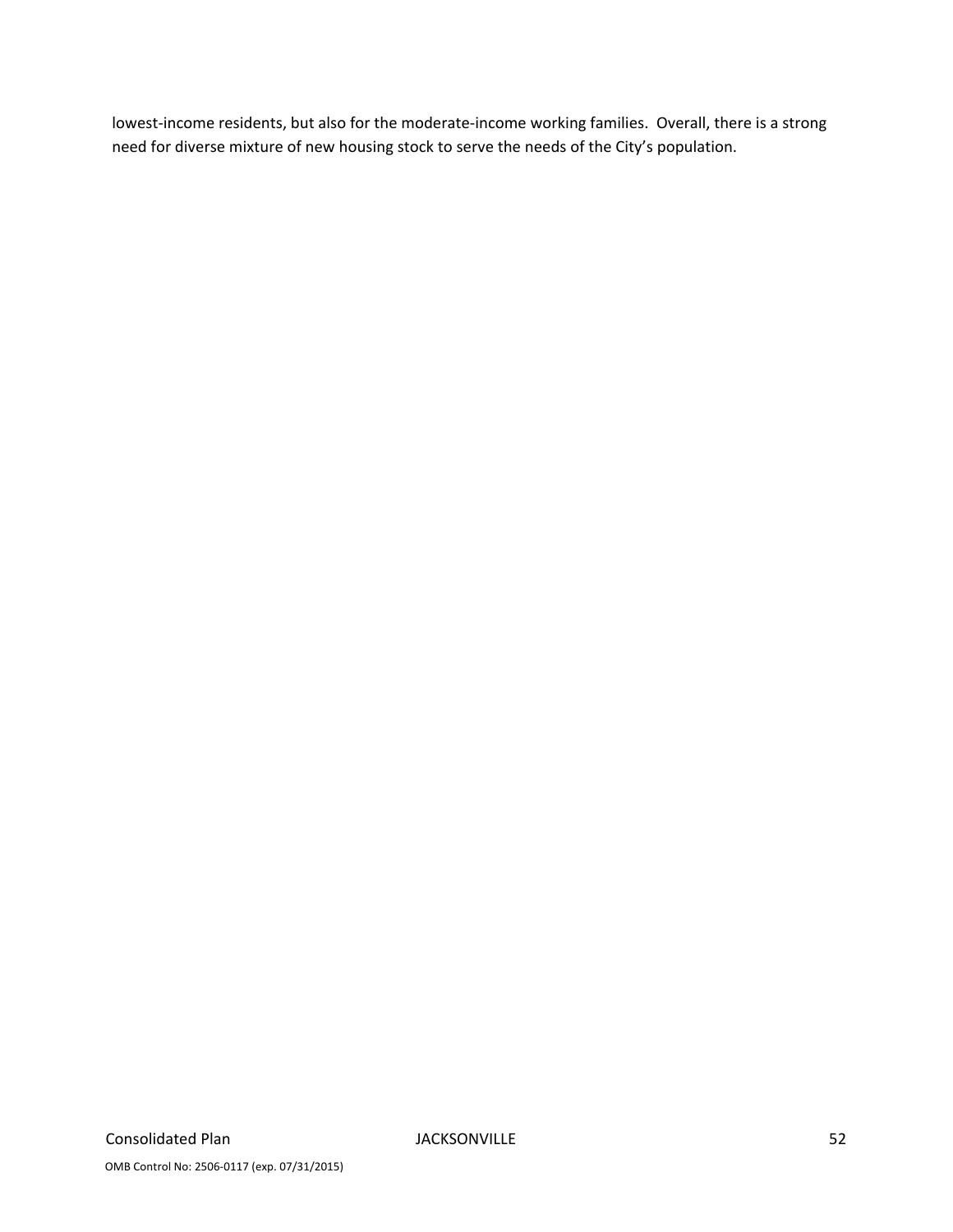lowest-income residents, but also for the moderate-income working families. Overall, there is a strong need for diverse mixture of new housing stock to serve the needs of the City's population.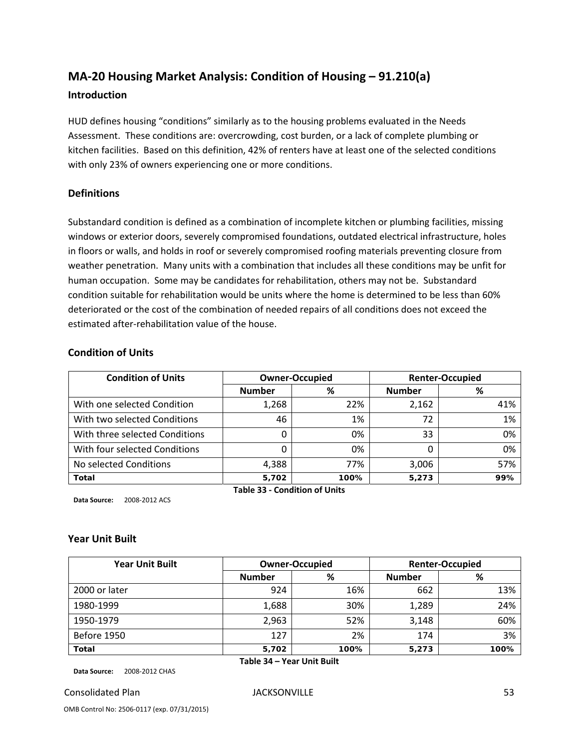## MA-20 Housing Market Analysis: Condition of Housing – 91.210(a)

### Introduction

HUD defines housing "conditions" similarly as to the housing problems evaluated in the Needs Assessment. These conditions are: overcrowding, cost burden, or a lack of complete plumbing or kitchen facilities. Based on this definition, 42% of renters have at least one of the selected conditions with only 23% of owners experiencing one or more conditions.

### Definitions

Substandard condition is defined as a combination of incomplete kitchen or plumbing facilities, missing windows or exterior doors, severely compromised foundations, outdated electrical infrastructure, holes in floors or walls, and holds in roof or severely compromised roofing materials preventing closure from weather penetration. Many units with a combination that includes all these conditions may be unfit for human occupation. Some may be candidates for rehabilitation, others may not be. Substandard condition suitable for rehabilitation would be units where the home is determined to be less than 60% deteriorated or the cost of the combination of needed repairs of all conditions does not exceed the estimated after-rehabilitation value of the house.

### Condition of Units

| Condition of Units | Owner-Occupied | | Renter-Occupied | |
|---|---|---|---|---|
| | Number | % | Number | % |
| With one selected Condition | 1,268 | 22% | 2,162 | 41% |
| With two selected Conditions | 46 | 1% | 72 | 1% |
| With three selected Conditions | 0 | 0% | 33 | 0% |
| With four selected Conditions | 0 | 0% | 0 | 0% |
| No selected Conditions | 4,388 | 77% | 3,006 | 57% |
| **Total** | **5,702** | **100%** | **5,273** | **99%** |

**Table 33 - Condition of Units**

**Data Source:** 2008-2012 ACS

### Year Unit Built

| Year Unit Built | Owner-Occupied | | Renter-Occupied | |
|---|---|---|---|---|
| | Number | % | Number | % |
| 2000 or later | 924 | 16% | 662 | 13% |
| 1980-1999 | 1,688 | 30% | 1,289 | 24% |
| 1950-1979 | 2,963 | 52% | 3,148 | 60% |
| Before 1950 | 127 | 2% | 174 | 3% |
| **Total** | **5,702** | **100%** | **5,273** | **100%** |

**Table 34 – Year Unit Built**

**Data Source:** 2008-2012 CHAS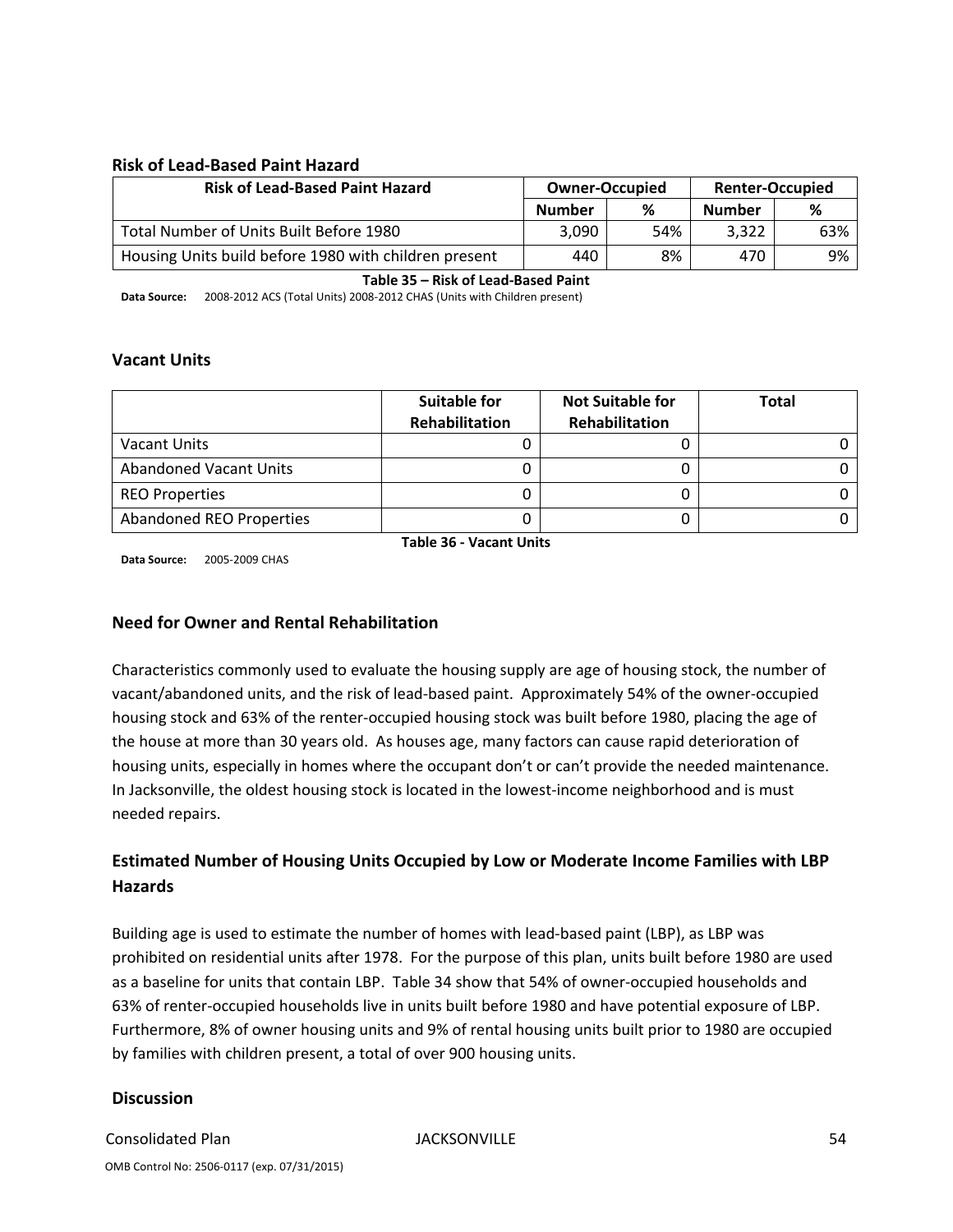### Risk of Lead-Based Paint Hazard

| Risk of Lead-Based Paint Hazard | Owner-Occupied | | Renter-Occupied | |
|---|---|---|---|---|
| | Number | % | Number | % |
| Total Number of Units Built Before 1980 | 3,090 | 54% | 3,322 | 63% |
| Housing Units build before 1980 with children present | 440 | 8% | 470 | 9% |

**Table 35 – Risk of Lead-Based Paint**

**Data Source:** 2008-2012 ACS (Total Units) 2008-2012 CHAS (Units with Children present)

### Vacant Units

| | Suitable for Rehabilitation | Not Suitable for Rehabilitation | Total |
|---|---|---|---|
| Vacant Units | 0 | 0 | 0 |
| Abandoned Vacant Units | 0 | 0 | 0 |
| REO Properties | 0 | 0 | 0 |
| Abandoned REO Properties | 0 | 0 | 0 |

**Table 36 - Vacant Units**

**Data Source:** 2005-2009 CHAS

### Need for Owner and Rental Rehabilitation

Characteristics commonly used to evaluate the housing supply are age of housing stock, the number of vacant/abandoned units, and the risk of lead-based paint. Approximately 54% of the owner-occupied housing stock and 63% of the renter-occupied housing stock was built before 1980, placing the age of the house at more than 30 years old. As houses age, many factors can cause rapid deterioration of housing units, especially in homes where the occupant don't or can't provide the needed maintenance. In Jacksonville, the oldest housing stock is located in the lowest-income neighborhood and is must needed repairs.

### Estimated Number of Housing Units Occupied by Low or Moderate Income Families with LBP Hazards

Building age is used to estimate the number of homes with lead-based paint (LBP), as LBP was prohibited on residential units after 1978. For the purpose of this plan, units built before 1980 are used as a baseline for units that contain LBP. Table 34 show that 54% of owner-occupied households and 63% of renter-occupied households live in units built before 1980 and have potential exposure of LBP. Furthermore, 8% of owner housing units and 9% of rental housing units built prior to 1980 are occupied by families with children present, a total of over 900 housing units.

### Discussion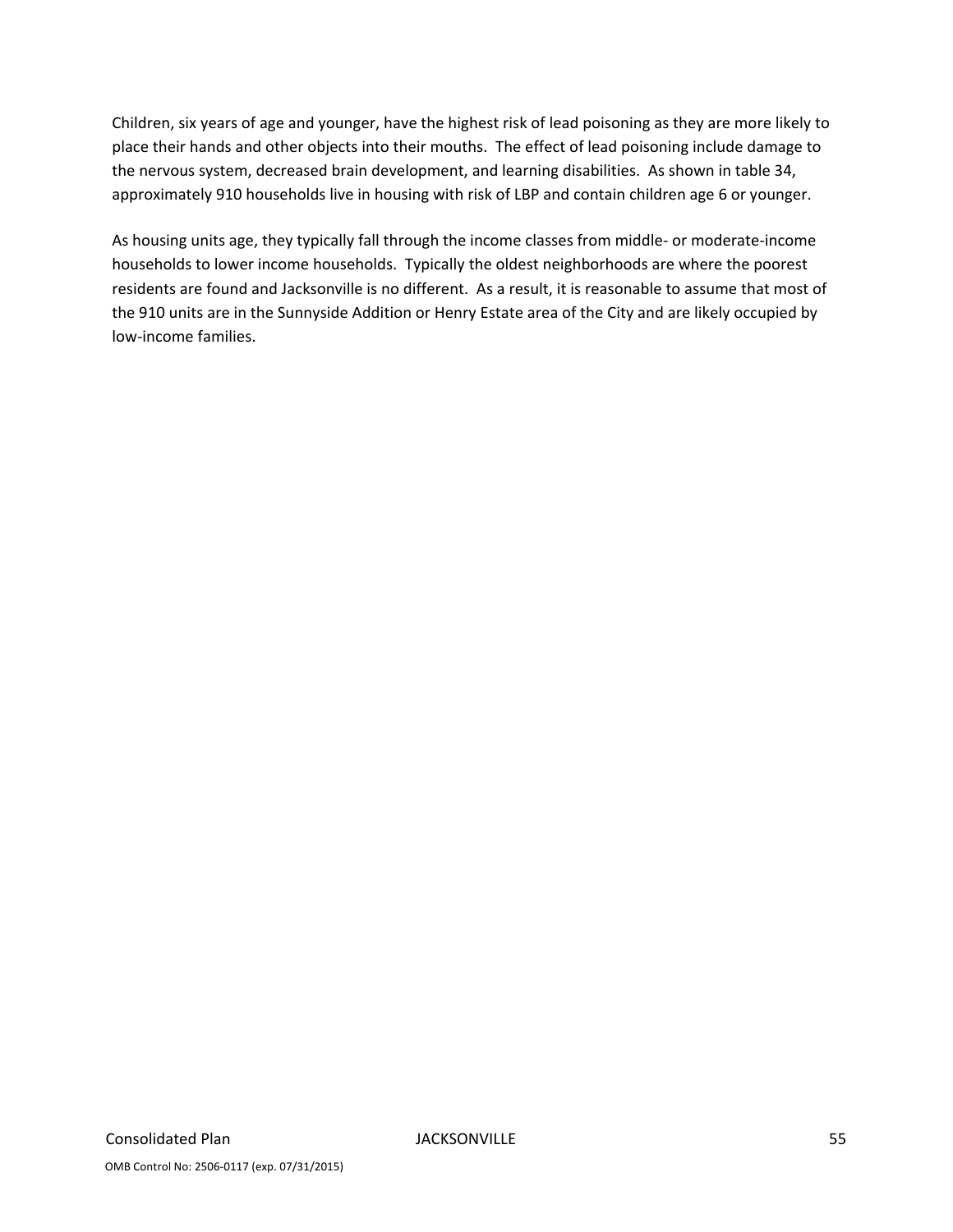Children, six years of age and younger, have the highest risk of lead poisoning as they are more likely to place their hands and other objects into their mouths. The effect of lead poisoning include damage to the nervous system, decreased brain development, and learning disabilities. As shown in table 34, approximately 910 households live in housing with risk of LBP and contain children age 6 or younger.

As housing units age, they typically fall through the income classes from middle- or moderate-income households to lower income households. Typically the oldest neighborhoods are where the poorest residents are found and Jacksonville is no different. As a result, it is reasonable to assume that most of the 910 units are in the Sunnyside Addition or Henry Estate area of the City and are likely occupied by low-income families.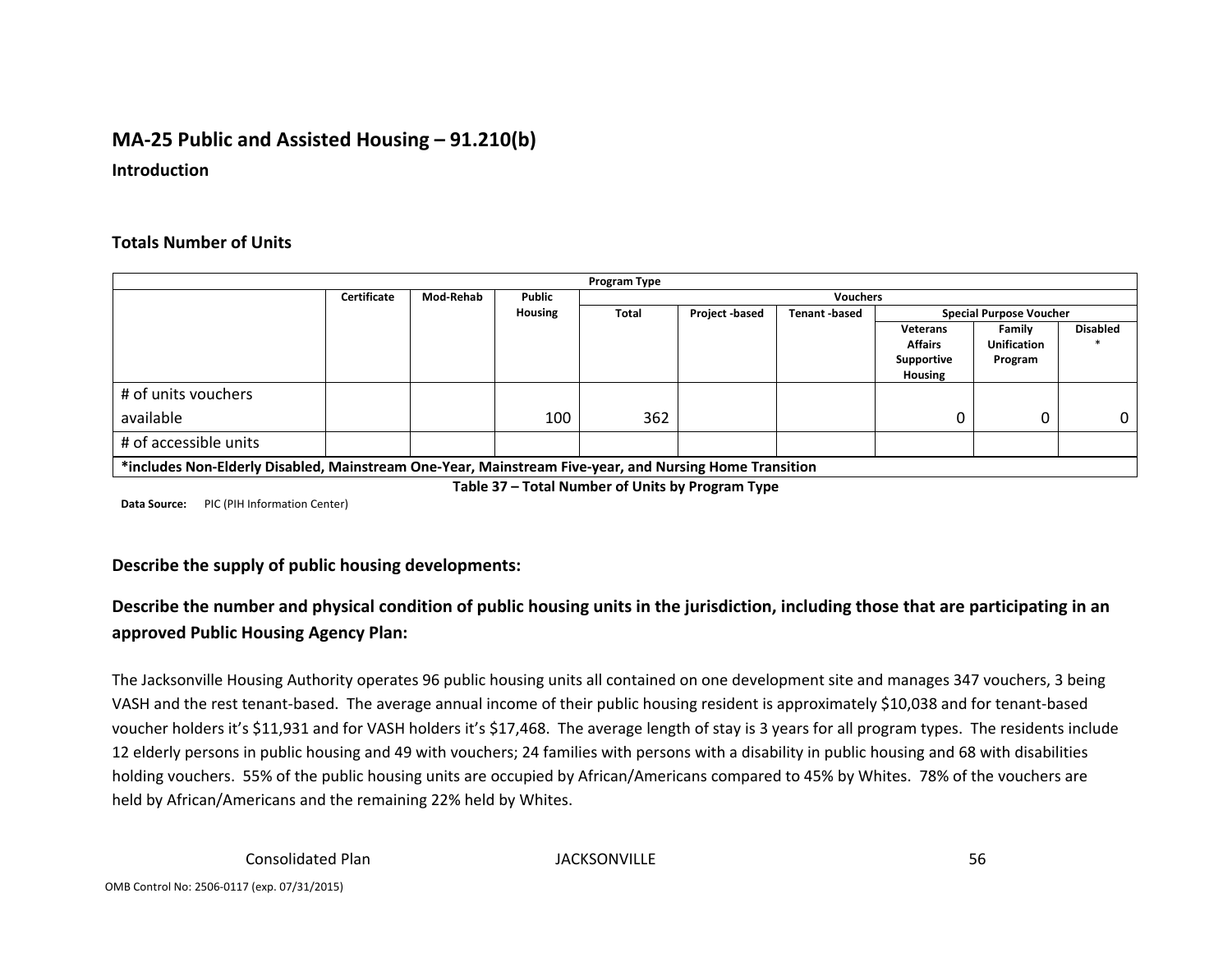## MA-25 Public and Assisted Housing – 91.210(b)

### Introduction

### Totals Number of Units

| Program Type | | | | | | | | | |
|---|---|---|---|---|---|---|---|---|---|
| | Certificate | Mod-Rehab | Public Housing | Vouchers | | | | | |
| | | | | Total | Project -based | Tenant -based | Special Purpose Voucher | | |
| | | | | | | | Veterans Affairs Supportive Housing | Family Unification Program | Disabled * |
| # of units vouchers available | | | 100 | 362 | | | 0 | 0 | 0 |
| # of accessible units | | | | | | | | | |
| *includes Non-Elderly Disabled, Mainstream One-Year, Mainstream Five-year, and Nursing Home Transition | | | | | | | | | |

**Table 37 – Total Number of Units by Program Type**

**Data Source:** PIC (PIH Information Center)

### Describe the supply of public housing developments:

### Describe the number and physical condition of public housing units in the jurisdiction, including those that are participating in an approved Public Housing Agency Plan:

The Jacksonville Housing Authority operates 96 public housing units all contained on one development site and manages 347 vouchers, 3 being VASH and the rest tenant-based. The average annual income of their public housing resident is approximately $10,038 and for tenant-based voucher holders it's $11,931 and for VASH holders it's $17,468. The average length of stay is 3 years for all program types. The residents include 12 elderly persons in public housing and 49 with vouchers; 24 families with persons with a disability in public housing and 68 with disabilities holding vouchers. 55% of the public housing units are occupied by African/Americans compared to 45% by Whites. 78% of the vouchers are held by African/Americans and the remaining 22% held by Whites.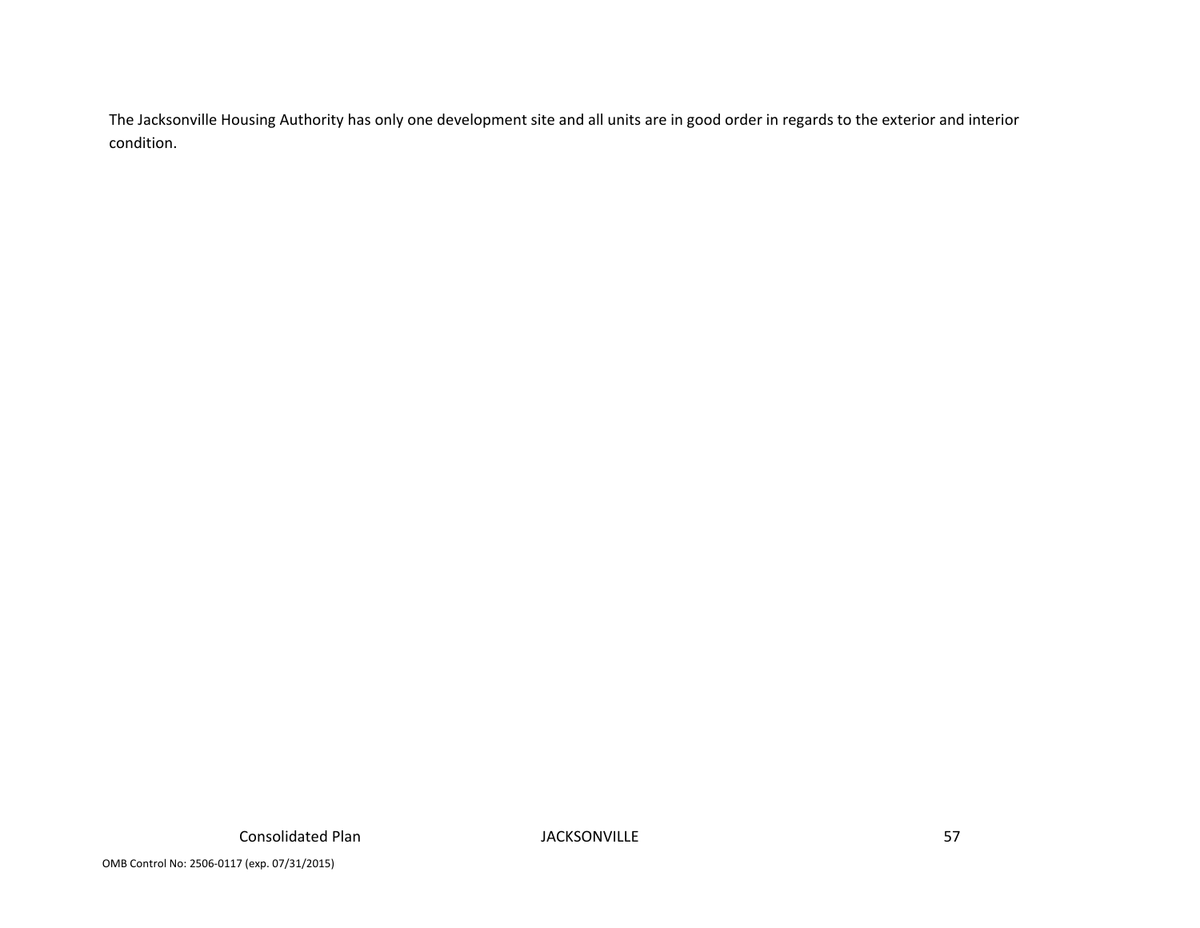The Jacksonville Housing Authority has only one development site and all units are in good order in regards to the exterior and interior condition.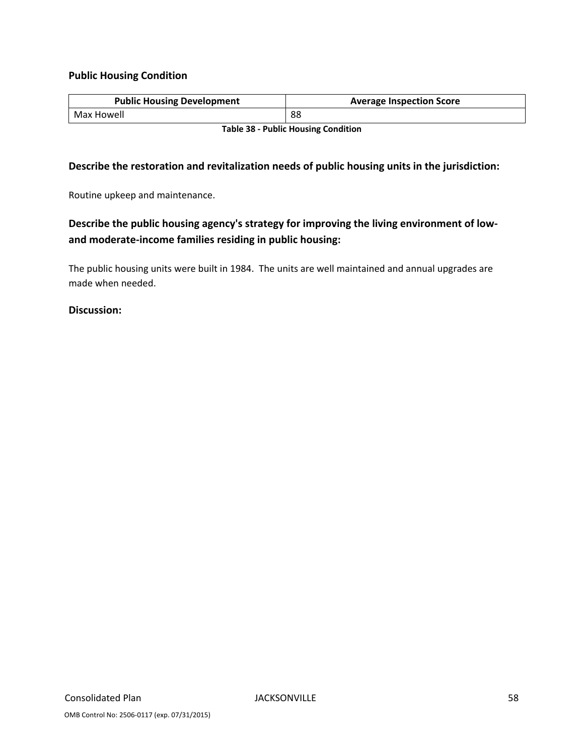### Public Housing Condition

| Public Housing Development | Average Inspection Score |
|---|---|
| Max Howell | 88 |

**Table 38 - Public Housing Condition**

### Describe the restoration and revitalization needs of public housing units in the jurisdiction:

Routine upkeep and maintenance.

### Describe the public housing agency's strategy for improving the living environment of low- and moderate-income families residing in public housing:

The public housing units were built in 1984. The units are well maintained and annual upgrades are made when needed.

### Discussion: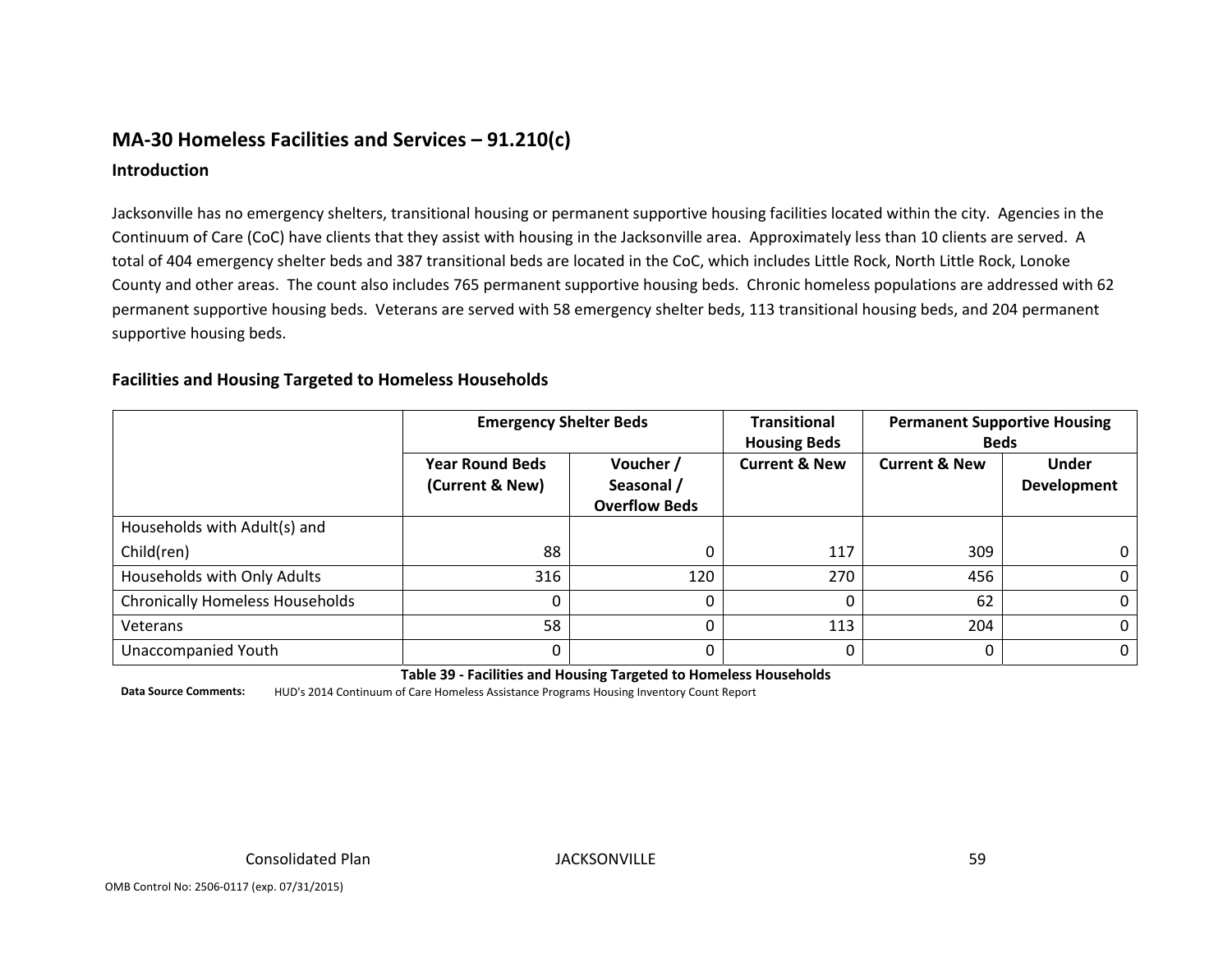## MA-30 Homeless Facilities and Services – 91.210(c)

### Introduction

Jacksonville has no emergency shelters, transitional housing or permanent supportive housing facilities located within the city. Agencies in the Continuum of Care (CoC) have clients that they assist with housing in the Jacksonville area. Approximately less than 10 clients are served. A total of 404 emergency shelter beds and 387 transitional beds are located in the CoC, which includes Little Rock, North Little Rock, Lonoke County and other areas. The count also includes 765 permanent supportive housing beds. Chronic homeless populations are addressed with 62 permanent supportive housing beds. Veterans are served with 58 emergency shelter beds, 113 transitional housing beds, and 204 permanent supportive housing beds.

### Facilities and Housing Targeted to Homeless Households

| | Emergency Shelter Beds | | Transitional Housing Beds | Permanent Supportive Housing Beds | |
|---|---|---|---|---|---|
| | Year Round Beds (Current & New) | Voucher / Seasonal / Overflow Beds | Current & New | Current & New | Under Development |
| Households with Adult(s) and Child(ren) | 88 | 0 | 117 | 309 | 0 |
| Households with Only Adults | 316 | 120 | 270 | 456 | 0 |
| Chronically Homeless Households | 0 | 0 | 0 | 62 | 0 |
| Veterans | 58 | 0 | 113 | 204 | 0 |
| Unaccompanied Youth | 0 | 0 | 0 | 0 | 0 |

**Table 39 - Facilities and Housing Targeted to Homeless Households**

**Data Source Comments:** HUD's 2014 Continuum of Care Homeless Assistance Programs Housing Inventory Count Report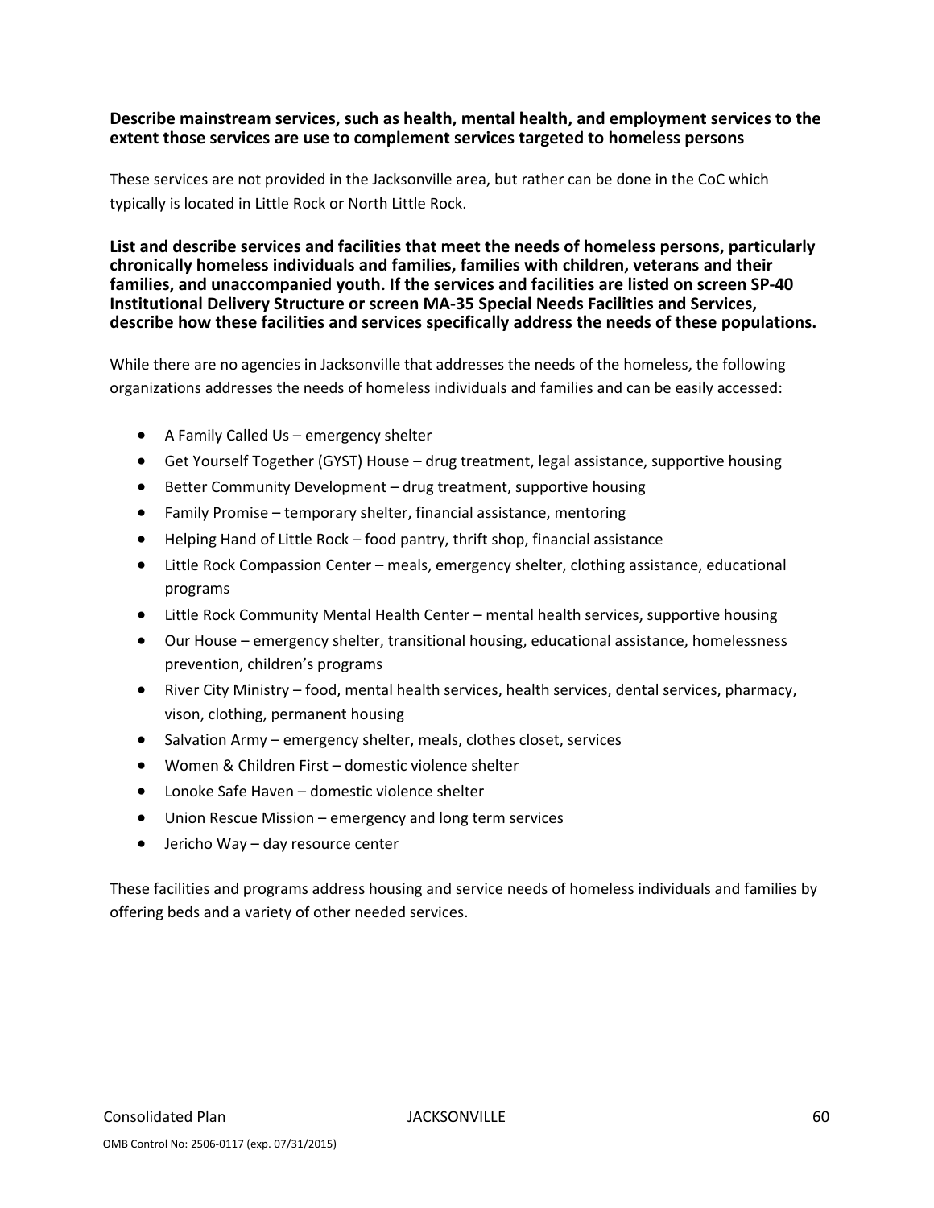**Describe mainstream services, such as health, mental health, and employment services to the extent those services are use to complement services targeted to homeless persons**

These services are not provided in the Jacksonville area, but rather can be done in the CoC which typically is located in Little Rock or North Little Rock.

**List and describe services and facilities that meet the needs of homeless persons, particularly chronically homeless individuals and families, families with children, veterans and their families, and unaccompanied youth. If the services and facilities are listed on screen SP-40 Institutional Delivery Structure or screen MA-35 Special Needs Facilities and Services, describe how these facilities and services specifically address the needs of these populations.**

While there are no agencies in Jacksonville that addresses the needs of the homeless, the following organizations addresses the needs of homeless individuals and families and can be easily accessed:

- A Family Called Us – emergency shelter
- Get Yourself Together (GYST) House – drug treatment, legal assistance, supportive housing
- Better Community Development – drug treatment, supportive housing
- Family Promise – temporary shelter, financial assistance, mentoring
- Helping Hand of Little Rock – food pantry, thrift shop, financial assistance
- Little Rock Compassion Center – meals, emergency shelter, clothing assistance, educational programs
- Little Rock Community Mental Health Center – mental health services, supportive housing
- Our House – emergency shelter, transitional housing, educational assistance, homelessness prevention, children's programs
- River City Ministry – food, mental health services, health services, dental services, pharmacy, vison, clothing, permanent housing
- Salvation Army – emergency shelter, meals, clothes closet, services
- Women & Children First – domestic violence shelter
- Lonoke Safe Haven – domestic violence shelter
- Union Rescue Mission – emergency and long term services
- Jericho Way – day resource center

These facilities and programs address housing and service needs of homeless individuals and families by offering beds and a variety of other needed services.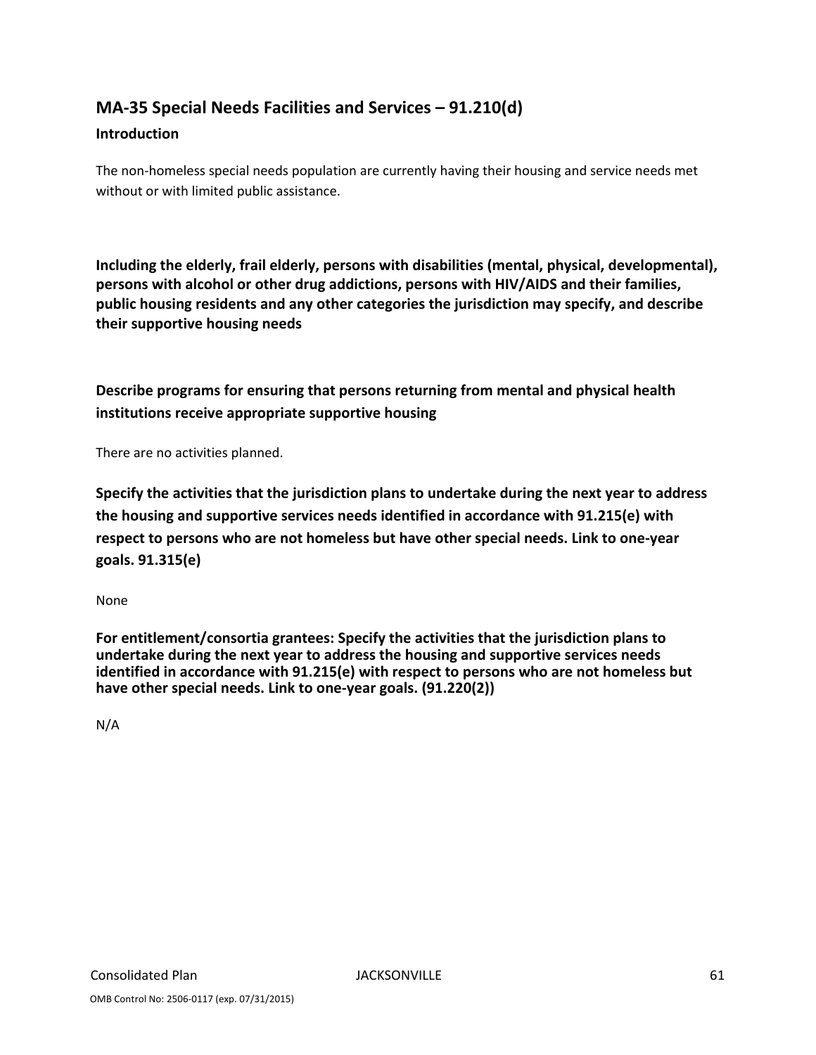## MA-35 Special Needs Facilities and Services – 91.210(d)

### Introduction

The non-homeless special needs population are currently having their housing and service needs met without or with limited public assistance.

**Including the elderly, frail elderly, persons with disabilities (mental, physical, developmental), persons with alcohol or other drug addictions, persons with HIV/AIDS and their families, public housing residents and any other categories the jurisdiction may specify, and describe their supportive housing needs**

**Describe programs for ensuring that persons returning from mental and physical health institutions receive appropriate supportive housing**

There are no activities planned.

**Specify the activities that the jurisdiction plans to undertake during the next year to address the housing and supportive services needs identified in accordance with 91.215(e) with respect to persons who are not homeless but have other special needs. Link to one-year goals. 91.315(e)**

None

**For entitlement/consortia grantees: Specify the activities that the jurisdiction plans to undertake during the next year to address the housing and supportive services needs identified in accordance with 91.215(e) with respect to persons who are not homeless but have other special needs. Link to one-year goals. (91.220(2))**

N/A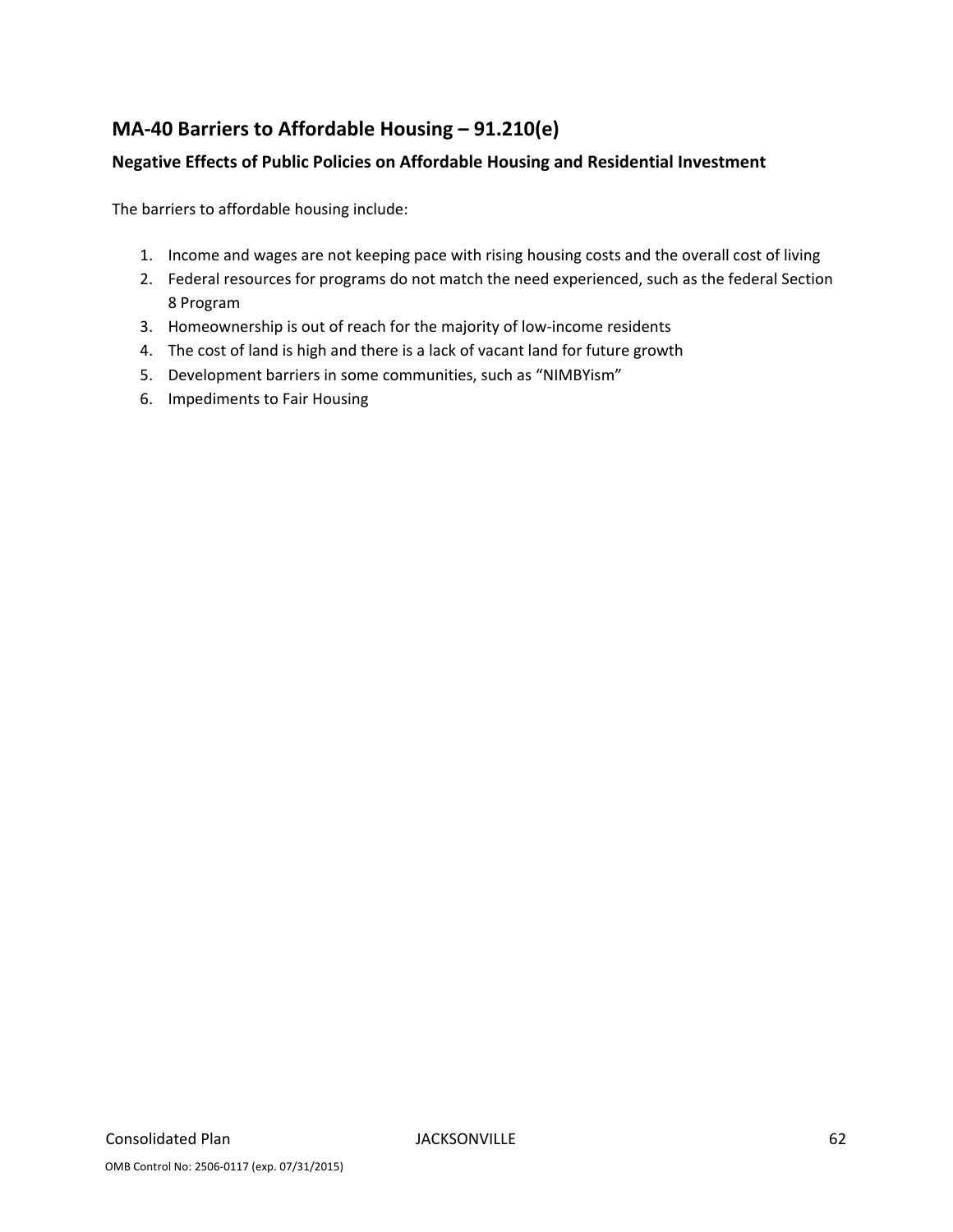## MA-40 Barriers to Affordable Housing – 91.210(e)

### Negative Effects of Public Policies on Affordable Housing and Residential Investment

The barriers to affordable housing include:

1. Income and wages are not keeping pace with rising housing costs and the overall cost of living
2. Federal resources for programs do not match the need experienced, such as the federal Section 8 Program
3. Homeownership is out of reach for the majority of low-income residents
4. The cost of land is high and there is a lack of vacant land for future growth
5. Development barriers in some communities, such as "NIMBYism"
6. Impediments to Fair Housing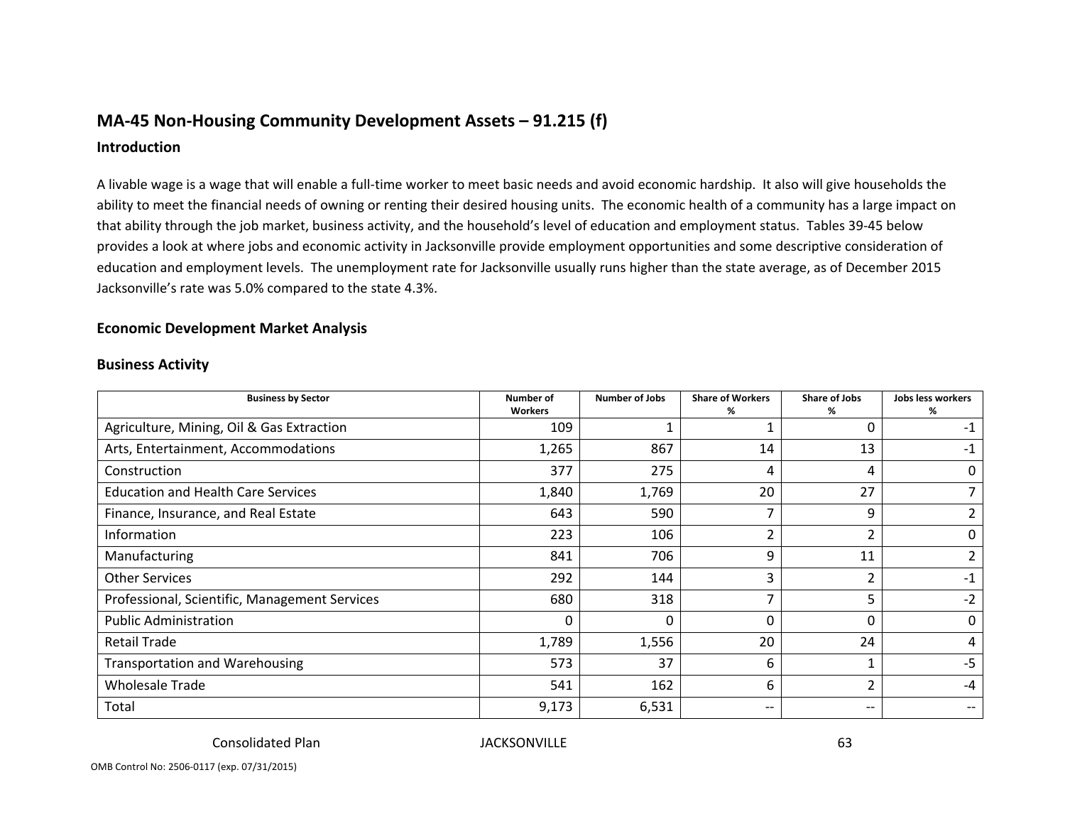## MA-45 Non-Housing Community Development Assets – 91.215 (f)

### Introduction

A livable wage is a wage that will enable a full-time worker to meet basic needs and avoid economic hardship. It also will give households the ability to meet the financial needs of owning or renting their desired housing units. The economic health of a community has a large impact on that ability through the job market, business activity, and the household's level of education and employment status. Tables 39-45 below provides a look at where jobs and economic activity in Jacksonville provide employment opportunities and some descriptive consideration of education and employment levels. The unemployment rate for Jacksonville usually runs higher than the state average, as of December 2015 Jacksonville's rate was 5.0% compared to the state 4.3%.

### Economic Development Market Analysis

### Business Activity

| Business by Sector | Number of Workers | Number of Jobs | Share of Workers % | Share of Jobs % | Jobs less workers % |
|---|---|---|---|---|---|
| Agriculture, Mining, Oil & Gas Extraction | 109 | 1 | 1 | 0 | -1 |
| Arts, Entertainment, Accommodations | 1,265 | 867 | 14 | 13 | -1 |
| Construction | 377 | 275 | 4 | 4 | 0 |
| Education and Health Care Services | 1,840 | 1,769 | 20 | 27 | 7 |
| Finance, Insurance, and Real Estate | 643 | 590 | 7 | 9 | 2 |
| Information | 223 | 106 | 2 | 2 | 0 |
| Manufacturing | 841 | 706 | 9 | 11 | 2 |
| Other Services | 292 | 144 | 3 | 2 | -1 |
| Professional, Scientific, Management Services | 680 | 318 | 7 | 5 | -2 |
| Public Administration | 0 | 0 | 0 | 0 | 0 |
| Retail Trade | 1,789 | 1,556 | 20 | 24 | 4 |
| Transportation and Warehousing | 573 | 37 | 6 | 1 | -5 |
| Wholesale Trade | 541 | 162 | 6 | 2 | -4 |
| Total | 9,173 | 6,531 | -- | -- | -- |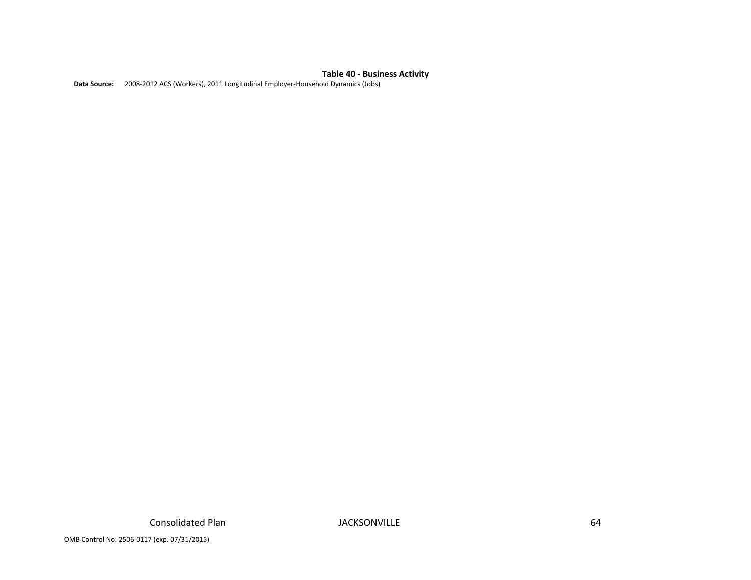**Table 40 - Business Activity**

**Data Source:** 2008-2012 ACS (Workers), 2011 Longitudinal Employer-Household Dynamics (Jobs)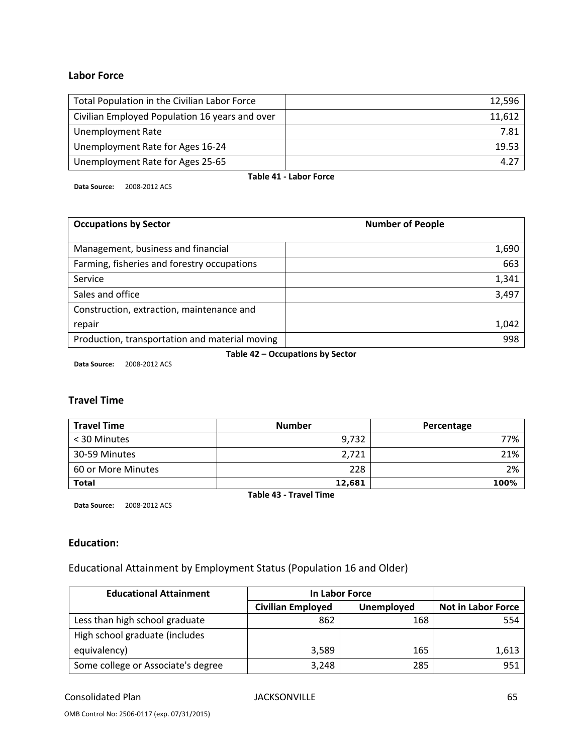### Labor Force

| | |
|---|---|
| Total Population in the Civilian Labor Force | 12,596 |
| Civilian Employed Population 16 years and over | 11,612 |
| Unemployment Rate | 7.81 |
| Unemployment Rate for Ages 16-24 | 19.53 |
| Unemployment Rate for Ages 25-65 | 4.27 |

**Table 41 - Labor Force**

**Data Source:** 2008-2012 ACS

| Occupations by Sector | Number of People |
|---|---|
| Management, business and financial | 1,690 |
| Farming, fisheries and forestry occupations | 663 |
| Service | 1,341 |
| Sales and office | 3,497 |
| Construction, extraction, maintenance and repair | 1,042 |
| Production, transportation and material moving | 998 |

**Table 42 – Occupations by Sector**

**Data Source:** 2008-2012 ACS

### Travel Time

| Travel Time | Number | Percentage |
|---|---|---|
| < 30 Minutes | 9,732 | 77% |
| 30-59 Minutes | 2,721 | 21% |
| 60 or More Minutes | 228 | 2% |
| **Total** | **12,681** | **100%** |

**Table 43 - Travel Time**

**Data Source:** 2008-2012 ACS

### Education:

Educational Attainment by Employment Status (Population 16 and Older)

| Educational Attainment | In Labor Force | | |
|---|---|---|---|
| | Civilian Employed | Unemployed | Not in Labor Force |
| Less than high school graduate | 862 | 168 | 554 |
| High school graduate (includes equivalency) | 3,589 | 165 | 1,613 |
| Some college or Associate's degree | 3,248 | 285 | 951 |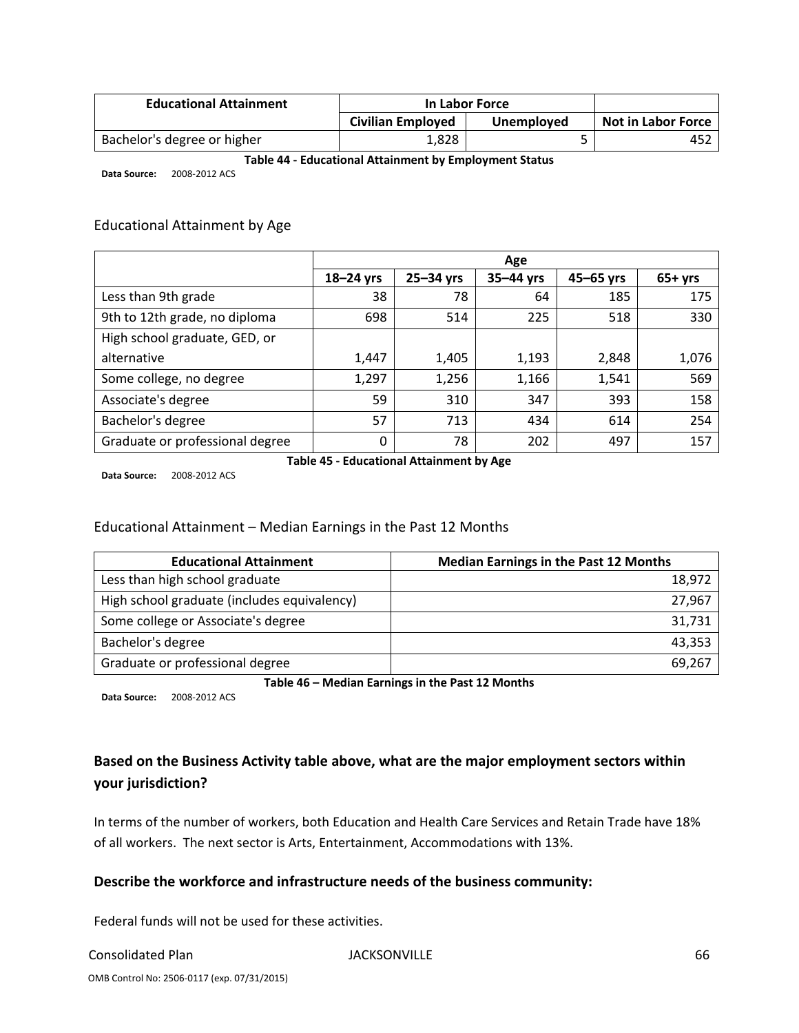| Educational Attainment | In Labor Force | | |
|---|---|---|---|
| | Civilian Employed | Unemployed | Not in Labor Force |
| Bachelor's degree or higher | 1,828 | 5 | 452 |

**Table 44 - Educational Attainment by Employment Status**

**Data Source:** 2008-2012 ACS

## Educational Attainment by Age

| | Age | | | | |
|---|---|---|---|---|---|
| | 18–24 yrs | 25–34 yrs | 35–44 yrs | 45–65 yrs | 65+ yrs |
| Less than 9th grade | 38 | 78 | 64 | 185 | 175 |
| 9th to 12th grade, no diploma | 698 | 514 | 225 | 518 | 330 |
| High school graduate, GED, or alternative | 1,447 | 1,405 | 1,193 | 2,848 | 1,076 |
| Some college, no degree | 1,297 | 1,256 | 1,166 | 1,541 | 569 |
| Associate's degree | 59 | 310 | 347 | 393 | 158 |
| Bachelor's degree | 57 | 713 | 434 | 614 | 254 |
| Graduate or professional degree | 0 | 78 | 202 | 497 | 157 |

**Table 45 - Educational Attainment by Age**

**Data Source:** 2008-2012 ACS

## Educational Attainment – Median Earnings in the Past 12 Months

| Educational Attainment | Median Earnings in the Past 12 Months |
|---|---|
| Less than high school graduate | 18,972 |
| High school graduate (includes equivalency) | 27,967 |
| Some college or Associate's degree | 31,731 |
| Bachelor's degree | 43,353 |
| Graduate or professional degree | 69,267 |

**Table 46 – Median Earnings in the Past 12 Months**

**Data Source:** 2008-2012 ACS

### Based on the Business Activity table above, what are the major employment sectors within your jurisdiction?

In terms of the number of workers, both Education and Health Care Services and Retain Trade have 18% of all workers. The next sector is Arts, Entertainment, Accommodations with 13%.

### Describe the workforce and infrastructure needs of the business community:

Federal funds will not be used for these activities.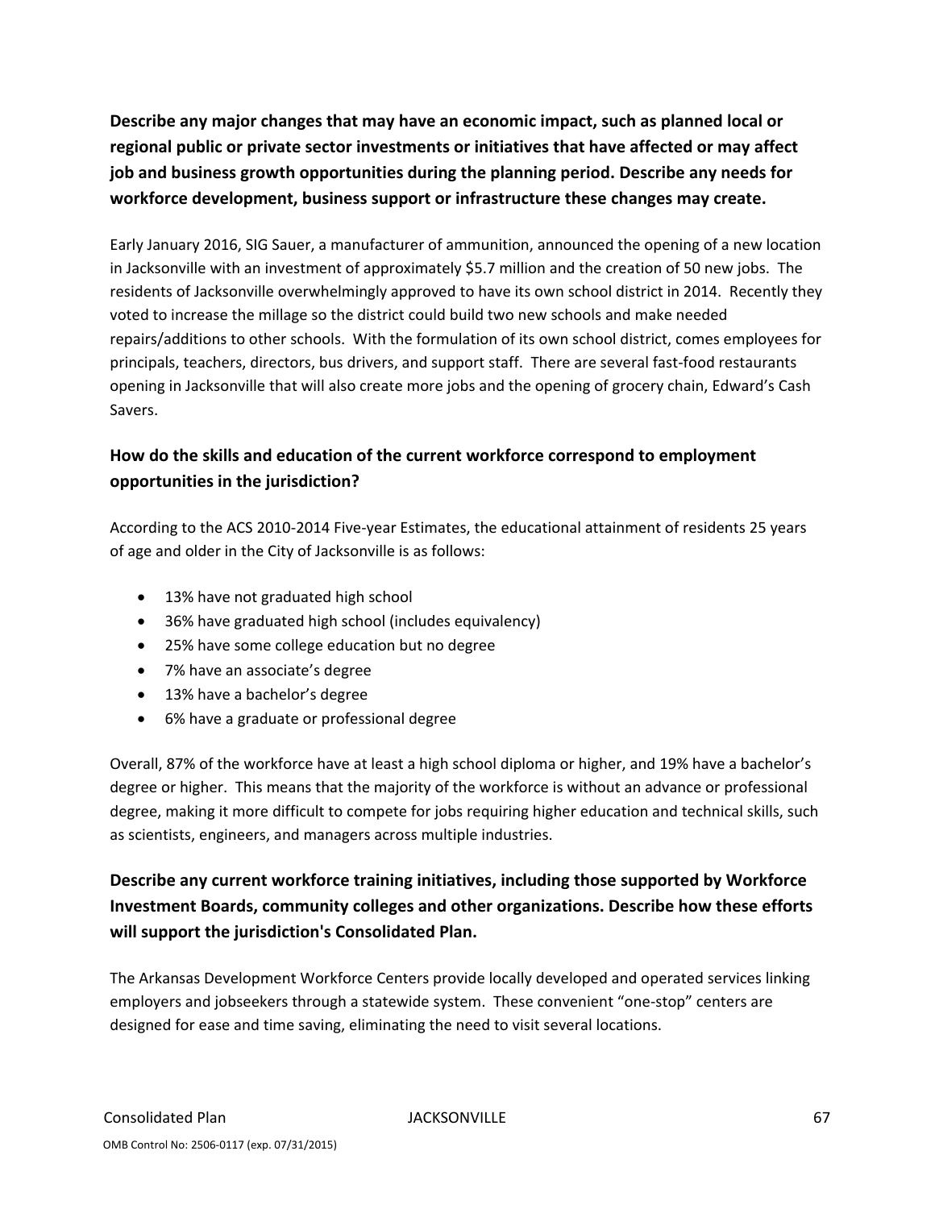**Describe any major changes that may have an economic impact, such as planned local or regional public or private sector investments or initiatives that have affected or may affect job and business growth opportunities during the planning period. Describe any needs for workforce development, business support or infrastructure these changes may create.**

Early January 2016, SIG Sauer, a manufacturer of ammunition, announced the opening of a new location in Jacksonville with an investment of approximately $5.7 million and the creation of 50 new jobs. The residents of Jacksonville overwhelmingly approved to have its own school district in 2014. Recently they voted to increase the millage so the district could build two new schools and make needed repairs/additions to other schools. With the formulation of its own school district, comes employees for principals, teachers, directors, bus drivers, and support staff. There are several fast-food restaurants opening in Jacksonville that will also create more jobs and the opening of grocery chain, Edward's Cash Savers.

**How do the skills and education of the current workforce correspond to employment opportunities in the jurisdiction?**

According to the ACS 2010-2014 Five-year Estimates, the educational attainment of residents 25 years of age and older in the City of Jacksonville is as follows:

- 13% have not graduated high school
- 36% have graduated high school (includes equivalency)
- 25% have some college education but no degree
- 7% have an associate's degree
- 13% have a bachelor's degree
- 6% have a graduate or professional degree

Overall, 87% of the workforce have at least a high school diploma or higher, and 19% have a bachelor's degree or higher. This means that the majority of the workforce is without an advance or professional degree, making it more difficult to compete for jobs requiring higher education and technical skills, such as scientists, engineers, and managers across multiple industries.

**Describe any current workforce training initiatives, including those supported by Workforce Investment Boards, community colleges and other organizations. Describe how these efforts will support the jurisdiction's Consolidated Plan.**

The Arkansas Development Workforce Centers provide locally developed and operated services linking employers and jobseekers through a statewide system. These convenient "one-stop" centers are designed for ease and time saving, eliminating the need to visit several locations.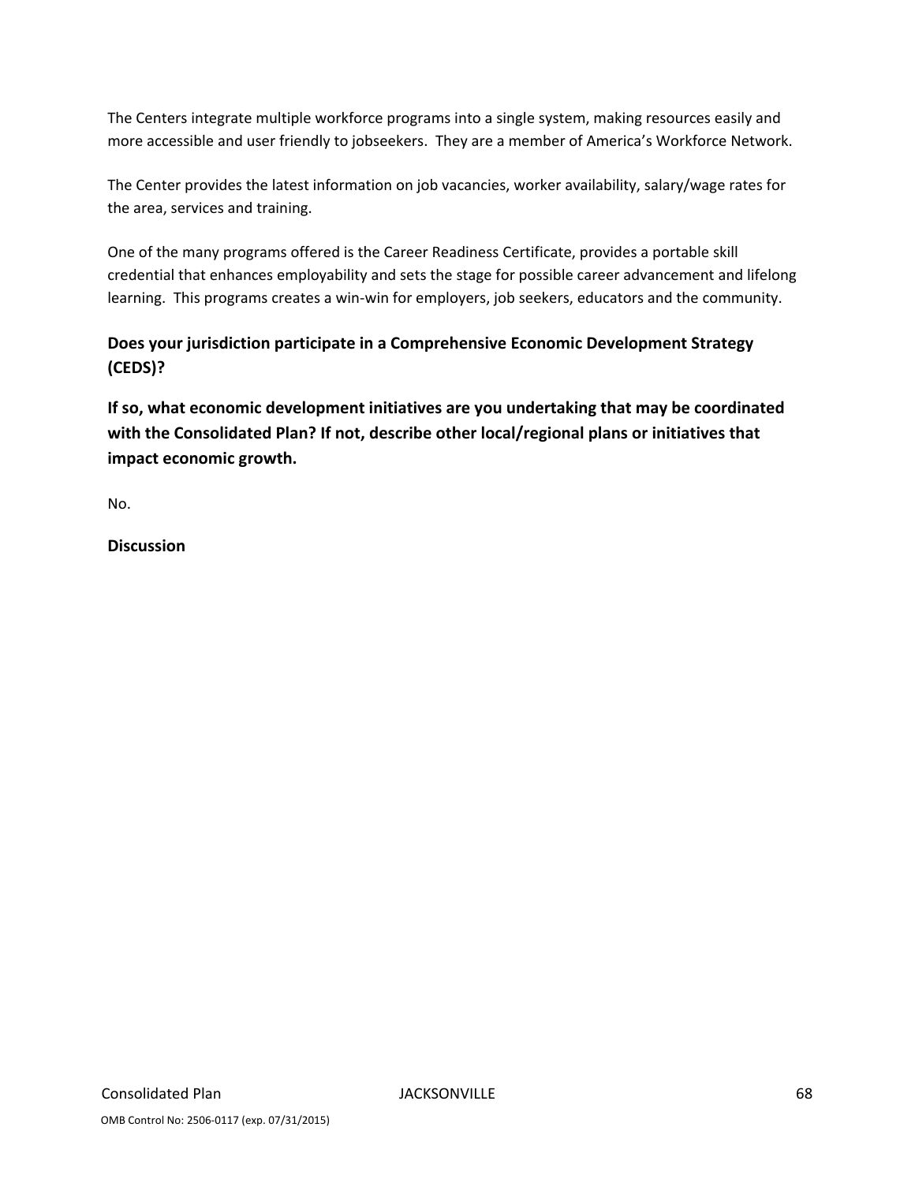The Centers integrate multiple workforce programs into a single system, making resources easily and more accessible and user friendly to jobseekers.  They are a member of America's Workforce Network.

The Center provides the latest information on job vacancies, worker availability, salary/wage rates for the area, services and training.

One of the many programs offered is the Career Readiness Certificate, provides a portable skill credential that enhances employability and sets the stage for possible career advancement and lifelong learning.  This programs creates a win-win for employers, job seekers, educators and the community.

### Does your jurisdiction participate in a Comprehensive Economic Development Strategy (CEDS)?

### If so, what economic development initiatives are you undertaking that may be coordinated with the Consolidated Plan? If not, describe other local/regional plans or initiatives that impact economic growth.

No.

**Discussion**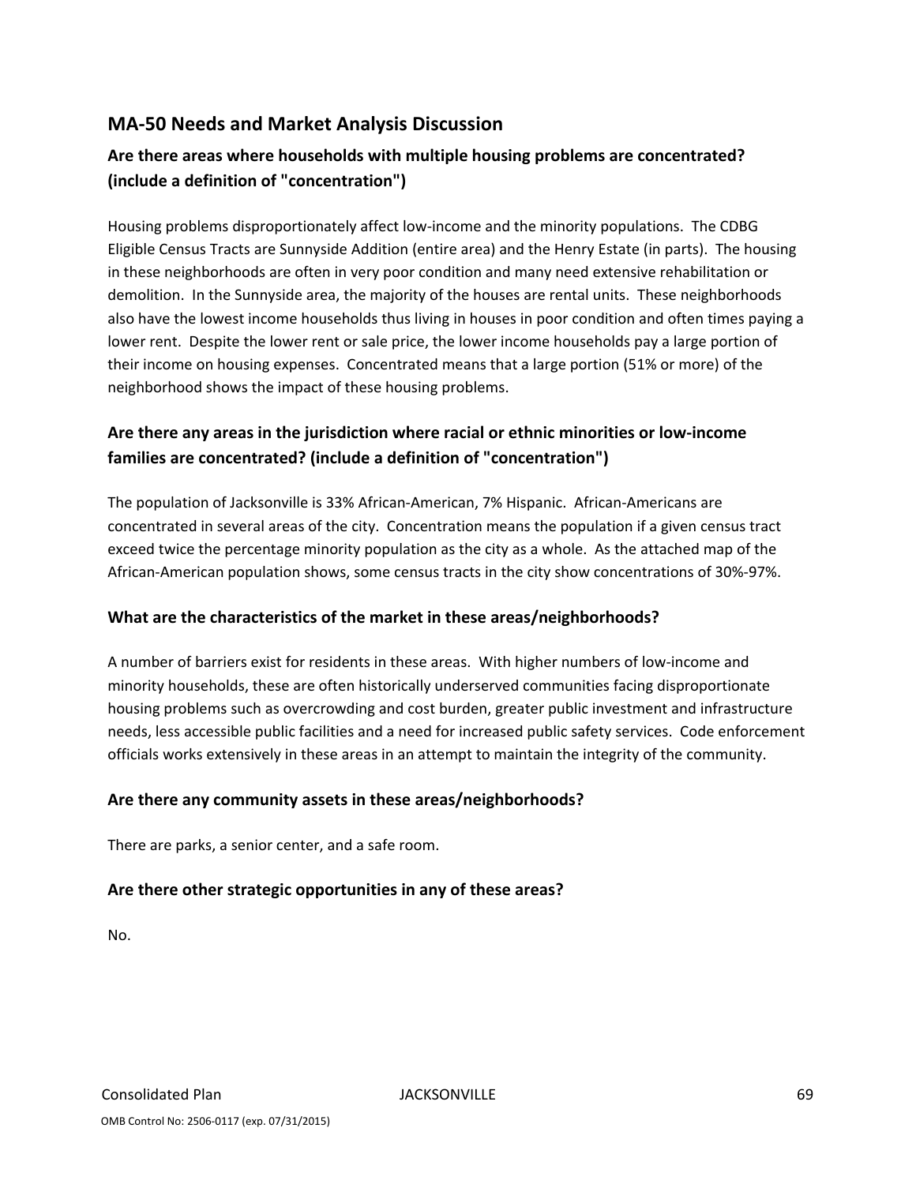## MA-50 Needs and Market Analysis Discussion

### Are there areas where households with multiple housing problems are concentrated? (include a definition of "concentration")

Housing problems disproportionately affect low-income and the minority populations. The CDBG Eligible Census Tracts are Sunnyside Addition (entire area) and the Henry Estate (in parts). The housing in these neighborhoods are often in very poor condition and many need extensive rehabilitation or demolition. In the Sunnyside area, the majority of the houses are rental units. These neighborhoods also have the lowest income households thus living in houses in poor condition and often times paying a lower rent. Despite the lower rent or sale price, the lower income households pay a large portion of their income on housing expenses. Concentrated means that a large portion (51% or more) of the neighborhood shows the impact of these housing problems.

### Are there any areas in the jurisdiction where racial or ethnic minorities or low-income families are concentrated? (include a definition of "concentration")

The population of Jacksonville is 33% African-American, 7% Hispanic. African-Americans are concentrated in several areas of the city. Concentration means the population if a given census tract exceed twice the percentage minority population as the city as a whole. As the attached map of the African-American population shows, some census tracts in the city show concentrations of 30%-97%.

### What are the characteristics of the market in these areas/neighborhoods?

A number of barriers exist for residents in these areas. With higher numbers of low-income and minority households, these are often historically underserved communities facing disproportionate housing problems such as overcrowding and cost burden, greater public investment and infrastructure needs, less accessible public facilities and a need for increased public safety services. Code enforcement officials works extensively in these areas in an attempt to maintain the integrity of the community.

### Are there any community assets in these areas/neighborhoods?

There are parks, a senior center, and a safe room.

### Are there other strategic opportunities in any of these areas?

No.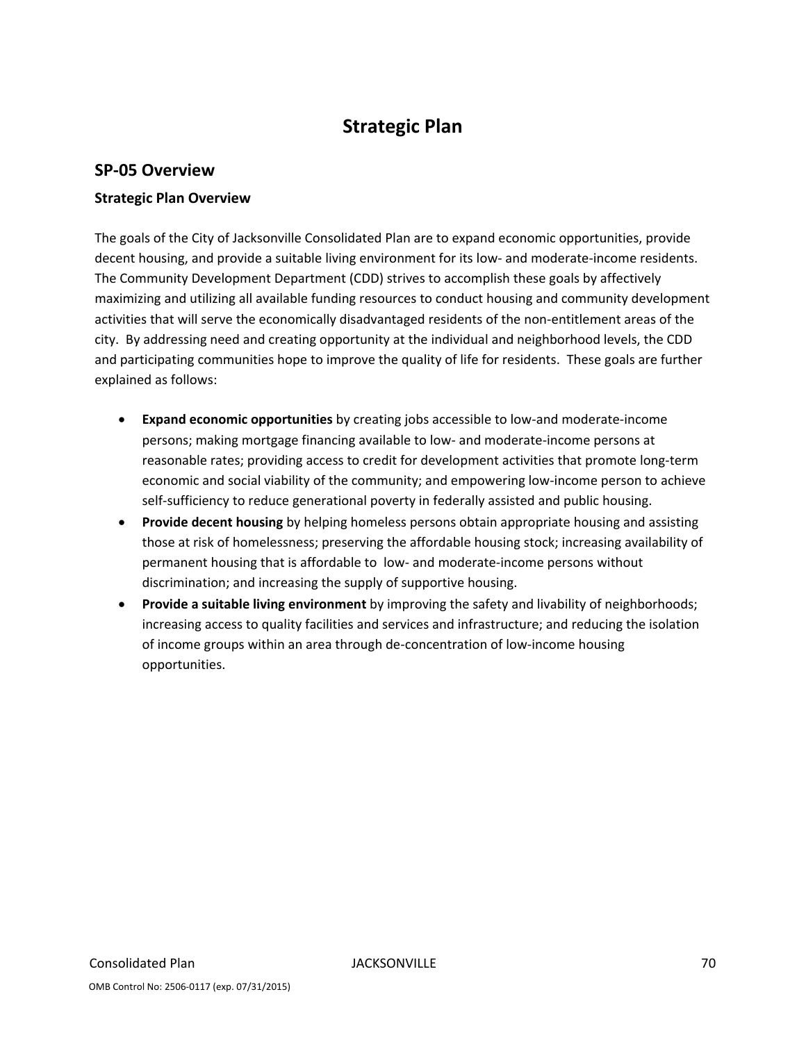# Strategic Plan

## SP-05 Overview

### Strategic Plan Overview

The goals of the City of Jacksonville Consolidated Plan are to expand economic opportunities, provide decent housing, and provide a suitable living environment for its low- and moderate-income residents. The Community Development Department (CDD) strives to accomplish these goals by affectively maximizing and utilizing all available funding resources to conduct housing and community development activities that will serve the economically disadvantaged residents of the non-entitlement areas of the city. By addressing need and creating opportunity at the individual and neighborhood levels, the CDD and participating communities hope to improve the quality of life for residents. These goals are further explained as follows:

- **Expand economic opportunities** by creating jobs accessible to low-and moderate-income persons; making mortgage financing available to low- and moderate-income persons at reasonable rates; providing access to credit for development activities that promote long-term economic and social viability of the community; and empowering low-income person to achieve self-sufficiency to reduce generational poverty in federally assisted and public housing.
- **Provide decent housing** by helping homeless persons obtain appropriate housing and assisting those at risk of homelessness; preserving the affordable housing stock; increasing availability of permanent housing that is affordable to low- and moderate-income persons without discrimination; and increasing the supply of supportive housing.
- **Provide a suitable living environment** by improving the safety and livability of neighborhoods; increasing access to quality facilities and services and infrastructure; and reducing the isolation of income groups within an area through de-concentration of low-income housing opportunities.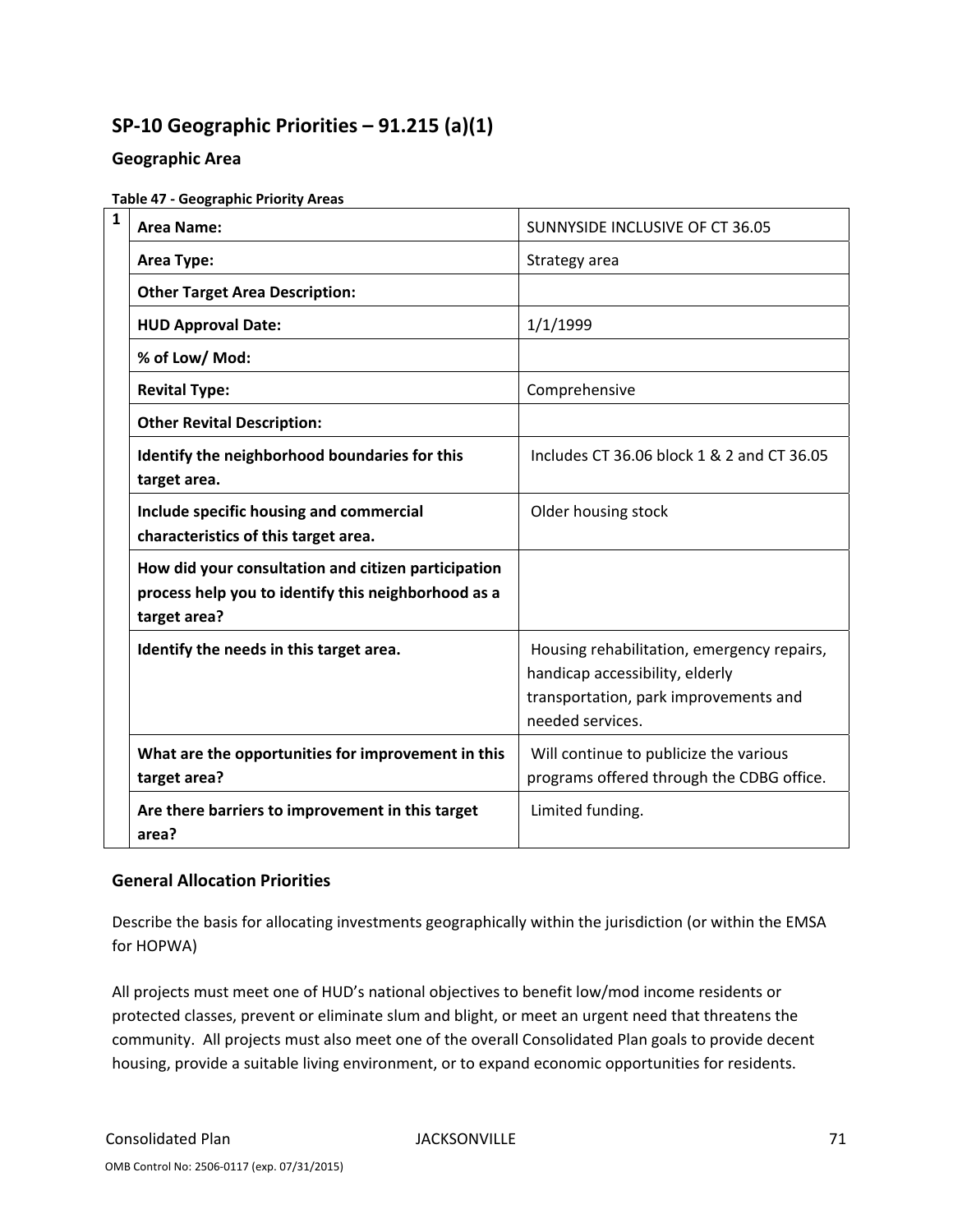## SP-10 Geographic Priorities – 91.215 (a)(1)

### Geographic Area

**Table 47 - Geographic Priority Areas**

| | | |
|---|---|---|
| 1 | **Area Name:** | SUNNYSIDE INCLUSIVE OF CT 36.05 |
| | **Area Type:** | Strategy area |
| | **Other Target Area Description:** | |
| | **HUD Approval Date:** | 1/1/1999 |
| | **% of Low/ Mod:** | |
| | **Revital Type:** | Comprehensive |
| | **Other Revital Description:** | |
| | **Identify the neighborhood boundaries for this target area.** | Includes CT 36.06 block 1 & 2 and CT 36.05 |
| | **Include specific housing and commercial characteristics of this target area.** | Older housing stock |
| | **How did your consultation and citizen participation process help you to identify this neighborhood as a target area?** | |
| | **Identify the needs in this target area.** | Housing rehabilitation, emergency repairs, handicap accessibility, elderly transportation, park improvements and needed services. |
| | **What are the opportunities for improvement in this target area?** | Will continue to publicize the various programs offered through the CDBG office. |
| | **Are there barriers to improvement in this target area?** | Limited funding. |

### General Allocation Priorities

Describe the basis for allocating investments geographically within the jurisdiction (or within the EMSA for HOPWA)

All projects must meet one of HUD's national objectives to benefit low/mod income residents or protected classes, prevent or eliminate slum and blight, or meet an urgent need that threatens the community. All projects must also meet one of the overall Consolidated Plan goals to provide decent housing, provide a suitable living environment, or to expand economic opportunities for residents.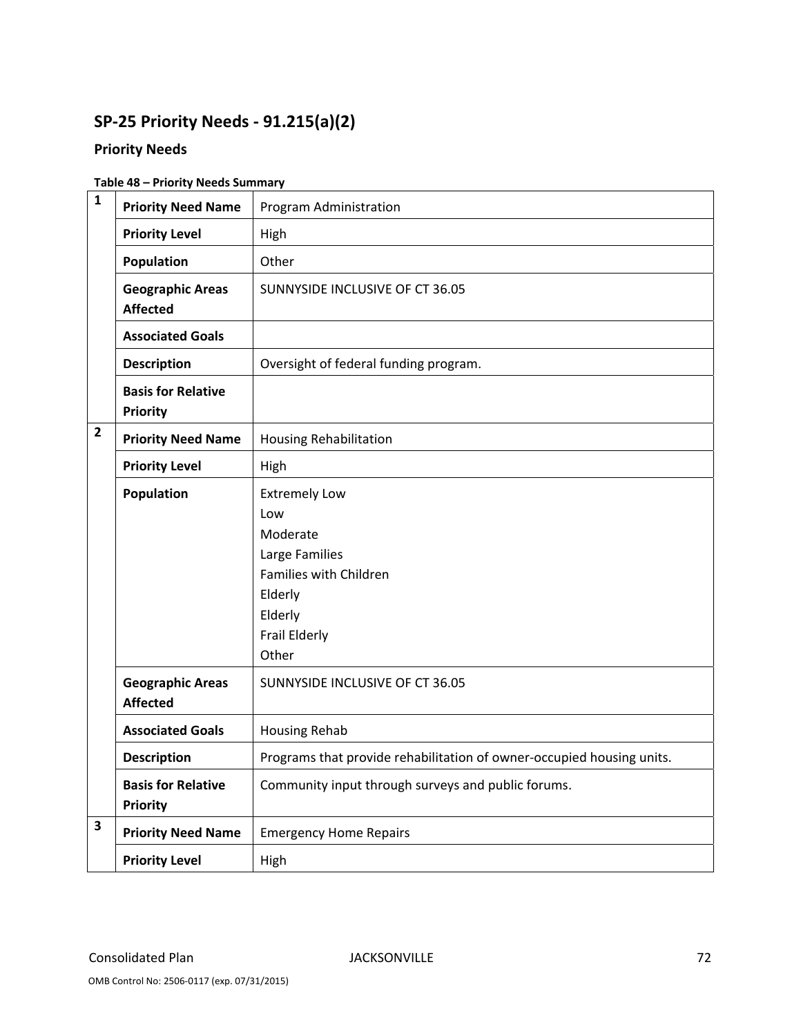## SP-25 Priority Needs - 91.215(a)(2)

### Priority Needs

**Table 48 – Priority Needs Summary**

| | | |
|---|---|---|
| 1 | **Priority Need Name** | Program Administration |
| | **Priority Level** | High |
| | **Population** | Other |
| | **Geographic Areas Affected** | SUNNYSIDE INCLUSIVE OF CT 36.05 |
| | **Associated Goals** | |
| | **Description** | Oversight of federal funding program. |
| | **Basis for Relative Priority** | |
| 2 | **Priority Need Name** | Housing Rehabilitation |
| | **Priority Level** | High |
| | **Population** | Extremely Low<br>Low<br>Moderate<br>Large Families<br>Families with Children<br>Elderly<br>Elderly<br>Frail Elderly<br>Other |
| | **Geographic Areas Affected** | SUNNYSIDE INCLUSIVE OF CT 36.05 |
| | **Associated Goals** | Housing Rehab |
| | **Description** | Programs that provide rehabilitation of owner-occupied housing units. |
| | **Basis for Relative Priority** | Community input through surveys and public forums. |
| 3 | **Priority Need Name** | Emergency Home Repairs |
| | **Priority Level** | High |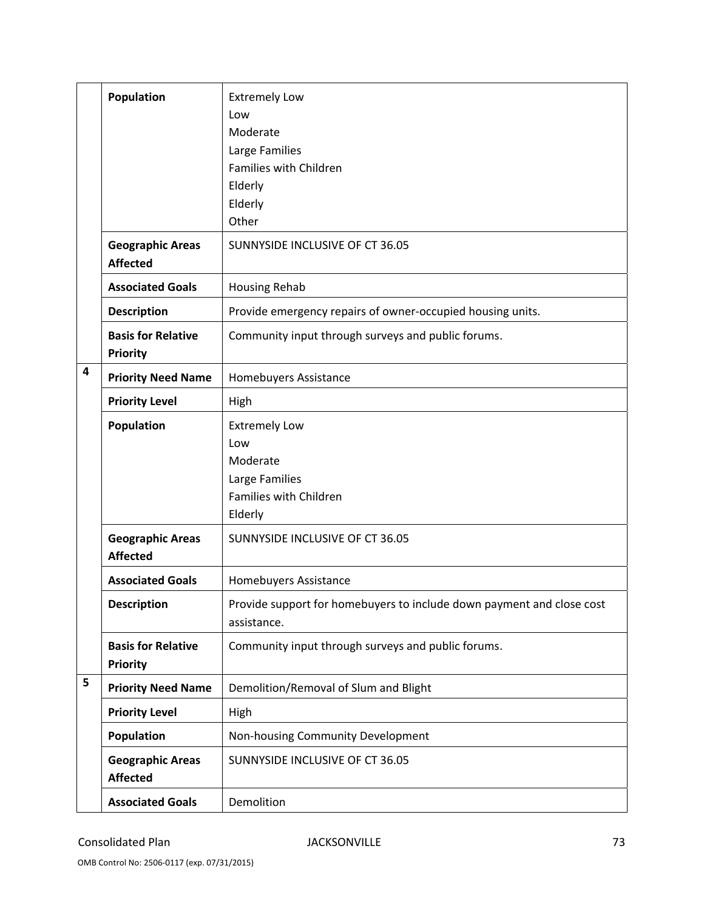| | | |
|---|---|---|
| | **Population** | Extremely Low<br>Low<br>Moderate<br>Large Families<br>Families with Children<br>Elderly<br>Elderly<br>Other |
| | **Geographic Areas Affected** | SUNNYSIDE INCLUSIVE OF CT 36.05 |
| | **Associated Goals** | Housing Rehab |
| | **Description** | Provide emergency repairs of owner-occupied housing units. |
| | **Basis for Relative Priority** | Community input through surveys and public forums. |
| 4 | **Priority Need Name** | Homebuyers Assistance |
| | **Priority Level** | High |
| | **Population** | Extremely Low<br>Low<br>Moderate<br>Large Families<br>Families with Children<br>Elderly |
| | **Geographic Areas Affected** | SUNNYSIDE INCLUSIVE OF CT 36.05 |
| | **Associated Goals** | Homebuyers Assistance |
| | **Description** | Provide support for homebuyers to include down payment and close cost assistance. |
| | **Basis for Relative Priority** | Community input through surveys and public forums. |
| 5 | **Priority Need Name** | Demolition/Removal of Slum and Blight |
| | **Priority Level** | High |
| | **Population** | Non-housing Community Development |
| | **Geographic Areas Affected** | SUNNYSIDE INCLUSIVE OF CT 36.05 |
| | **Associated Goals** | Demolition |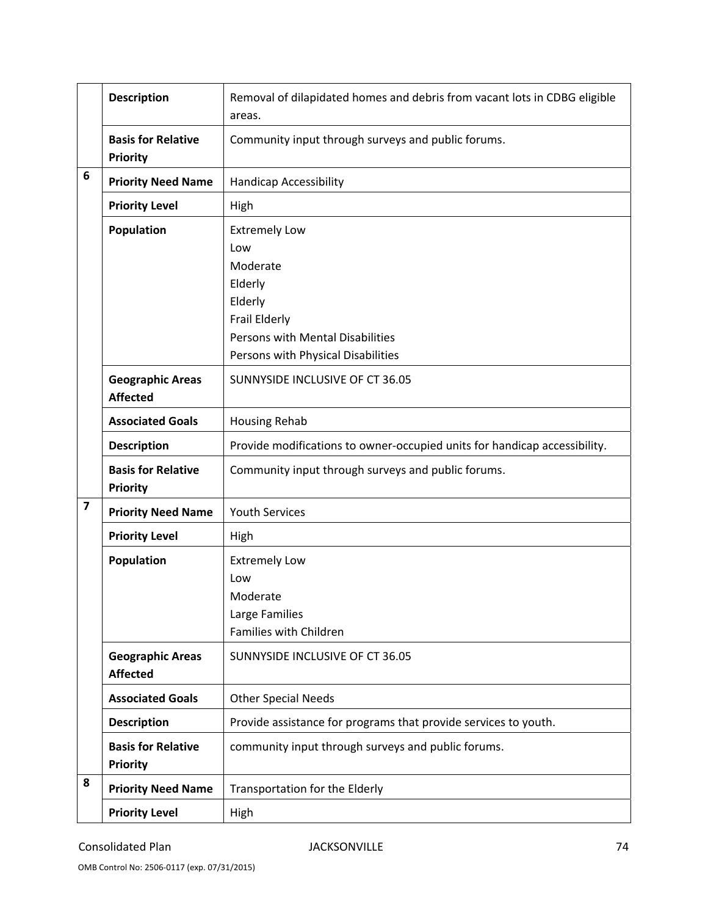| | | |
|---|---|---|
| | **Description** | Removal of dilapidated homes and debris from vacant lots in CDBG eligible areas. |
| | **Basis for Relative Priority** | Community input through surveys and public forums. |
| 6 | **Priority Need Name** | Handicap Accessibility |
| | **Priority Level** | High |
| | **Population** | Extremely Low<br>Low<br>Moderate<br>Elderly<br>Elderly<br>Frail Elderly<br>Persons with Mental Disabilities<br>Persons with Physical Disabilities |
| | **Geographic Areas Affected** | SUNNYSIDE INCLUSIVE OF CT 36.05 |
| | **Associated Goals** | Housing Rehab |
| | **Description** | Provide modifications to owner-occupied units for handicap accessibility. |
| | **Basis for Relative Priority** | Community input through surveys and public forums. |
| 7 | **Priority Need Name** | Youth Services |
| | **Priority Level** | High |
| | **Population** | Extremely Low<br>Low<br>Moderate<br>Large Families<br>Families with Children |
| | **Geographic Areas Affected** | SUNNYSIDE INCLUSIVE OF CT 36.05 |
| | **Associated Goals** | Other Special Needs |
| | **Description** | Provide assistance for programs that provide services to youth. |
| | **Basis for Relative Priority** | community input through surveys and public forums. |
| 8 | **Priority Need Name** | Transportation for the Elderly |
| | **Priority Level** | High |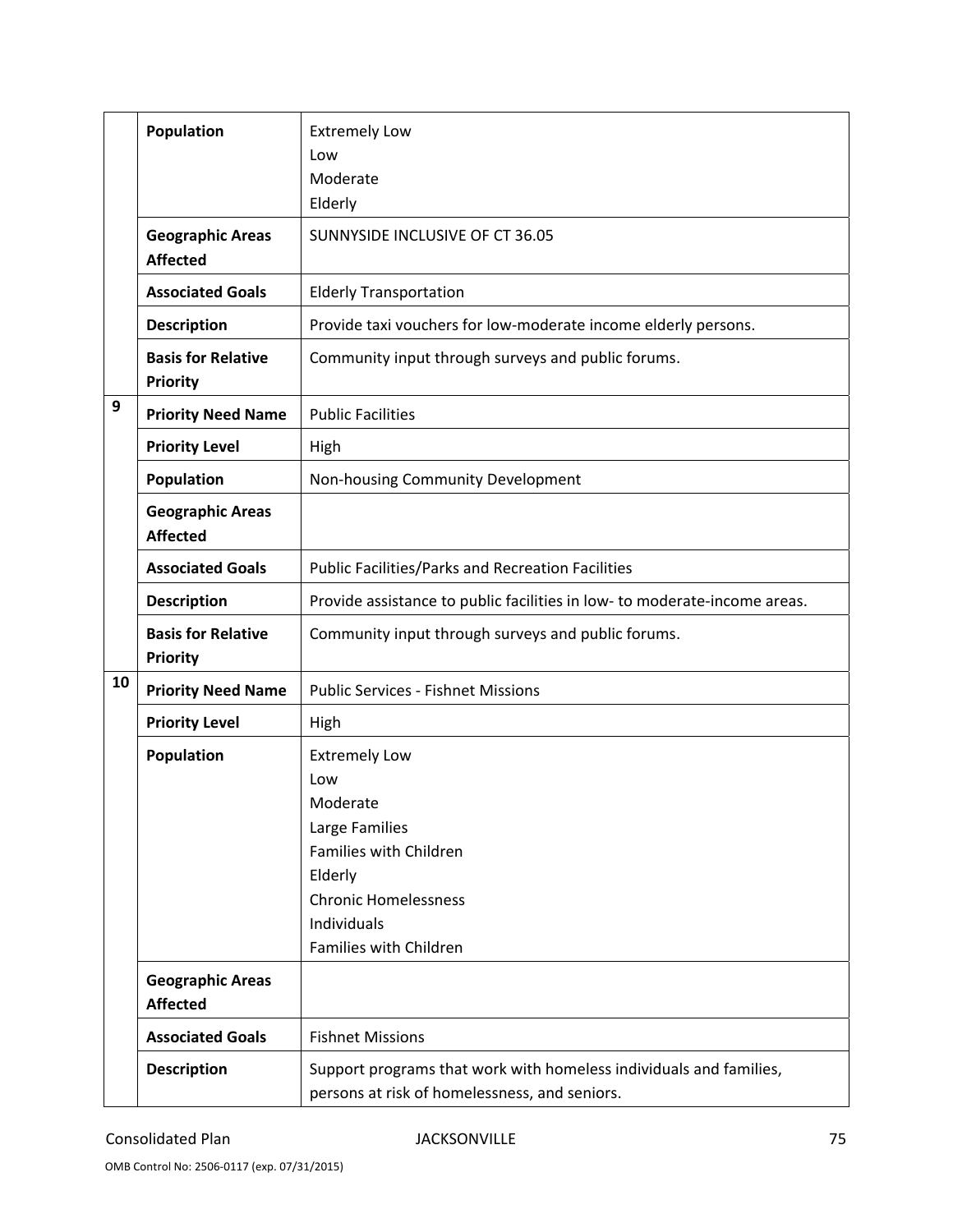| | | |
|---|---|---|
| | **Population** | Extremely Low<br>Low<br>Moderate<br>Elderly |
| | **Geographic Areas Affected** | SUNNYSIDE INCLUSIVE OF CT 36.05 |
| | **Associated Goals** | Elderly Transportation |
| | **Description** | Provide taxi vouchers for low-moderate income elderly persons. |
| | **Basis for Relative Priority** | Community input through surveys and public forums. |
| 9 | **Priority Need Name** | Public Facilities |
| | **Priority Level** | High |
| | **Population** | Non-housing Community Development |
| | **Geographic Areas Affected** | |
| | **Associated Goals** | Public Facilities/Parks and Recreation Facilities |
| | **Description** | Provide assistance to public facilities in low- to moderate-income areas. |
| | **Basis for Relative Priority** | Community input through surveys and public forums. |
| 10 | **Priority Need Name** | Public Services - Fishnet Missions |
| | **Priority Level** | High |
| | **Population** | Extremely Low<br>Low<br>Moderate<br>Large Families<br>Families with Children<br>Elderly<br>Chronic Homelessness<br>Individuals<br>Families with Children |
| | **Geographic Areas Affected** | |
| | **Associated Goals** | Fishnet Missions |
| | **Description** | Support programs that work with homeless individuals and families, persons at risk of homelessness, and seniors. |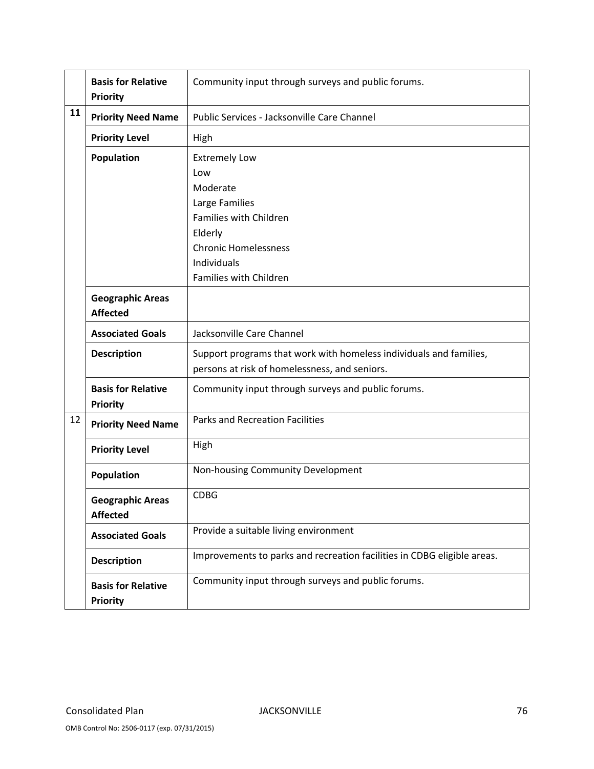| | | |
|---|---|---|
| | **Basis for Relative Priority** | Community input through surveys and public forums. |
| **11** | **Priority Need Name** | Public Services - Jacksonville Care Channel |
| | **Priority Level** | High |
| | **Population** | Extremely Low<br>Low<br>Moderate<br>Large Families<br>Families with Children<br>Elderly<br>Chronic Homelessness<br>Individuals<br>Families with Children |
| | **Geographic Areas Affected** | |
| | **Associated Goals** | Jacksonville Care Channel |
| | **Description** | Support programs that work with homeless individuals and families, persons at risk of homelessness, and seniors. |
| | **Basis for Relative Priority** | Community input through surveys and public forums. |
| 12 | **Priority Need Name** | Parks and Recreation Facilities |
| | **Priority Level** | High |
| | **Population** | Non-housing Community Development |
| | **Geographic Areas Affected** | CDBG |
| | **Associated Goals** | Provide a suitable living environment |
| | **Description** | Improvements to parks and recreation facilities in CDBG eligible areas. |
| | **Basis for Relative Priority** | Community input through surveys and public forums. |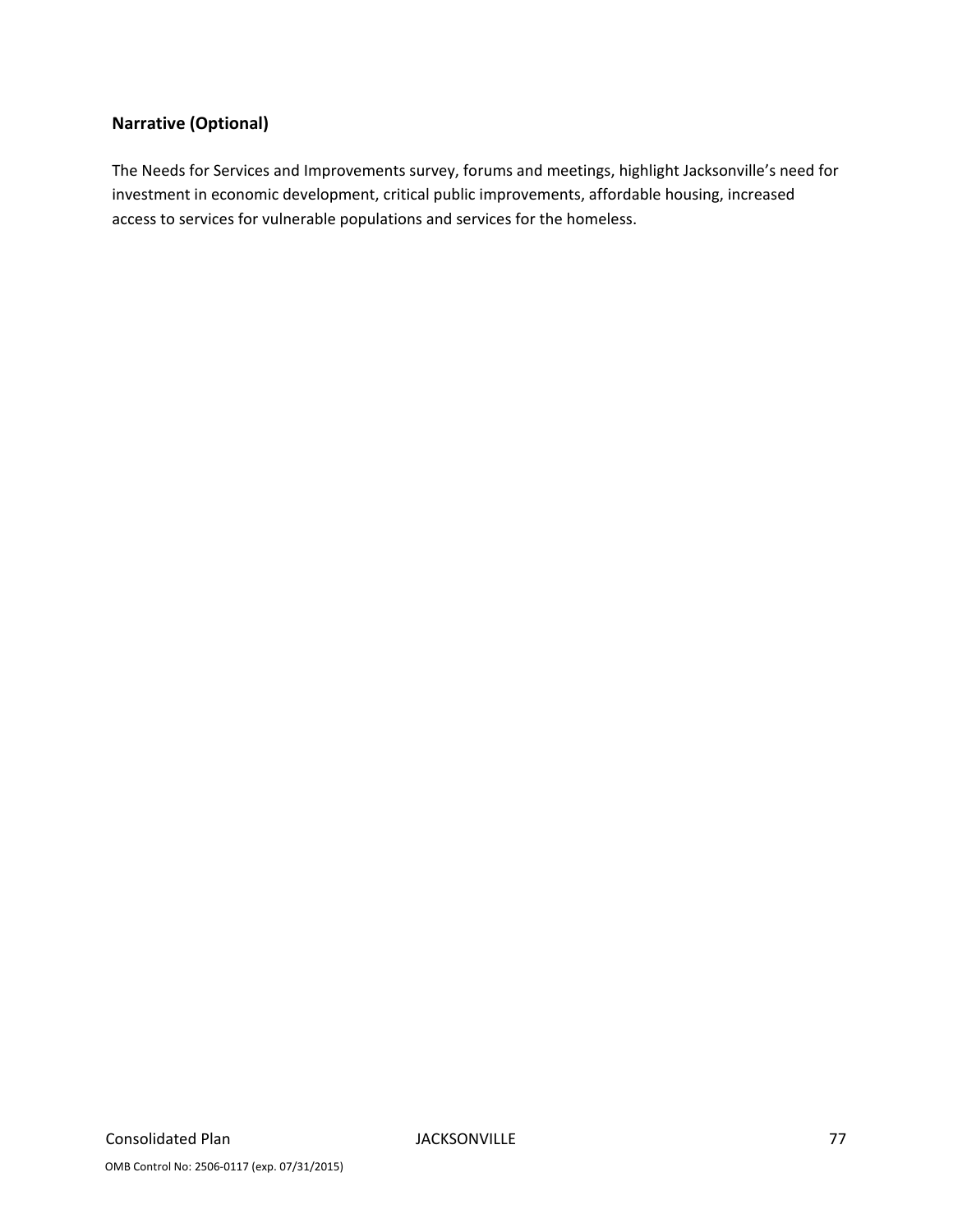**Narrative (Optional)**

The Needs for Services and Improvements survey, forums and meetings, highlight Jacksonville's need for investment in economic development, critical public improvements, affordable housing, increased access to services for vulnerable populations and services for the homeless.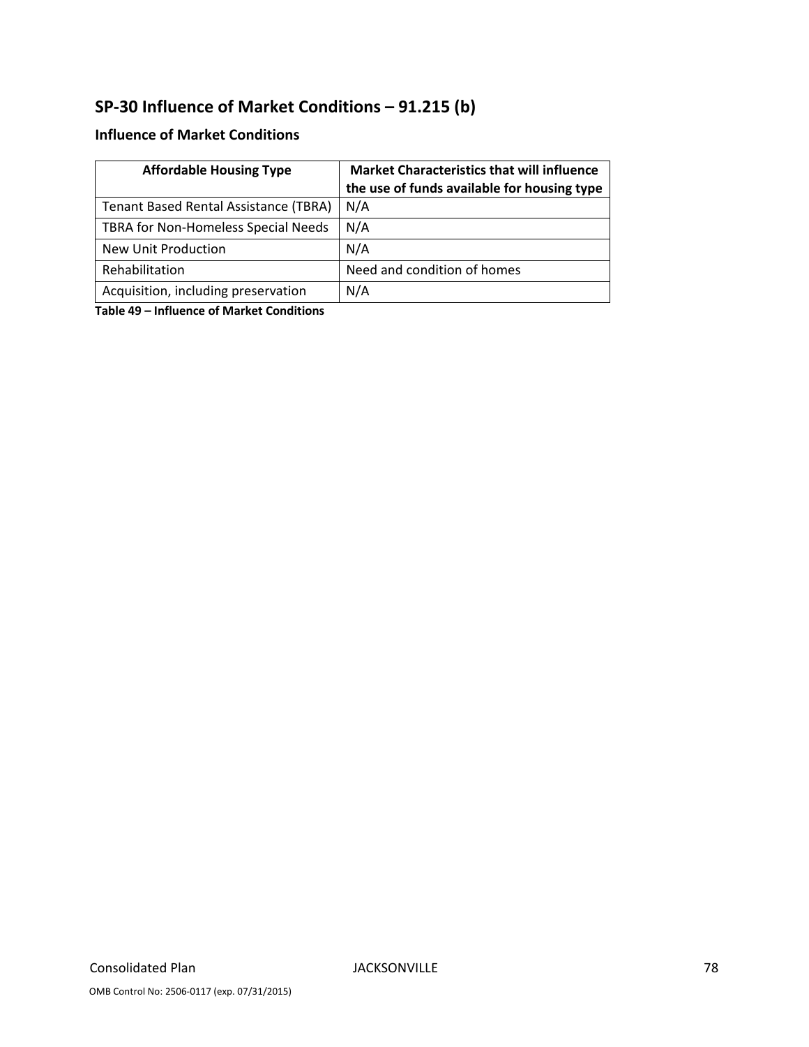## SP-30 Influence of Market Conditions – 91.215 (b)

### Influence of Market Conditions

| Affordable Housing Type | Market Characteristics that will influence the use of funds available for housing type |
|---|---|
| Tenant Based Rental Assistance (TBRA) | N/A |
| TBRA for Non-Homeless Special Needs | N/A |
| New Unit Production | N/A |
| Rehabilitation | Need and condition of homes |
| Acquisition, including preservation | N/A |

**Table 49 – Influence of Market Conditions**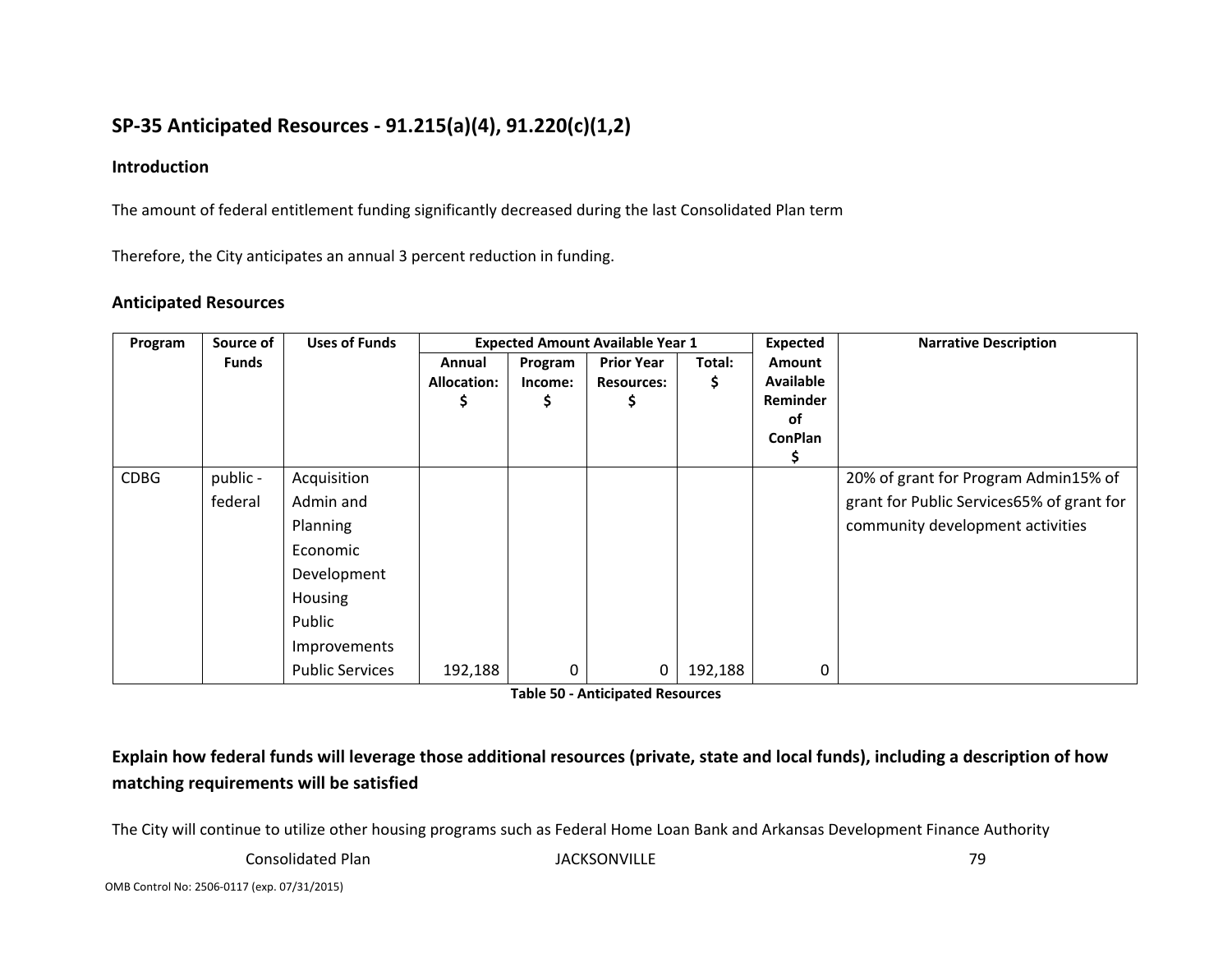## SP-35 Anticipated Resources - 91.215(a)(4), 91.220(c)(1,2)

### Introduction

The amount of federal entitlement funding significantly decreased during the last Consolidated Plan term

Therefore, the City anticipates an annual 3 percent reduction in funding.

### Anticipated Resources

| Program | Source of Funds | Uses of Funds | Expected Amount Available Year 1 | | | | Expected Amount Available Reminder of ConPlan $ | Narrative Description |
|---|---|---|---|---|---|---|---|---|
| | | | Annual Allocation: $ | Program Income: $ | Prior Year Resources: $ | Total: $ | | |
| CDBG | public - federal | Acquisition Admin and Planning Economic Development Housing Public Improvements Public Services | 192,188 | 0 | 0 | 192,188 | 0 | 20% of grant for Program Admin15% of grant for Public Services65% of grant for community development activities |

**Table 50 - Anticipated Resources**

### Explain how federal funds will leverage those additional resources (private, state and local funds), including a description of how matching requirements will be satisfied

The City will continue to utilize other housing programs such as Federal Home Loan Bank and Arkansas Development Finance Authority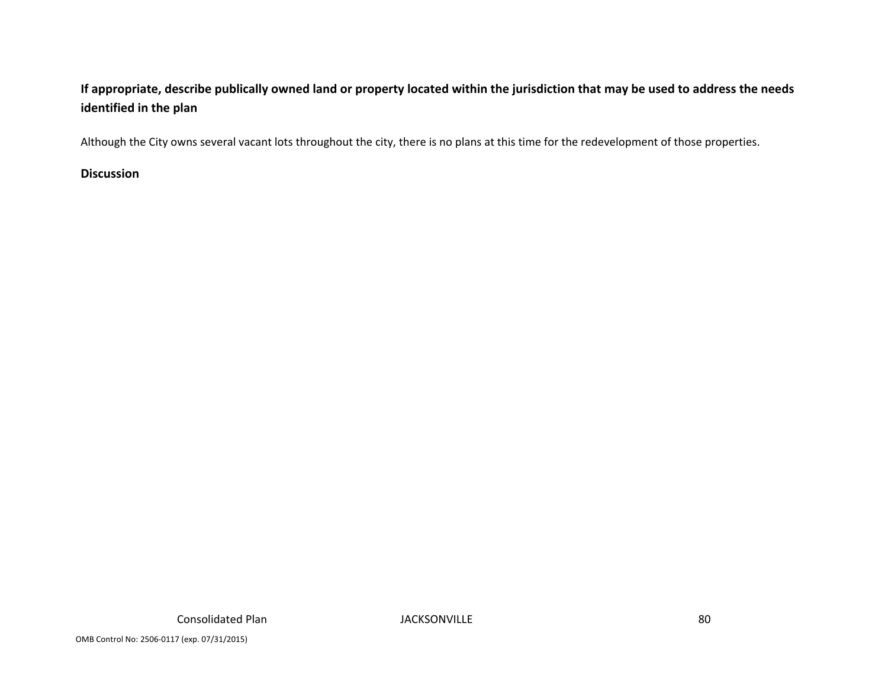**If appropriate, describe publically owned land or property located within the jurisdiction that may be used to address the needs identified in the plan**

Although the City owns several vacant lots throughout the city, there is no plans at this time for the redevelopment of those properties.

**Discussion**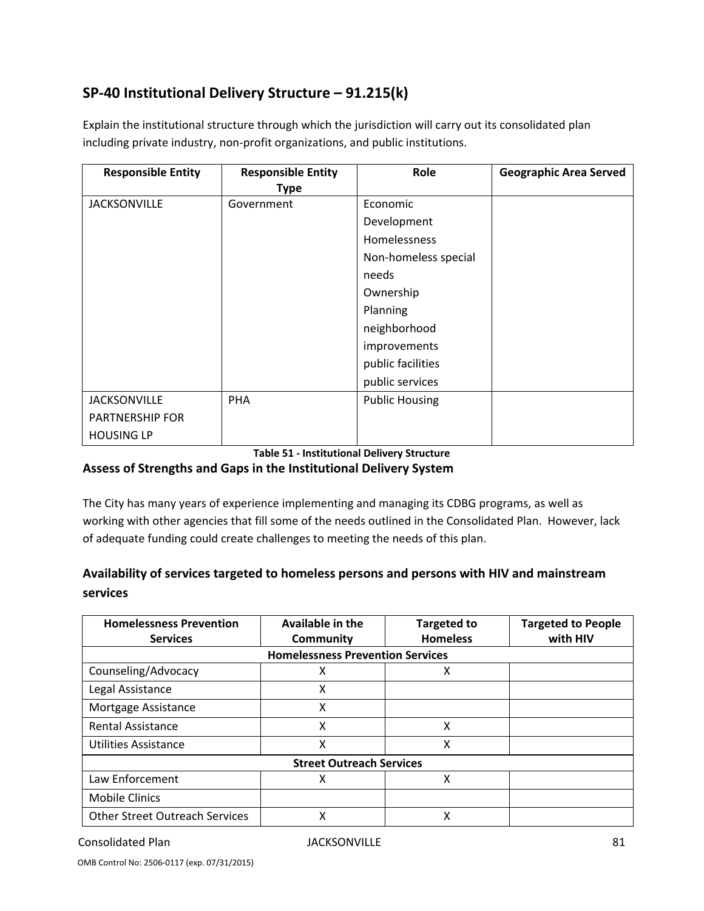## SP-40 Institutional Delivery Structure – 91.215(k)

Explain the institutional structure through which the jurisdiction will carry out its consolidated plan including private industry, non-profit organizations, and public institutions.

| Responsible Entity | Responsible Entity Type | Role | Geographic Area Served |
|---|---|---|---|
| JACKSONVILLE | Government | Economic Development Homelessness Non-homeless special needs Ownership Planning neighborhood improvements public facilities public services | |
| JACKSONVILLE PARTNERSHIP FOR HOUSING LP | PHA | Public Housing | |

**Table 51 - Institutional Delivery Structure**

### Assess of Strengths and Gaps in the Institutional Delivery System

The City has many years of experience implementing and managing its CDBG programs, as well as working with other agencies that fill some of the needs outlined in the Consolidated Plan. However, lack of adequate funding could create challenges to meeting the needs of this plan.

### Availability of services targeted to homeless persons and persons with HIV and mainstream services

| Homelessness Prevention Services | Available in the Community | Targeted to Homeless | Targeted to People with HIV |
|---|---|---|---|
| **Homelessness Prevention Services** | | | |
| Counseling/Advocacy | X | X | |
| Legal Assistance | X | | |
| Mortgage Assistance | X | | |
| Rental Assistance | X | X | |
| Utilities Assistance | X | X | |
| **Street Outreach Services** | | | |
| Law Enforcement | X | X | |
| Mobile Clinics | | | |
| Other Street Outreach Services | X | X | |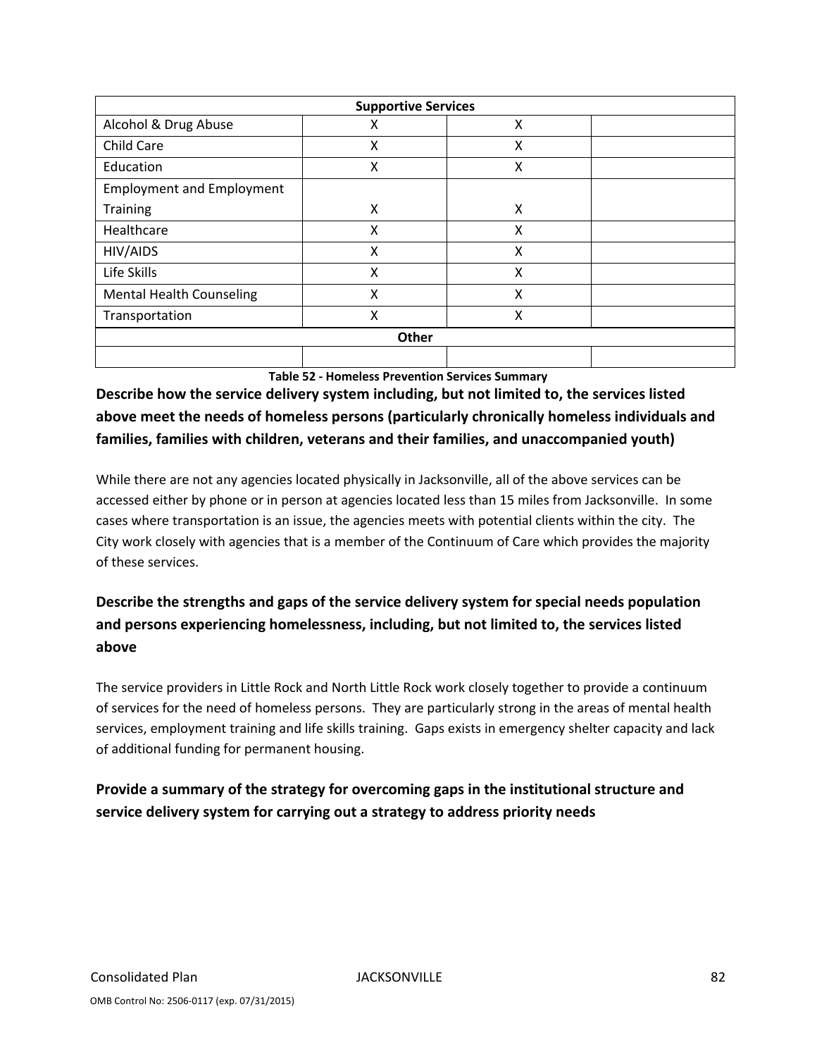| | | | |
|---|---|---|---|
| **Supportive Services** | | | |
| Alcohol & Drug Abuse | X | X | |
| Child Care | X | X | |
| Education | X | X | |
| Employment and Employment Training | X | X | |
| Healthcare | X | X | |
| HIV/AIDS | X | X | |
| Life Skills | X | X | |
| Mental Health Counseling | X | X | |
| Transportation | X | X | |
| **Other** | | | |
| | | | |

**Table 52 - Homeless Prevention Services Summary**

## Describe how the service delivery system including, but not limited to, the services listed above meet the needs of homeless persons (particularly chronically homeless individuals and families, families with children, veterans and their families, and unaccompanied youth)

While there are not any agencies located physically in Jacksonville, all of the above services can be accessed either by phone or in person at agencies located less than 15 miles from Jacksonville. In some cases where transportation is an issue, the agencies meets with potential clients within the city. The City work closely with agencies that is a member of the Continuum of Care which provides the majority of these services.

## Describe the strengths and gaps of the service delivery system for special needs population and persons experiencing homelessness, including, but not limited to, the services listed above

The service providers in Little Rock and North Little Rock work closely together to provide a continuum of services for the need of homeless persons. They are particularly strong in the areas of mental health services, employment training and life skills training. Gaps exists in emergency shelter capacity and lack of additional funding for permanent housing.

## Provide a summary of the strategy for overcoming gaps in the institutional structure and service delivery system for carrying out a strategy to address priority needs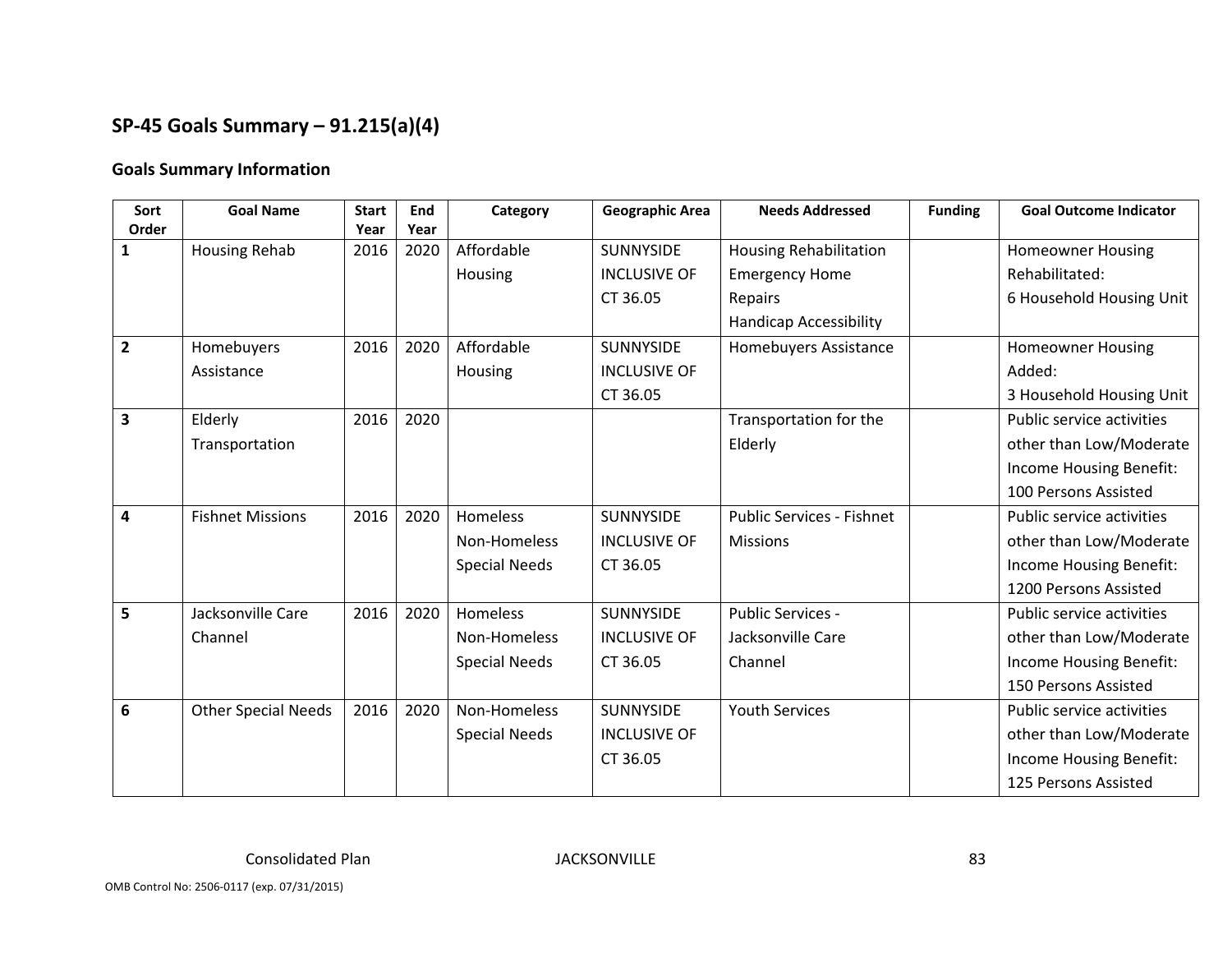## SP-45 Goals Summary – 91.215(a)(4)

### Goals Summary Information

| Sort Order | Goal Name | Start Year | End Year | Category | Geographic Area | Needs Addressed | Funding | Goal Outcome Indicator |
|---|---|---|---|---|---|---|---|---|
| **1** | Housing Rehab | 2016 | 2020 | Affordable Housing | SUNNYSIDE INCLUSIVE OF CT 36.05 | Housing Rehabilitation<br>Emergency Home Repairs<br>Handicap Accessibility | | Homeowner Housing Rehabilitated:<br>6 Household Housing Unit |
| **2** | Homebuyers Assistance | 2016 | 2020 | Affordable Housing | SUNNYSIDE INCLUSIVE OF CT 36.05 | Homebuyers Assistance | | Homeowner Housing Added:<br>3 Household Housing Unit |
| **3** | Elderly Transportation | 2016 | 2020 | | | Transportation for the Elderly | | Public service activities other than Low/Moderate Income Housing Benefit:<br>100 Persons Assisted |
| **4** | Fishnet Missions | 2016 | 2020 | Homeless<br>Non-Homeless Special Needs | SUNNYSIDE INCLUSIVE OF CT 36.05 | Public Services - Fishnet Missions | | Public service activities other than Low/Moderate Income Housing Benefit:<br>1200 Persons Assisted |
| **5** | Jacksonville Care Channel | 2016 | 2020 | Homeless<br>Non-Homeless Special Needs | SUNNYSIDE INCLUSIVE OF CT 36.05 | Public Services - Jacksonville Care Channel | | Public service activities other than Low/Moderate Income Housing Benefit:<br>150 Persons Assisted |
| **6** | Other Special Needs | 2016 | 2020 | Non-Homeless Special Needs | SUNNYSIDE INCLUSIVE OF CT 36.05 | Youth Services | | Public service activities other than Low/Moderate Income Housing Benefit:<br>125 Persons Assisted |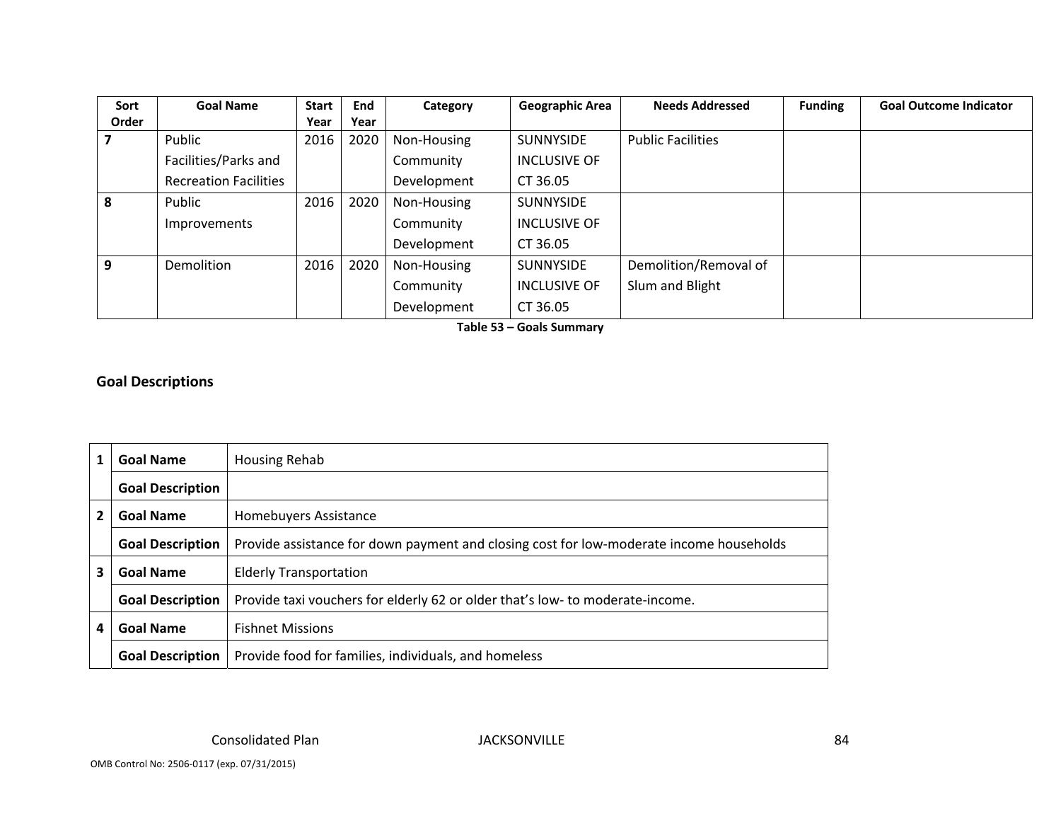| Sort Order | Goal Name | Start Year | End Year | Category | Geographic Area | Needs Addressed | Funding | Goal Outcome Indicator |
|---|---|---|---|---|---|---|---|---|
| 7 | Public Facilities/Parks and Recreation Facilities | 2016 | 2020 | Non-Housing Community Development | SUNNYSIDE INCLUSIVE OF CT 36.05 | Public Facilities | | |
| 8 | Public Improvements | 2016 | 2020 | Non-Housing Community Development | SUNNYSIDE INCLUSIVE OF CT 36.05 | | | |
| 9 | Demolition | 2016 | 2020 | Non-Housing Community Development | SUNNYSIDE INCLUSIVE OF CT 36.05 | Demolition/Removal of Slum and Blight | | |

**Table 53 – Goals Summary**

## Goal Descriptions

| | | |
|---|---|---|
| 1 | **Goal Name** | Housing Rehab |
| | **Goal Description** | |
| 2 | **Goal Name** | Homebuyers Assistance |
| | **Goal Description** | Provide assistance for down payment and closing cost for low-moderate income households |
| 3 | **Goal Name** | Elderly Transportation |
| | **Goal Description** | Provide taxi vouchers for elderly 62 or older that's low- to moderate-income. |
| 4 | **Goal Name** | Fishnet Missions |
| | **Goal Description** | Provide food for families, individuals, and homeless |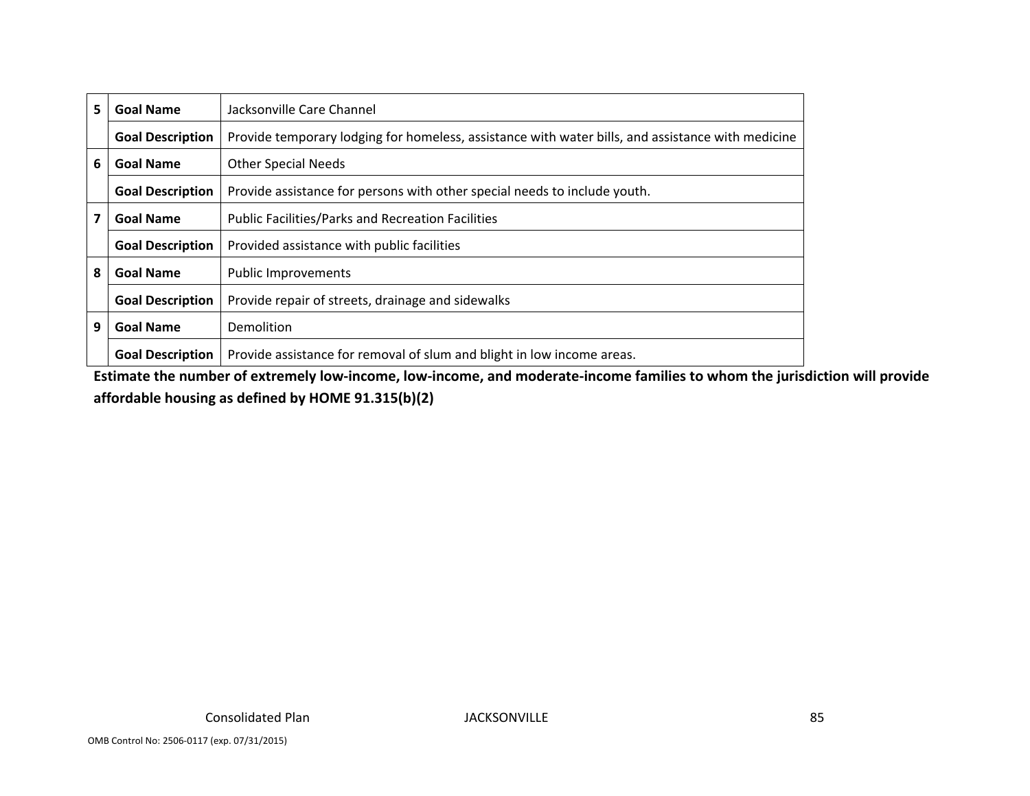| | | |
|---|---|---|
| 5 | **Goal Name** | Jacksonville Care Channel |
| | **Goal Description** | Provide temporary lodging for homeless, assistance with water bills, and assistance with medicine |
| 6 | **Goal Name** | Other Special Needs |
| | **Goal Description** | Provide assistance for persons with other special needs to include youth. |
| 7 | **Goal Name** | Public Facilities/Parks and Recreation Facilities |
| | **Goal Description** | Provided assistance with public facilities |
| 8 | **Goal Name** | Public Improvements |
| | **Goal Description** | Provide repair of streets, drainage and sidewalks |
| 9 | **Goal Name** | Demolition |
| | **Goal Description** | Provide assistance for removal of slum and blight in low income areas. |

**Estimate the number of extremely low-income, low-income, and moderate-income families to whom the jurisdiction will provide affordable housing as defined by HOME 91.315(b)(2)**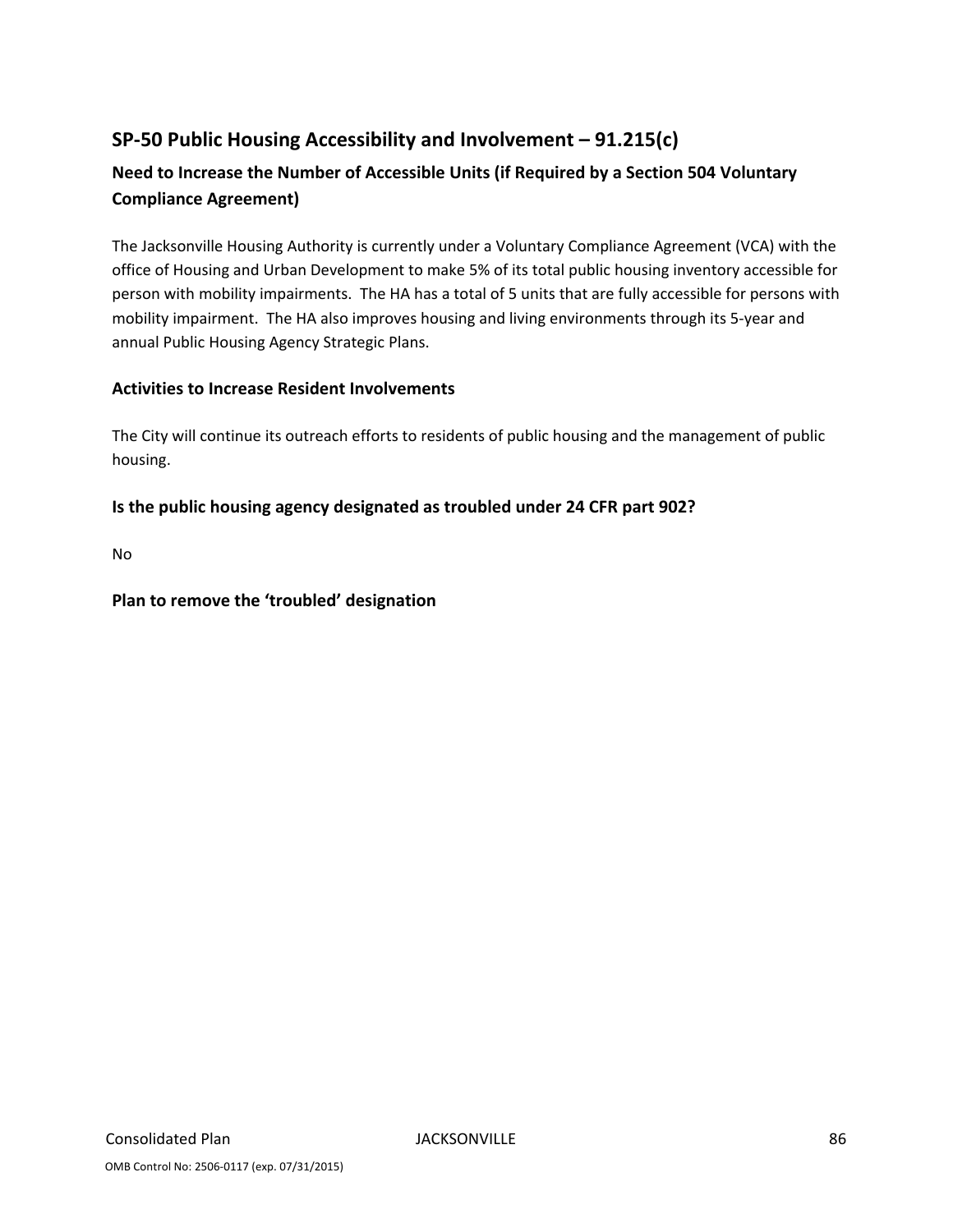## SP-50 Public Housing Accessibility and Involvement – 91.215(c)

### Need to Increase the Number of Accessible Units (if Required by a Section 504 Voluntary Compliance Agreement)

The Jacksonville Housing Authority is currently under a Voluntary Compliance Agreement (VCA) with the office of Housing and Urban Development to make 5% of its total public housing inventory accessible for person with mobility impairments. The HA has a total of 5 units that are fully accessible for persons with mobility impairment. The HA also improves housing and living environments through its 5-year and annual Public Housing Agency Strategic Plans.

### Activities to Increase Resident Involvements

The City will continue its outreach efforts to residents of public housing and the management of public housing.

### Is the public housing agency designated as troubled under 24 CFR part 902?

No

### Plan to remove the 'troubled' designation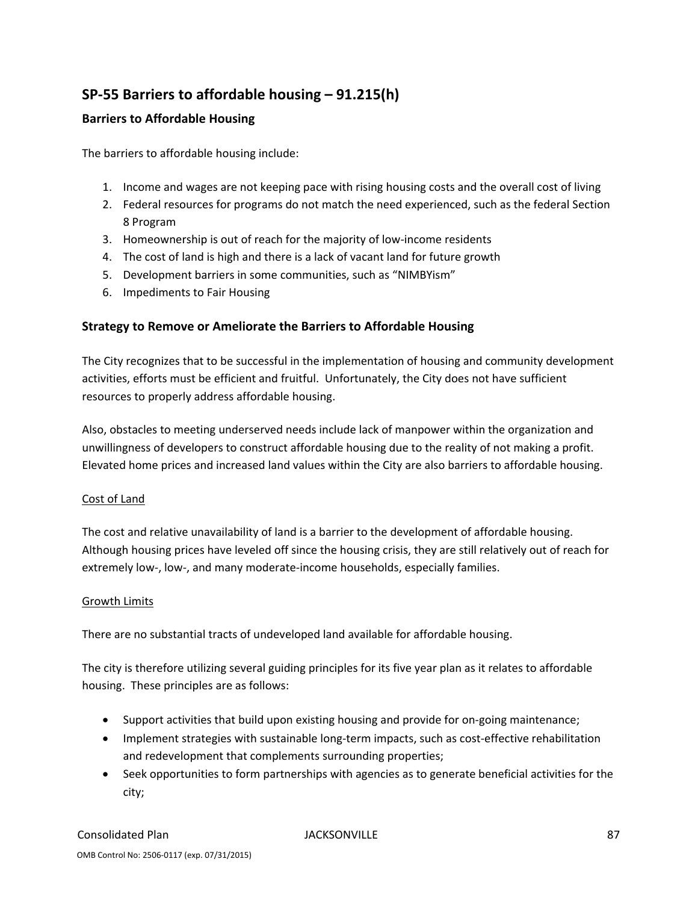## SP-55 Barriers to affordable housing – 91.215(h)

### Barriers to Affordable Housing

The barriers to affordable housing include:

1. Income and wages are not keeping pace with rising housing costs and the overall cost of living
2. Federal resources for programs do not match the need experienced, such as the federal Section 8 Program
3. Homeownership is out of reach for the majority of low-income residents
4. The cost of land is high and there is a lack of vacant land for future growth
5. Development barriers in some communities, such as "NIMBYism"
6. Impediments to Fair Housing

### Strategy to Remove or Ameliorate the Barriers to Affordable Housing

The City recognizes that to be successful in the implementation of housing and community development activities, efforts must be efficient and fruitful. Unfortunately, the City does not have sufficient resources to properly address affordable housing.

Also, obstacles to meeting underserved needs include lack of manpower within the organization and unwillingness of developers to construct affordable housing due to the reality of not making a profit. Elevated home prices and increased land values within the City are also barriers to affordable housing.

<u>Cost of Land</u>

The cost and relative unavailability of land is a barrier to the development of affordable housing. Although housing prices have leveled off since the housing crisis, they are still relatively out of reach for extremely low-, low-, and many moderate-income households, especially families.

<u>Growth Limits</u>

There are no substantial tracts of undeveloped land available for affordable housing.

The city is therefore utilizing several guiding principles for its five year plan as it relates to affordable housing. These principles are as follows:

- Support activities that build upon existing housing and provide for on-going maintenance;
- Implement strategies with sustainable long-term impacts, such as cost-effective rehabilitation and redevelopment that complements surrounding properties;
- Seek opportunities to form partnerships with agencies as to generate beneficial activities for the city;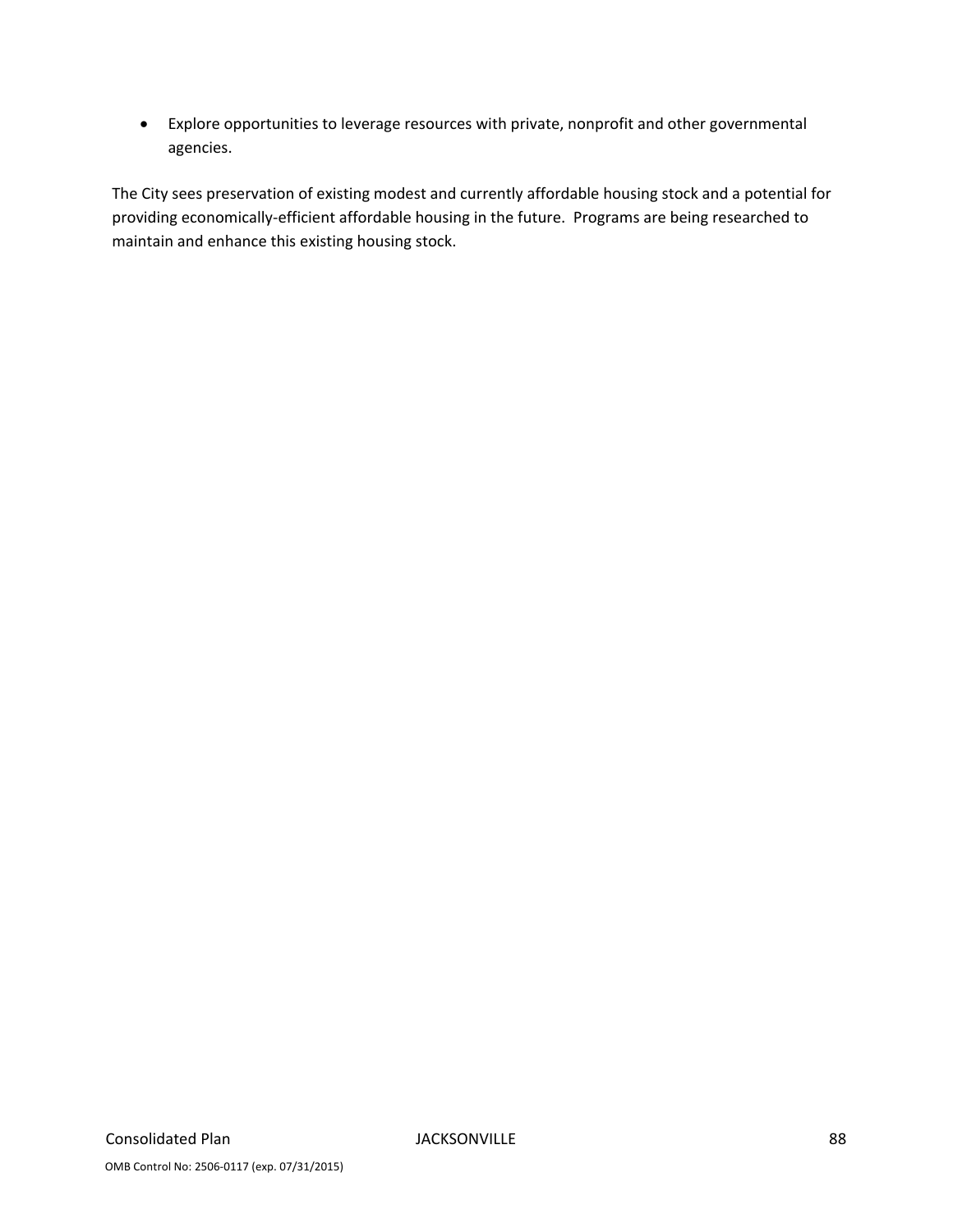- Explore opportunities to leverage resources with private, nonprofit and other governmental agencies.

The City sees preservation of existing modest and currently affordable housing stock and a potential for providing economically-efficient affordable housing in the future. Programs are being researched to maintain and enhance this existing housing stock.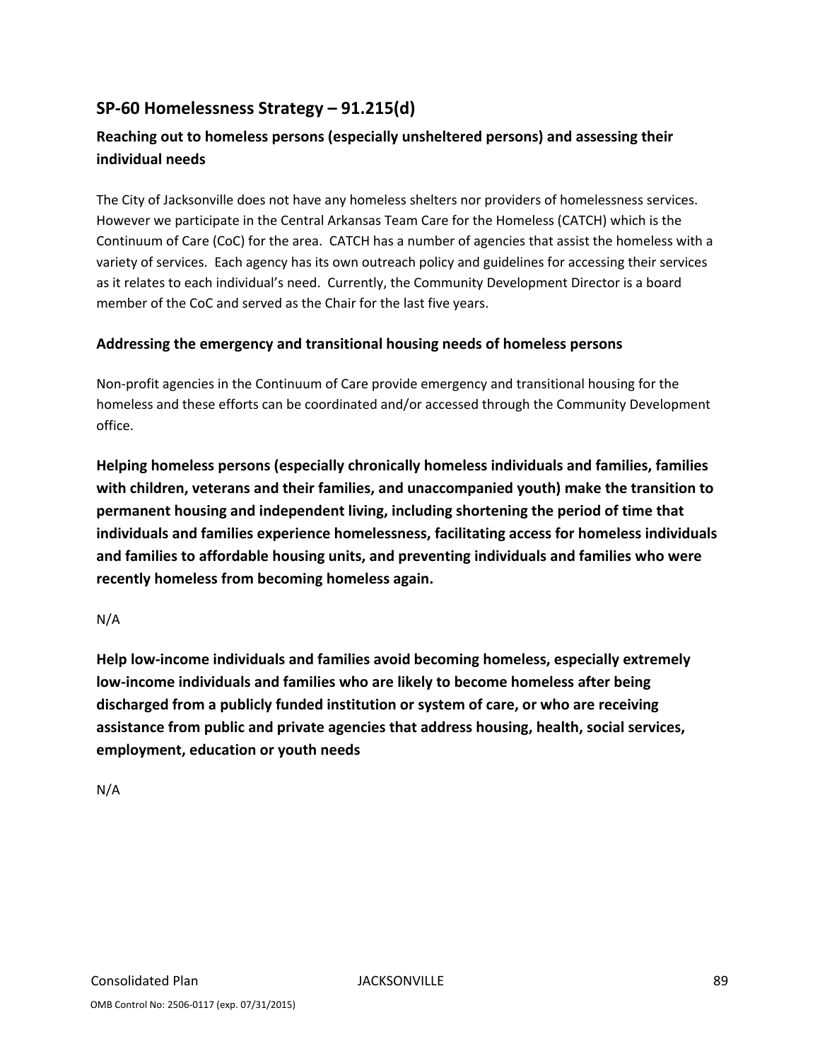## SP-60 Homelessness Strategy – 91.215(d)

### Reaching out to homeless persons (especially unsheltered persons) and assessing their individual needs

The City of Jacksonville does not have any homeless shelters nor providers of homelessness services. However we participate in the Central Arkansas Team Care for the Homeless (CATCH) which is the Continuum of Care (CoC) for the area. CATCH has a number of agencies that assist the homeless with a variety of services. Each agency has its own outreach policy and guidelines for accessing their services as it relates to each individual's need. Currently, the Community Development Director is a board member of the CoC and served as the Chair for the last five years.

### Addressing the emergency and transitional housing needs of homeless persons

Non-profit agencies in the Continuum of Care provide emergency and transitional housing for the homeless and these efforts can be coordinated and/or accessed through the Community Development office.

### Helping homeless persons (especially chronically homeless individuals and families, families with children, veterans and their families, and unaccompanied youth) make the transition to permanent housing and independent living, including shortening the period of time that individuals and families experience homelessness, facilitating access for homeless individuals and families to affordable housing units, and preventing individuals and families who were recently homeless from becoming homeless again.

N/A

### Help low-income individuals and families avoid becoming homeless, especially extremely low-income individuals and families who are likely to become homeless after being discharged from a publicly funded institution or system of care, or who are receiving assistance from public and private agencies that address housing, health, social services, employment, education or youth needs

N/A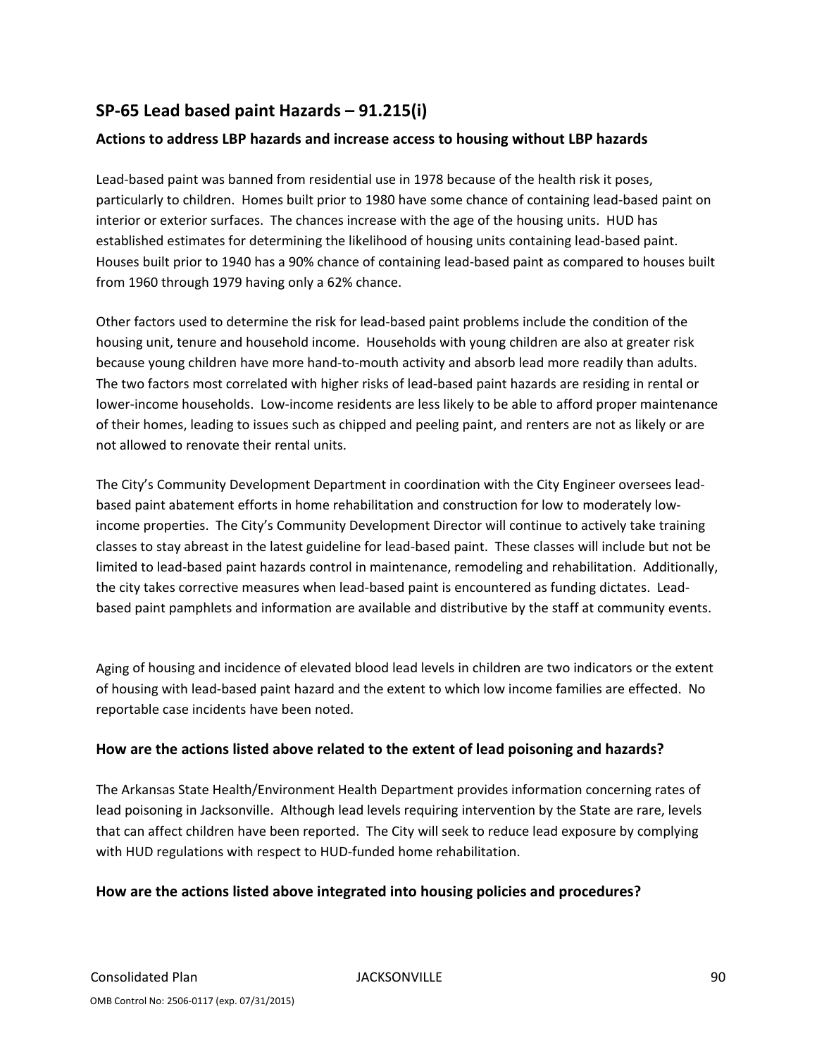## SP-65 Lead based paint Hazards – 91.215(i)

### Actions to address LBP hazards and increase access to housing without LBP hazards

Lead-based paint was banned from residential use in 1978 because of the health risk it poses, particularly to children. Homes built prior to 1980 have some chance of containing lead-based paint on interior or exterior surfaces. The chances increase with the age of the housing units. HUD has established estimates for determining the likelihood of housing units containing lead-based paint. Houses built prior to 1940 has a 90% chance of containing lead-based paint as compared to houses built from 1960 through 1979 having only a 62% chance.

Other factors used to determine the risk for lead-based paint problems include the condition of the housing unit, tenure and household income. Households with young children are also at greater risk because young children have more hand-to-mouth activity and absorb lead more readily than adults. The two factors most correlated with higher risks of lead-based paint hazards are residing in rental or lower-income households. Low-income residents are less likely to be able to afford proper maintenance of their homes, leading to issues such as chipped and peeling paint, and renters are not as likely or are not allowed to renovate their rental units.

The City's Community Development Department in coordination with the City Engineer oversees lead-based paint abatement efforts in home rehabilitation and construction for low to moderately low-income properties. The City's Community Development Director will continue to actively take training classes to stay abreast in the latest guideline for lead-based paint. These classes will include but not be limited to lead-based paint hazards control in maintenance, remodeling and rehabilitation. Additionally, the city takes corrective measures when lead-based paint is encountered as funding dictates. Lead-based paint pamphlets and information are available and distributive by the staff at community events.

Aging of housing and incidence of elevated blood lead levels in children are two indicators or the extent of housing with lead-based paint hazard and the extent to which low income families are effected. No reportable case incidents have been noted.

### How are the actions listed above related to the extent of lead poisoning and hazards?

The Arkansas State Health/Environment Health Department provides information concerning rates of lead poisoning in Jacksonville. Although lead levels requiring intervention by the State are rare, levels that can affect children have been reported. The City will seek to reduce lead exposure by complying with HUD regulations with respect to HUD-funded home rehabilitation.

### How are the actions listed above integrated into housing policies and procedures?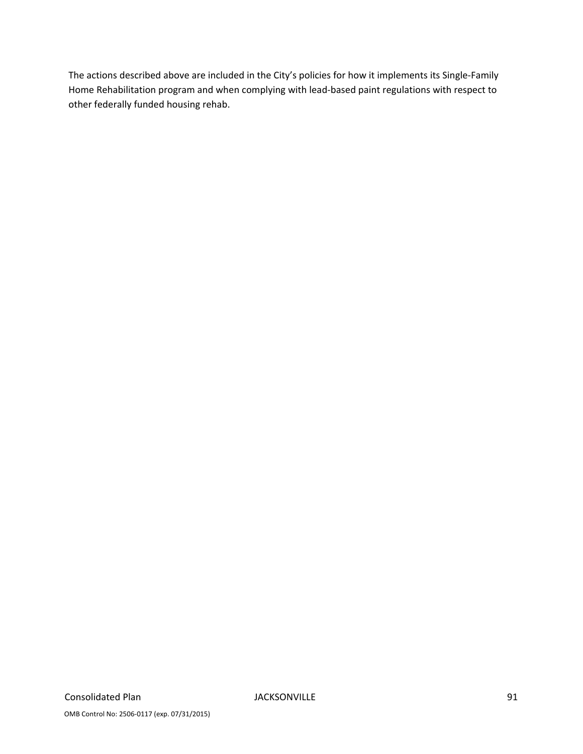The actions described above are included in the City's policies for how it implements its Single-Family Home Rehabilitation program and when complying with lead-based paint regulations with respect to other federally funded housing rehab.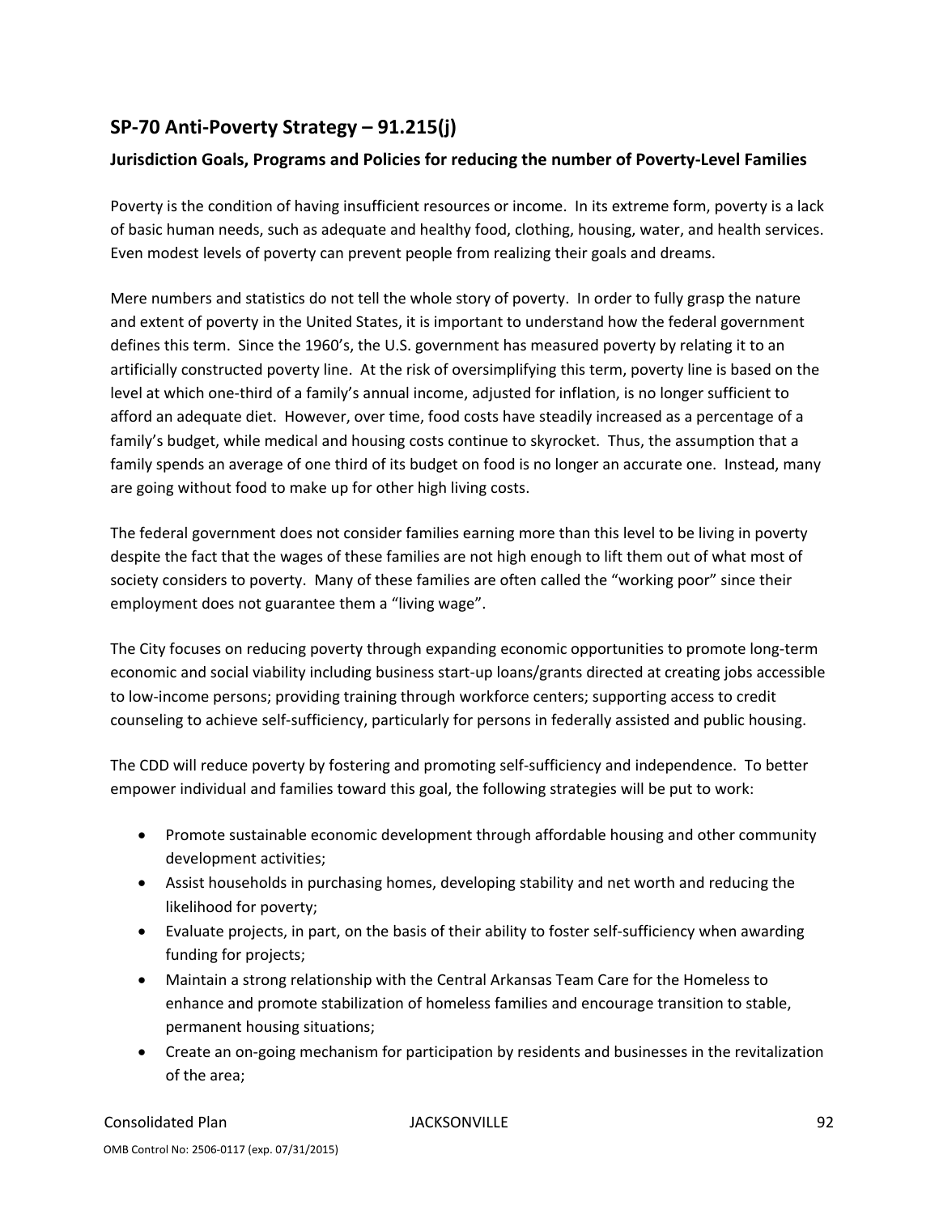## SP-70 Anti-Poverty Strategy – 91.215(j)

### Jurisdiction Goals, Programs and Policies for reducing the number of Poverty-Level Families

Poverty is the condition of having insufficient resources or income. In its extreme form, poverty is a lack of basic human needs, such as adequate and healthy food, clothing, housing, water, and health services. Even modest levels of poverty can prevent people from realizing their goals and dreams.

Mere numbers and statistics do not tell the whole story of poverty. In order to fully grasp the nature and extent of poverty in the United States, it is important to understand how the federal government defines this term. Since the 1960's, the U.S. government has measured poverty by relating it to an artificially constructed poverty line. At the risk of oversimplifying this term, poverty line is based on the level at which one-third of a family's annual income, adjusted for inflation, is no longer sufficient to afford an adequate diet. However, over time, food costs have steadily increased as a percentage of a family's budget, while medical and housing costs continue to skyrocket. Thus, the assumption that a family spends an average of one third of its budget on food is no longer an accurate one. Instead, many are going without food to make up for other high living costs.

The federal government does not consider families earning more than this level to be living in poverty despite the fact that the wages of these families are not high enough to lift them out of what most of society considers to poverty. Many of these families are often called the "working poor" since their employment does not guarantee them a "living wage".

The City focuses on reducing poverty through expanding economic opportunities to promote long-term economic and social viability including business start-up loans/grants directed at creating jobs accessible to low-income persons; providing training through workforce centers; supporting access to credit counseling to achieve self-sufficiency, particularly for persons in federally assisted and public housing.

The CDD will reduce poverty by fostering and promoting self-sufficiency and independence. To better empower individual and families toward this goal, the following strategies will be put to work:

- Promote sustainable economic development through affordable housing and other community development activities;
- Assist households in purchasing homes, developing stability and net worth and reducing the likelihood for poverty;
- Evaluate projects, in part, on the basis of their ability to foster self-sufficiency when awarding funding for projects;
- Maintain a strong relationship with the Central Arkansas Team Care for the Homeless to enhance and promote stabilization of homeless families and encourage transition to stable, permanent housing situations;
- Create an on-going mechanism for participation by residents and businesses in the revitalization of the area;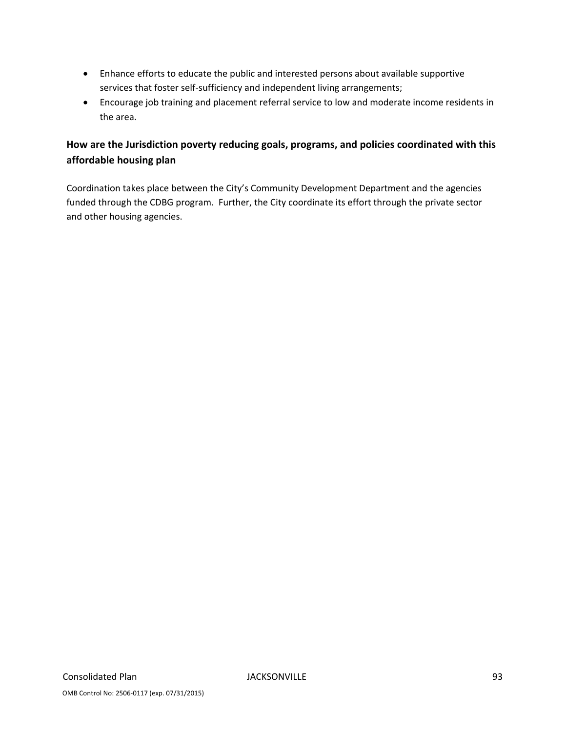- Enhance efforts to educate the public and interested persons about available supportive services that foster self-sufficiency and independent living arrangements;
- Encourage job training and placement referral service to low and moderate income residents in the area.

**How are the Jurisdiction poverty reducing goals, programs, and policies coordinated with this affordable housing plan**

Coordination takes place between the City's Community Development Department and the agencies funded through the CDBG program. Further, the City coordinate its effort through the private sector and other housing agencies.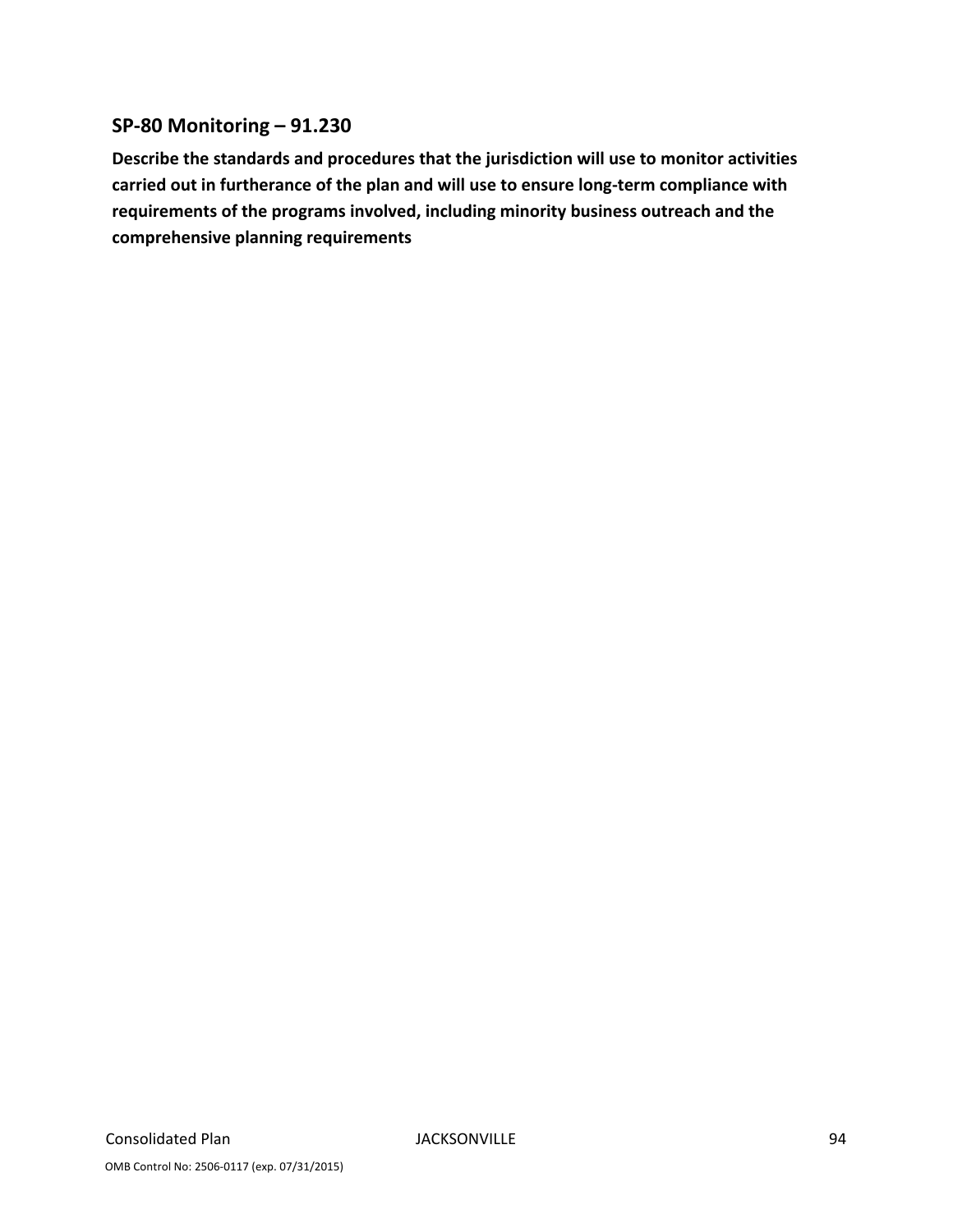## SP-80 Monitoring – 91.230

**Describe the standards and procedures that the jurisdiction will use to monitor activities carried out in furtherance of the plan and will use to ensure long-term compliance with requirements of the programs involved, including minority business outreach and the comprehensive planning requirements**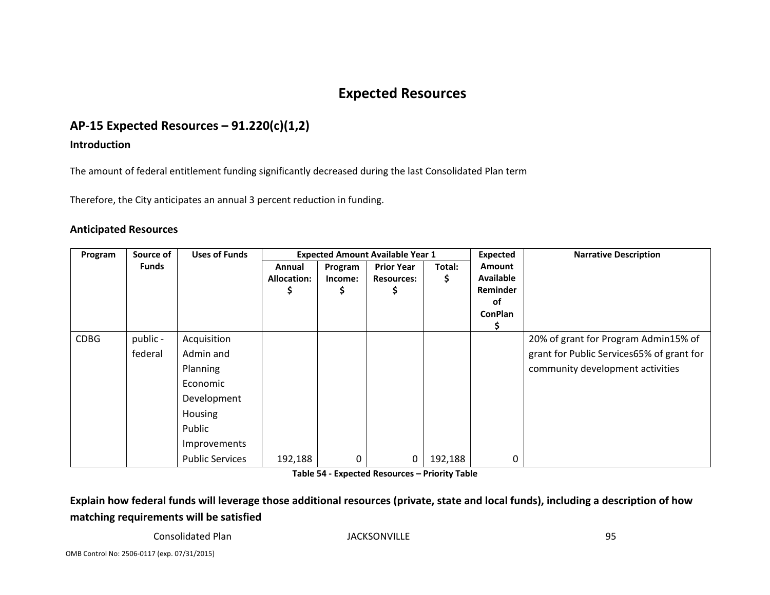# Expected Resources

## AP-15 Expected Resources – 91.220(c)(1,2)

### Introduction

The amount of federal entitlement funding significantly decreased during the last Consolidated Plan term

Therefore, the City anticipates an annual 3 percent reduction in funding.

### Anticipated Resources

| Program | Source of Funds | Uses of Funds | Expected Amount Available Year 1 | | | | Expected Amount Available Reminder of ConPlan $ | Narrative Description |
|---|---|---|---|---|---|---|---|---|
| | | | Annual Allocation: $ | Program Income: $ | Prior Year Resources: $ | Total: $ | | |
| CDBG | public - federal | Acquisition Admin and Planning Economic Development Housing Public Improvements Public Services | 192,188 | 0 | 0 | 192,188 | 0 | 20% of grant for Program Admin15% of grant for Public Services65% of grant for community development activities |

**Table 54 - Expected Resources – Priority Table**

**Explain how federal funds will leverage those additional resources (private, state and local funds), including a description of how matching requirements will be satisfied**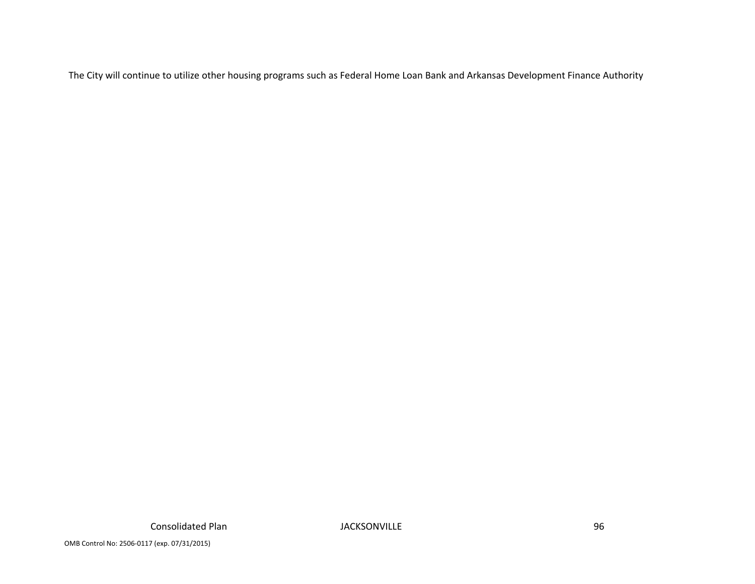The City will continue to utilize other housing programs such as Federal Home Loan Bank and Arkansas Development Finance Authority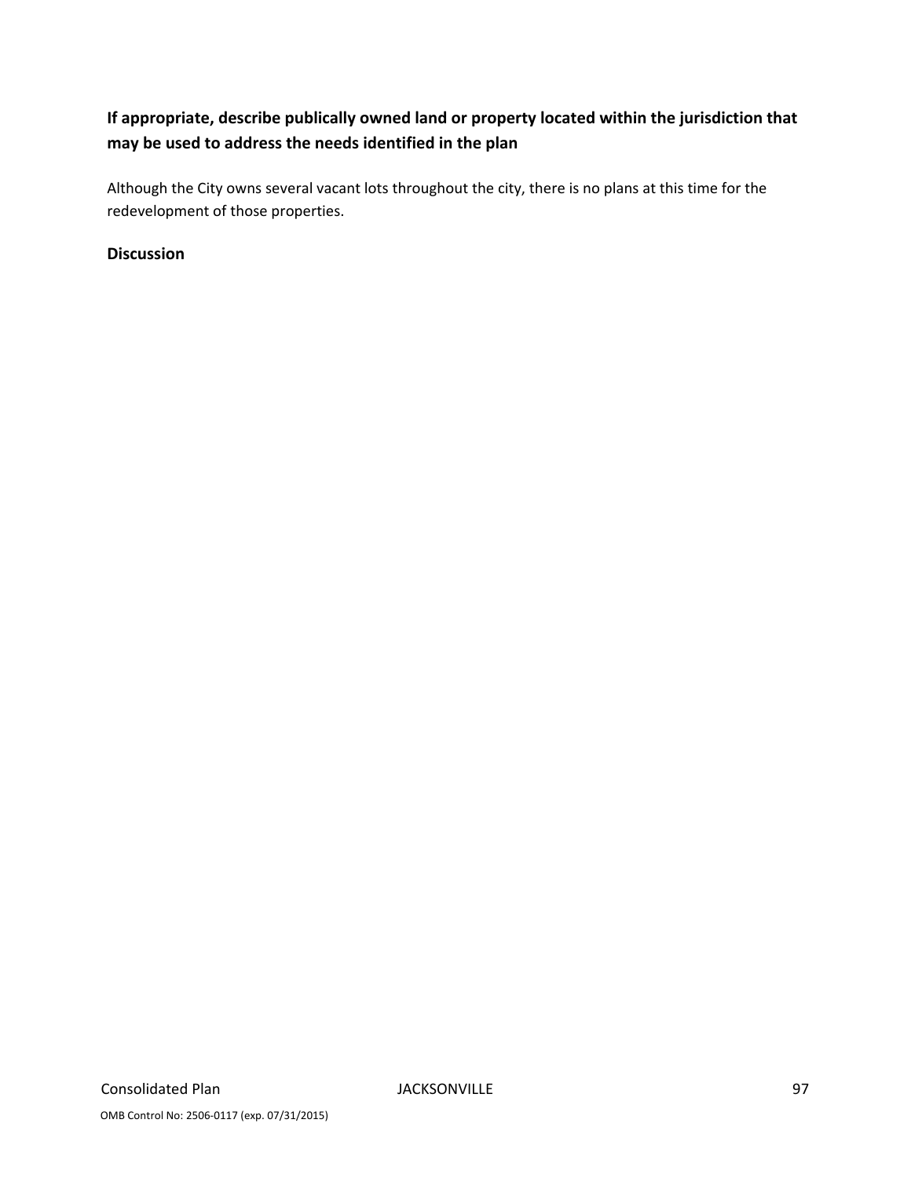**If appropriate, describe publically owned land or property located within the jurisdiction that may be used to address the needs identified in the plan**

Although the City owns several vacant lots throughout the city, there is no plans at this time for the redevelopment of those properties.

**Discussion**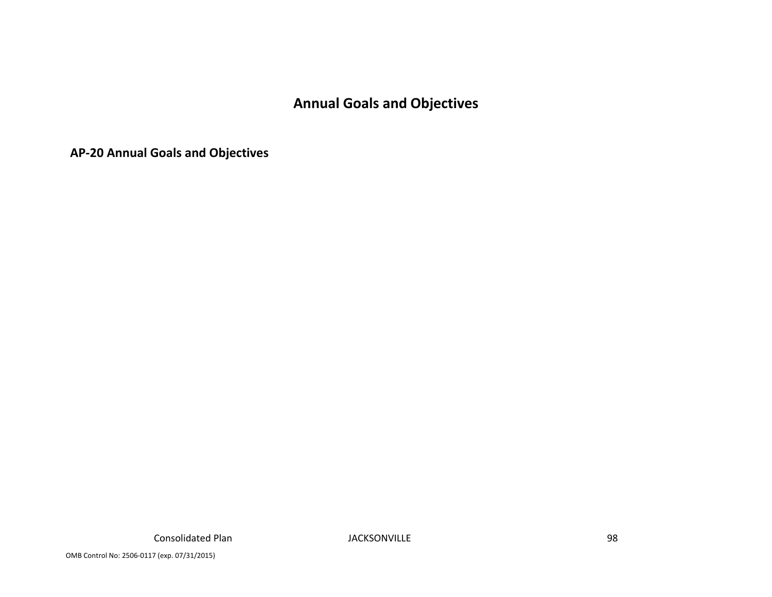# Annual Goals and Objectives

## AP-20 Annual Goals and Objectives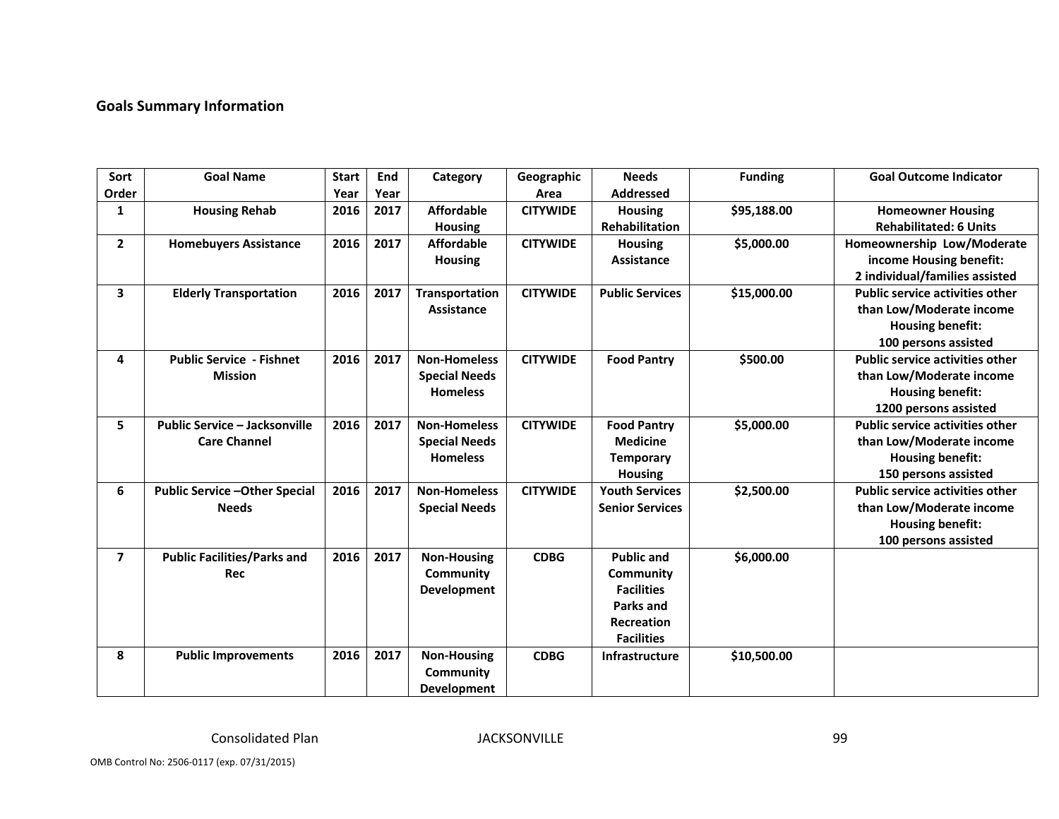## Goals Summary Information

| Sort Order | Goal Name | Start Year | End Year | Category | Geographic Area | Needs Addressed | Funding | Goal Outcome Indicator |
|---|---|---|---|---|---|---|---|---|
| 1 | Housing Rehab | 2016 | 2017 | Affordable Housing | CITYWIDE | Housing Rehabilitation | $95,188.00 | Homeowner Housing Rehabilitated: 6 Units |
| 2 | Homebuyers Assistance | 2016 | 2017 | Affordable Housing | CITYWIDE | Housing Assistance | $5,000.00 | Homeownership Low/Moderate income Housing benefit: 2 individual/families assisted |
| 3 | Elderly Transportation | 2016 | 2017 | Transportation Assistance | CITYWIDE | Public Services | $15,000.00 | Public service activities other than Low/Moderate income Housing benefit: 100 persons assisted |
| 4 | Public Service - Fishnet Mission | 2016 | 2017 | Non-Homeless Special Needs Homeless | CITYWIDE | Food Pantry | $500.00 | Public service activities other than Low/Moderate income Housing benefit: 1200 persons assisted |
| 5 | Public Service – Jacksonville Care Channel | 2016 | 2017 | Non-Homeless Special Needs Homeless | CITYWIDE | Food Pantry Medicine Temporary Housing | $5,000.00 | Public service activities other than Low/Moderate income Housing benefit: 150 persons assisted |
| 6 | Public Service –Other Special Needs | 2016 | 2017 | Non-Homeless Special Needs | CITYWIDE | Youth Services Senior Services | $2,500.00 | Public service activities other than Low/Moderate income Housing benefit: 100 persons assisted |
| 7 | Public Facilities/Parks and Rec | 2016 | 2017 | Non-Housing Community Development | CDBG | Public and Community Facilities Parks and Recreation Facilities | $6,000.00 | |
| 8 | Public Improvements | 2016 | 2017 | Non-Housing Community Development | CDBG | Infrastructure | $10,500.00 | |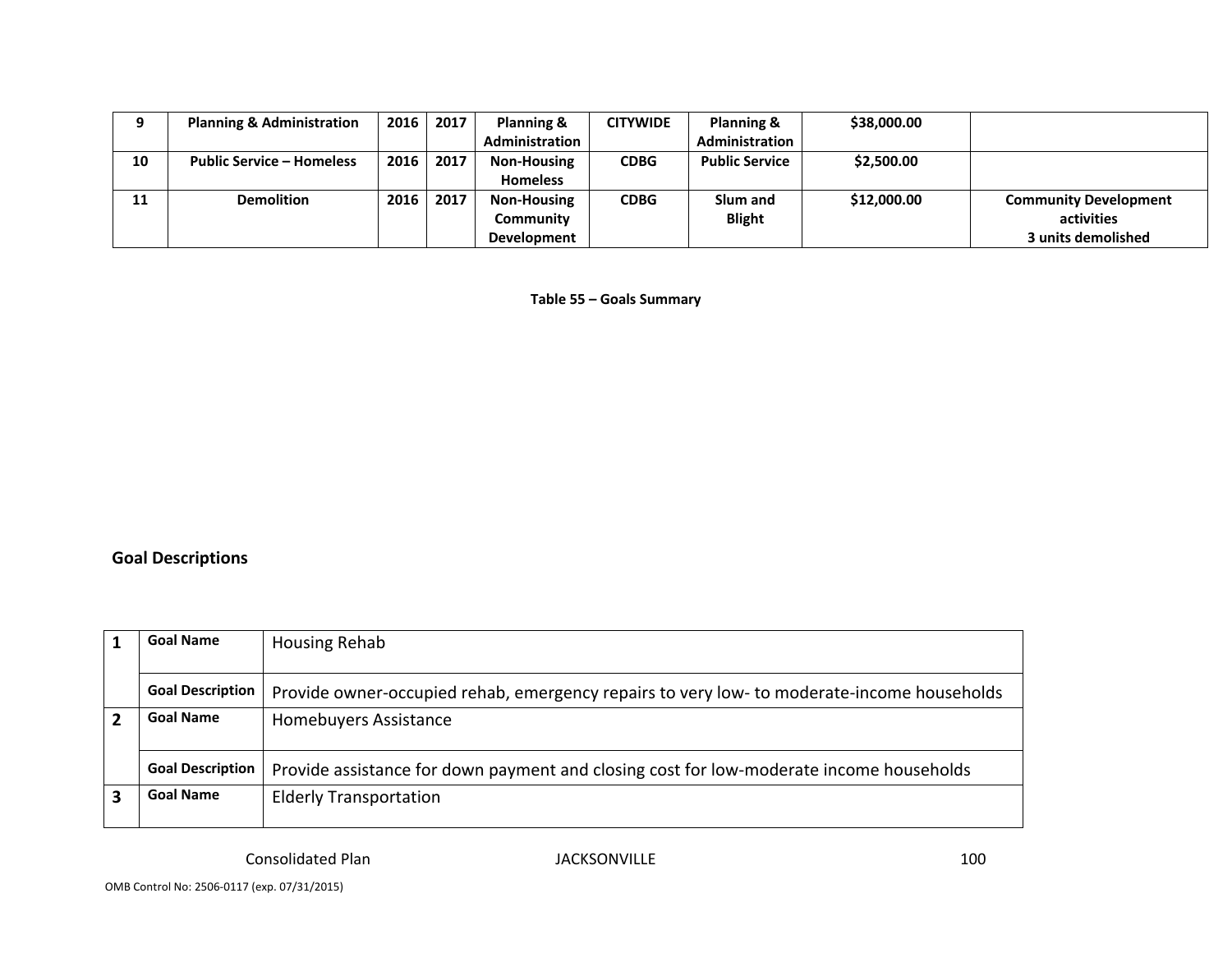| 9 | Planning & Administration | 2016 | 2017 | Planning & Administration | CITYWIDE | Planning & Administration | $38,000.00 | |
|---|---|---|---|---|---|---|---|---|
| 10 | Public Service – Homeless | 2016 | 2017 | Non-Housing Homeless | CDBG | Public Service | $2,500.00 | |
| 11 | Demolition | 2016 | 2017 | Non-Housing Community Development | CDBG | Slum and Blight | $12,000.00 | Community Development activities 3 units demolished |

**Table 55 – Goals Summary**

## Goal Descriptions

| 1 | Goal Name | Housing Rehab |
|---|---|---|
| | Goal Description | Provide owner-occupied rehab, emergency repairs to very low- to moderate-income households |
| 2 | Goal Name | Homebuyers Assistance |
| | Goal Description | Provide assistance for down payment and closing cost for low-moderate income households |
| 3 | Goal Name | Elderly Transportation |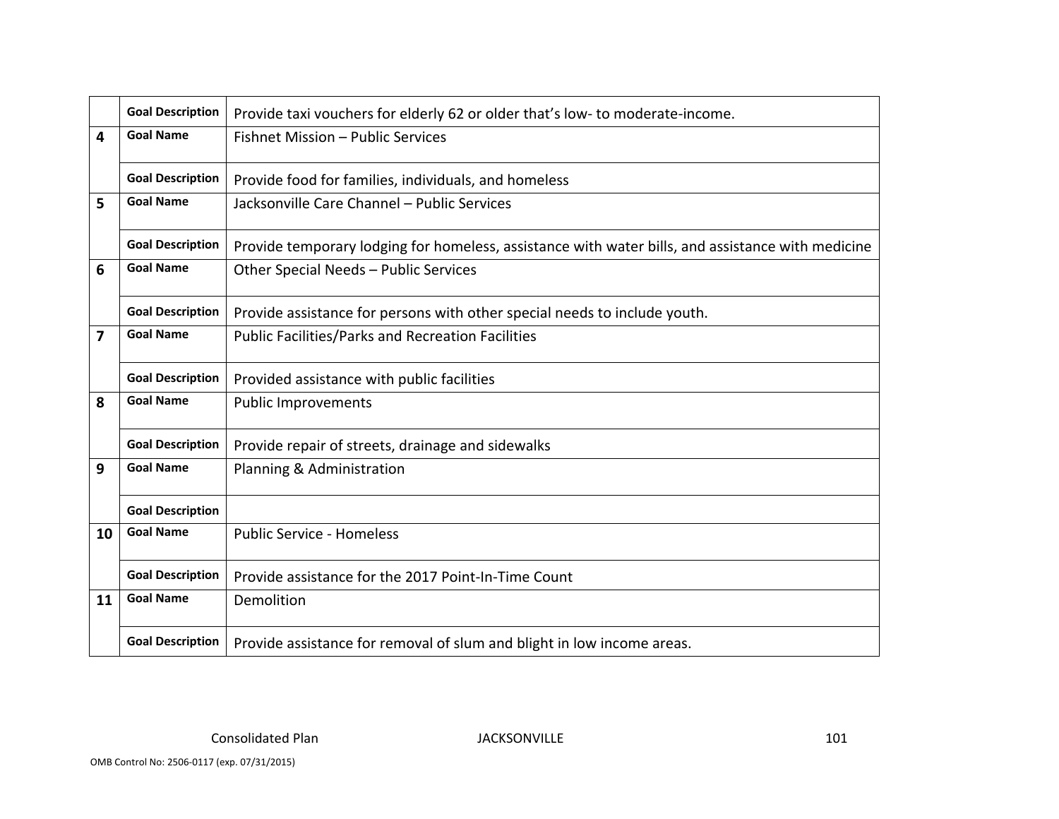| | | |
|---|---|---|
| | **Goal Description** | Provide taxi vouchers for elderly 62 or older that's low- to moderate-income. |
| **4** | **Goal Name** | Fishnet Mission – Public Services |
| | **Goal Description** | Provide food for families, individuals, and homeless |
| **5** | **Goal Name** | Jacksonville Care Channel – Public Services |
| | **Goal Description** | Provide temporary lodging for homeless, assistance with water bills, and assistance with medicine |
| **6** | **Goal Name** | Other Special Needs – Public Services |
| | **Goal Description** | Provide assistance for persons with other special needs to include youth. |
| **7** | **Goal Name** | Public Facilities/Parks and Recreation Facilities |
| | **Goal Description** | Provided assistance with public facilities |
| **8** | **Goal Name** | Public Improvements |
| | **Goal Description** | Provide repair of streets, drainage and sidewalks |
| **9** | **Goal Name** | Planning & Administration |
| | **Goal Description** | |
| **10** | **Goal Name** | Public Service - Homeless |
| | **Goal Description** | Provide assistance for the 2017 Point-In-Time Count |
| **11** | **Goal Name** | Demolition |
| | **Goal Description** | Provide assistance for removal of slum and blight in low income areas. |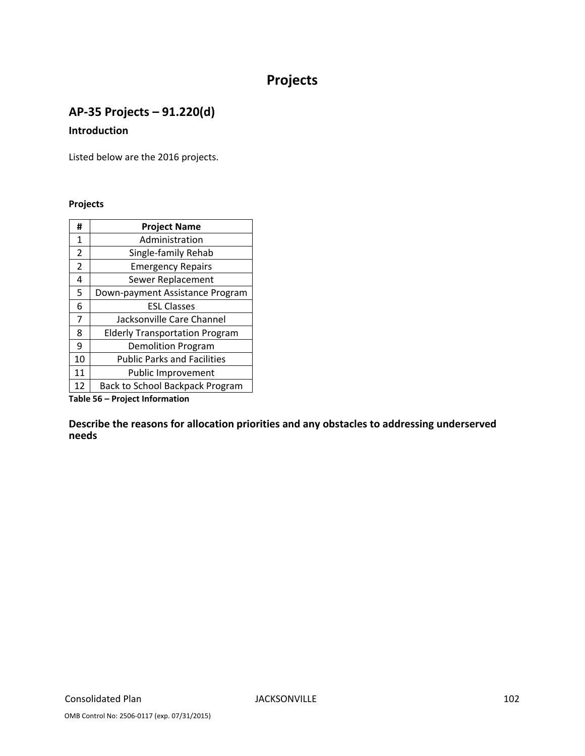# Projects

## AP-35 Projects – 91.220(d)

### Introduction

Listed below are the 2016 projects.

**Projects**

| # | Project Name |
|---|---|
| 1 | Administration |
| 2 | Single-family Rehab |
| 2 | Emergency Repairs |
| 4 | Sewer Replacement |
| 5 | Down-payment Assistance Program |
| 6 | ESL Classes |
| 7 | Jacksonville Care Channel |
| 8 | Elderly Transportation Program |
| 9 | Demolition Program |
| 10 | Public Parks and Facilities |
| 11 | Public Improvement |
| 12 | Back to School Backpack Program |

**Table 56 – Project Information**

### Describe the reasons for allocation priorities and any obstacles to addressing underserved needs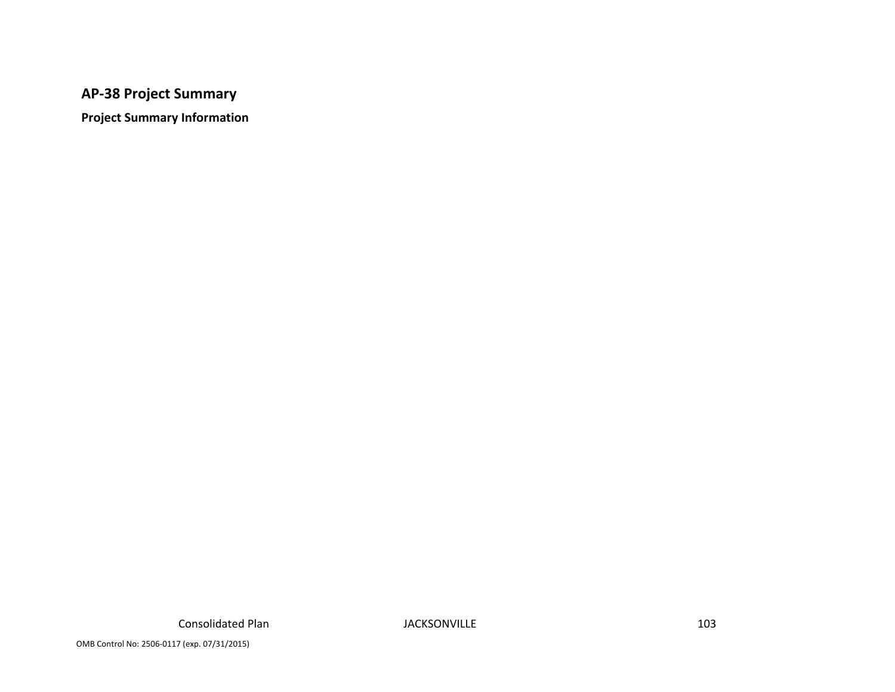## AP-38 Project Summary

**Project Summary Information**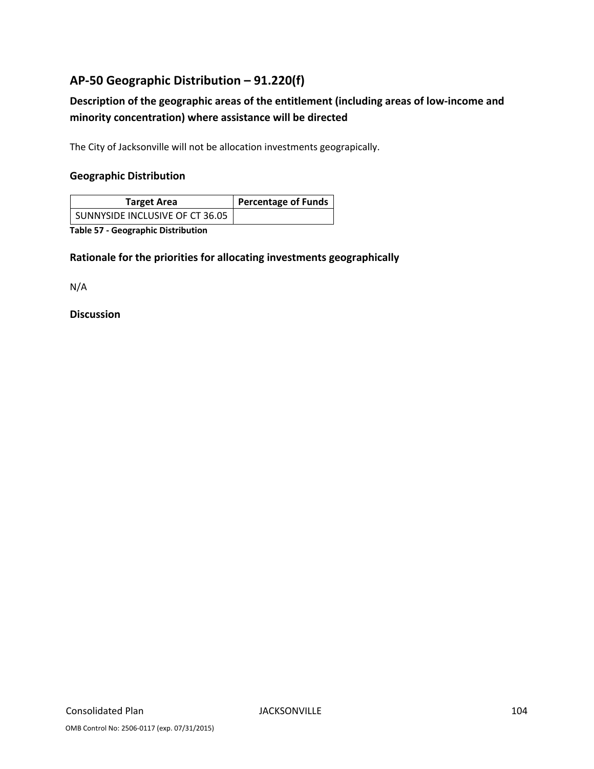## AP-50 Geographic Distribution – 91.220(f)

### Description of the geographic areas of the entitlement (including areas of low-income and minority concentration) where assistance will be directed

The City of Jacksonville will not be allocation investments geograpically.

### Geographic Distribution

| Target Area | Percentage of Funds |
|---|---|
| SUNNYSIDE INCLUSIVE OF CT 36.05 | |

**Table 57 - Geographic Distribution**

### Rationale for the priorities for allocating investments geographically

N/A

### Discussion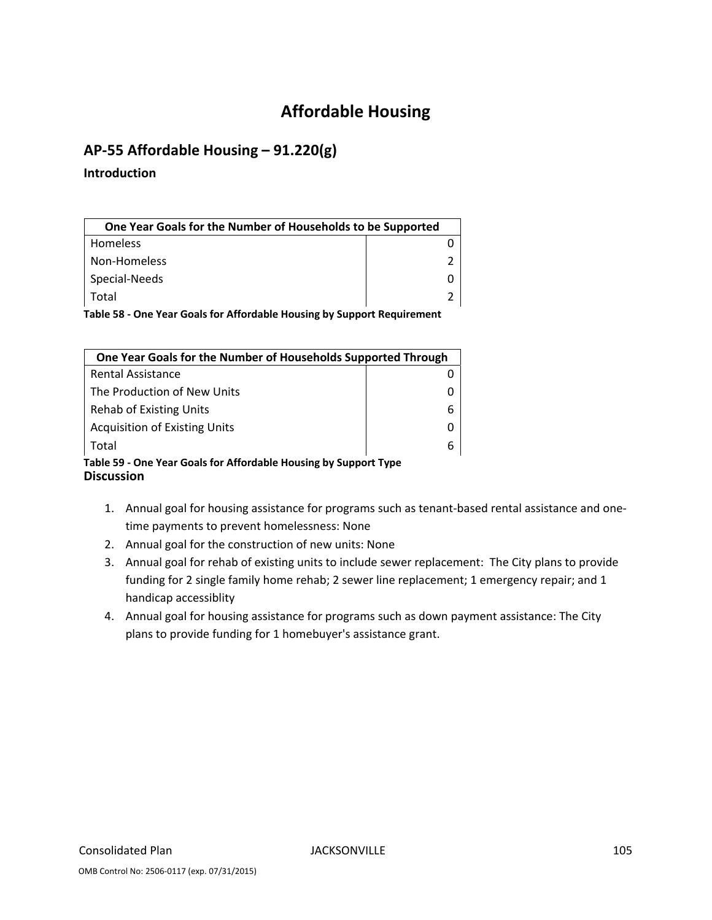# Affordable Housing

## AP-55 Affordable Housing – 91.220(g)

### Introduction

| One Year Goals for the Number of Households to be Supported | |
|---|---|
| Homeless | 0 |
| Non-Homeless | 2 |
| Special-Needs | 0 |
| Total | 2 |

**Table 58 - One Year Goals for Affordable Housing by Support Requirement**

| One Year Goals for the Number of Households Supported Through | |
|---|---|
| Rental Assistance | 0 |
| The Production of New Units | 0 |
| Rehab of Existing Units | 6 |
| Acquisition of Existing Units | 0 |
| Total | 6 |

**Table 59 - One Year Goals for Affordable Housing by Support Type**

### Discussion

1. Annual goal for housing assistance for programs such as tenant-based rental assistance and one-time payments to prevent homelessness: None
2. Annual goal for the construction of new units: None
3. Annual goal for rehab of existing units to include sewer replacement: The City plans to provide funding for 2 single family home rehab; 2 sewer line replacement; 1 emergency repair; and 1 handicap accessiblity
4. Annual goal for housing assistance for programs such as down payment assistance: The City plans to provide funding for 1 homebuyer's assistance grant.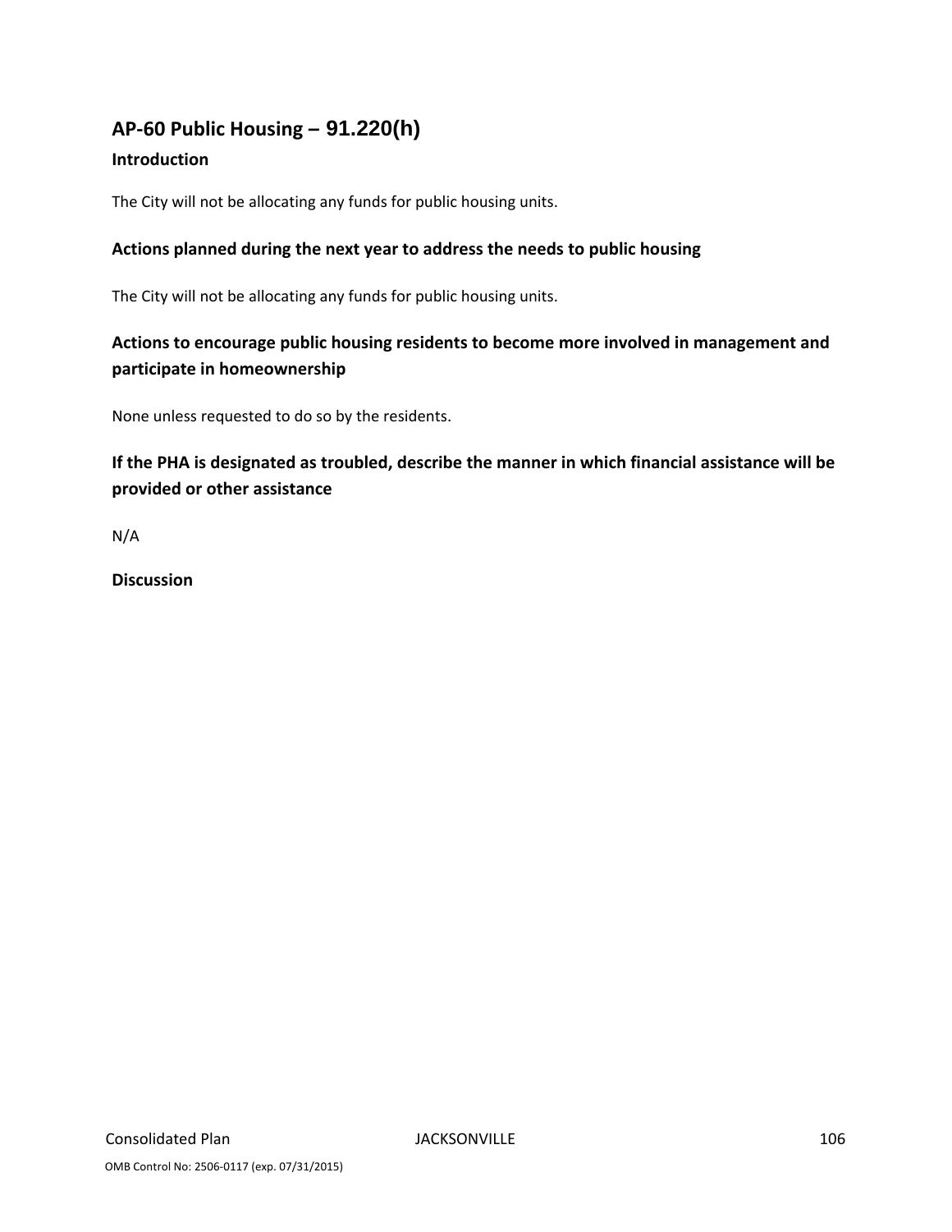## AP-60 Public Housing – 91.220(h)

**Introduction**

The City will not be allocating any funds for public housing units.

### Actions planned during the next year to address the needs to public housing

The City will not be allocating any funds for public housing units.

### Actions to encourage public housing residents to become more involved in management and participate in homeownership

None unless requested to do so by the residents.

### If the PHA is designated as troubled, describe the manner in which financial assistance will be provided or other assistance

N/A

**Discussion**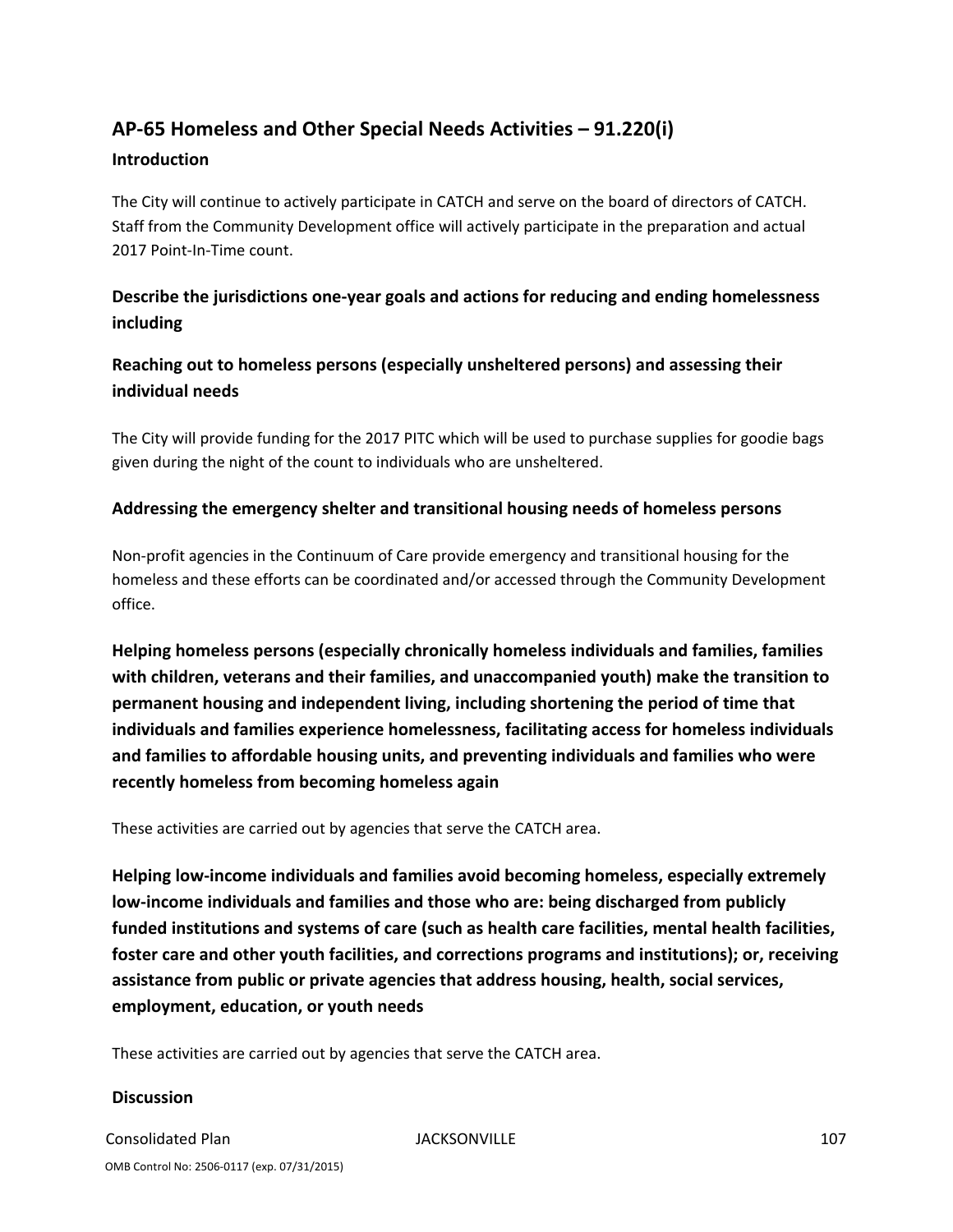## AP-65 Homeless and Other Special Needs Activities – 91.220(i)

### Introduction

The City will continue to actively participate in CATCH and serve on the board of directors of CATCH. Staff from the Community Development office will actively participate in the preparation and actual 2017 Point-In-Time count.

### Describe the jurisdictions one-year goals and actions for reducing and ending homelessness including

### Reaching out to homeless persons (especially unsheltered persons) and assessing their individual needs

The City will provide funding for the 2017 PITC which will be used to purchase supplies for goodie bags given during the night of the count to individuals who are unsheltered.

### Addressing the emergency shelter and transitional housing needs of homeless persons

Non-profit agencies in the Continuum of Care provide emergency and transitional housing for the homeless and these efforts can be coordinated and/or accessed through the Community Development office.

### Helping homeless persons (especially chronically homeless individuals and families, families with children, veterans and their families, and unaccompanied youth) make the transition to permanent housing and independent living, including shortening the period of time that individuals and families experience homelessness, facilitating access for homeless individuals and families to affordable housing units, and preventing individuals and families who were recently homeless from becoming homeless again

These activities are carried out by agencies that serve the CATCH area.

### Helping low-income individuals and families avoid becoming homeless, especially extremely low-income individuals and families and those who are: being discharged from publicly funded institutions and systems of care (such as health care facilities, mental health facilities, foster care and other youth facilities, and corrections programs and institutions); or, receiving assistance from public or private agencies that address housing, health, social services, employment, education, or youth needs

These activities are carried out by agencies that serve the CATCH area.

### Discussion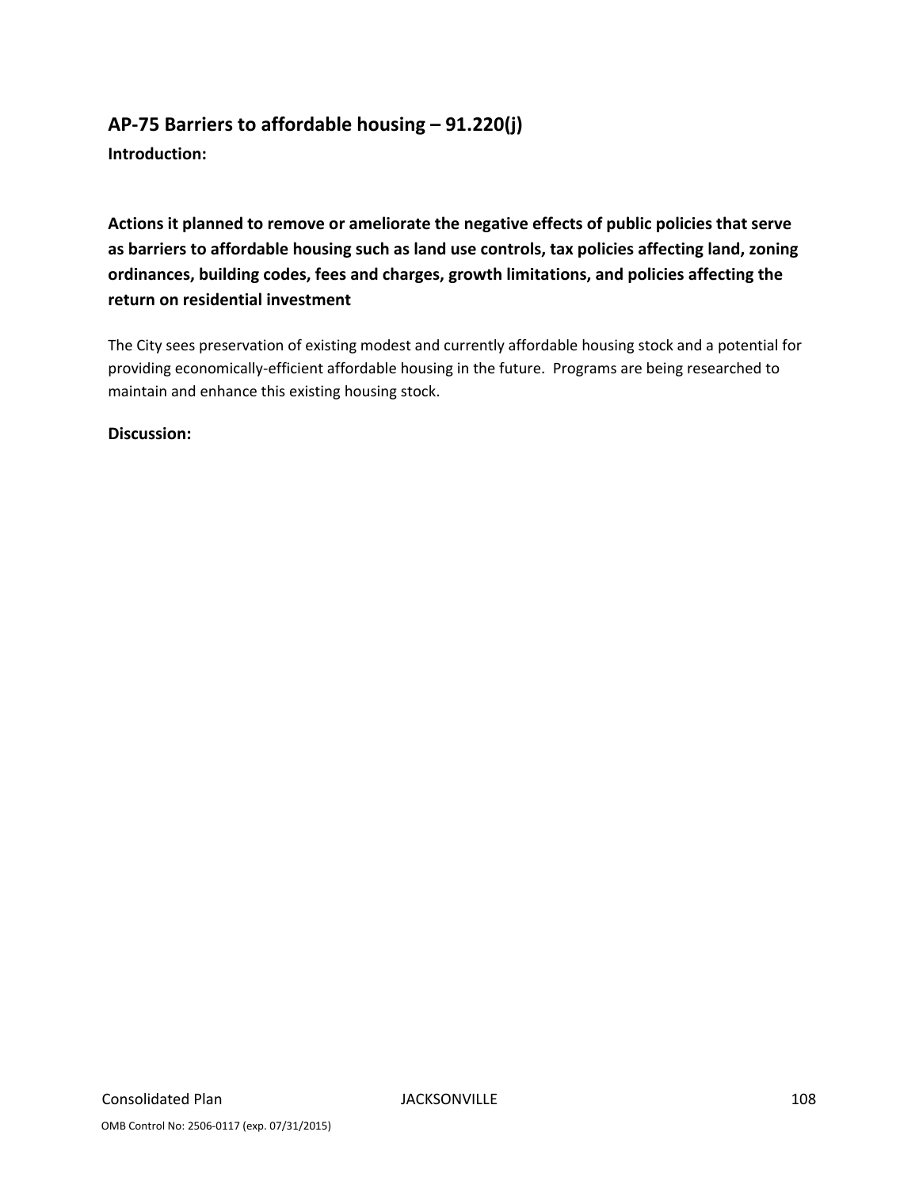## AP-75 Barriers to affordable housing – 91.220(j)

**Introduction:**

**Actions it planned to remove or ameliorate the negative effects of public policies that serve as barriers to affordable housing such as land use controls, tax policies affecting land, zoning ordinances, building codes, fees and charges, growth limitations, and policies affecting the return on residential investment**

The City sees preservation of existing modest and currently affordable housing stock and a potential for providing economically-efficient affordable housing in the future. Programs are being researched to maintain and enhance this existing housing stock.

**Discussion:**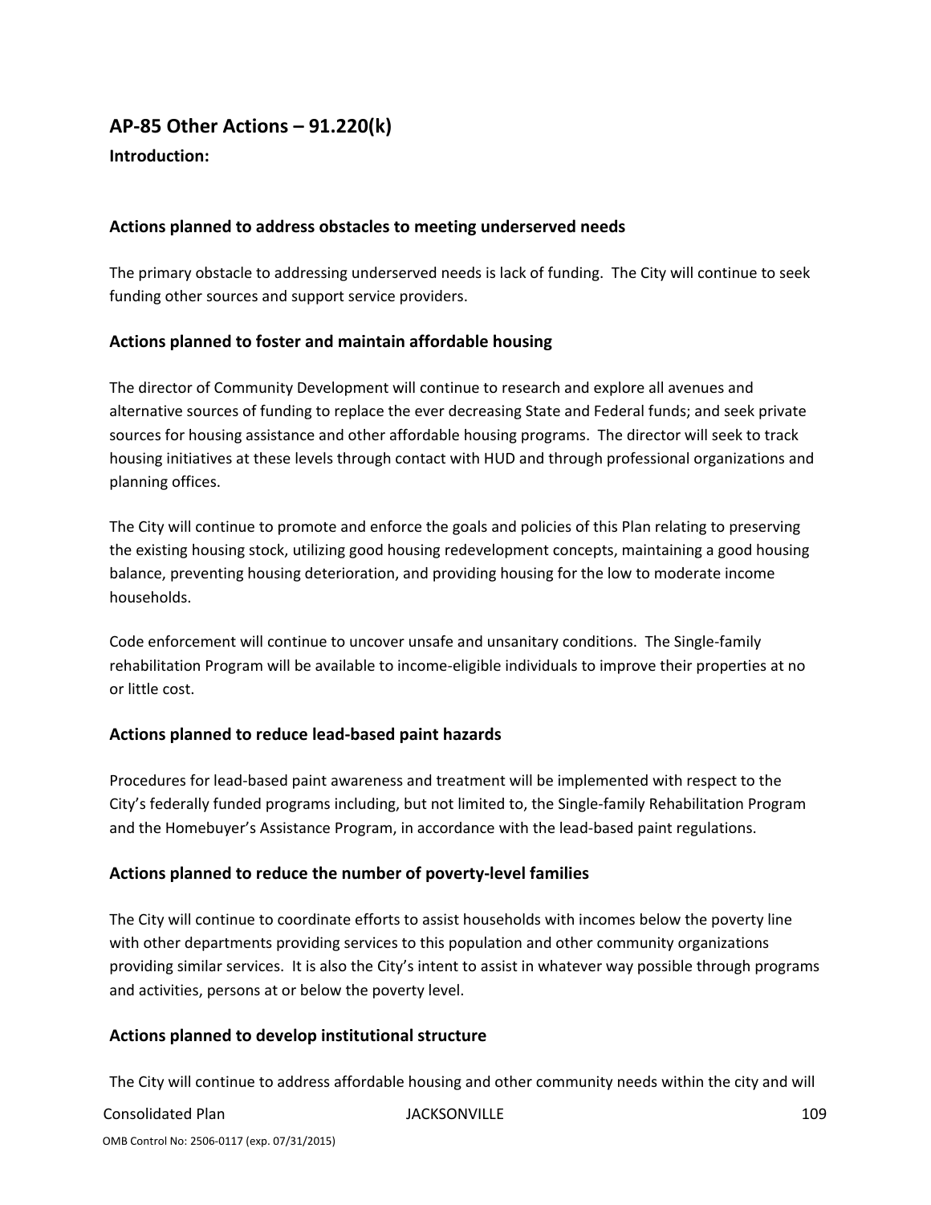## AP-85 Other Actions – 91.220(k)

**Introduction:**

### Actions planned to address obstacles to meeting underserved needs

The primary obstacle to addressing underserved needs is lack of funding. The City will continue to seek funding other sources and support service providers.

### Actions planned to foster and maintain affordable housing

The director of Community Development will continue to research and explore all avenues and alternative sources of funding to replace the ever decreasing State and Federal funds; and seek private sources for housing assistance and other affordable housing programs. The director will seek to track housing initiatives at these levels through contact with HUD and through professional organizations and planning offices.

The City will continue to promote and enforce the goals and policies of this Plan relating to preserving the existing housing stock, utilizing good housing redevelopment concepts, maintaining a good housing balance, preventing housing deterioration, and providing housing for the low to moderate income households.

Code enforcement will continue to uncover unsafe and unsanitary conditions. The Single-family rehabilitation Program will be available to income-eligible individuals to improve their properties at no or little cost.

### Actions planned to reduce lead-based paint hazards

Procedures for lead-based paint awareness and treatment will be implemented with respect to the City's federally funded programs including, but not limited to, the Single-family Rehabilitation Program and the Homebuyer's Assistance Program, in accordance with the lead-based paint regulations.

### Actions planned to reduce the number of poverty-level families

The City will continue to coordinate efforts to assist households with incomes below the poverty line with other departments providing services to this population and other community organizations providing similar services. It is also the City's intent to assist in whatever way possible through programs and activities, persons at or below the poverty level.

### Actions planned to develop institutional structure

The City will continue to address affordable housing and other community needs within the city and will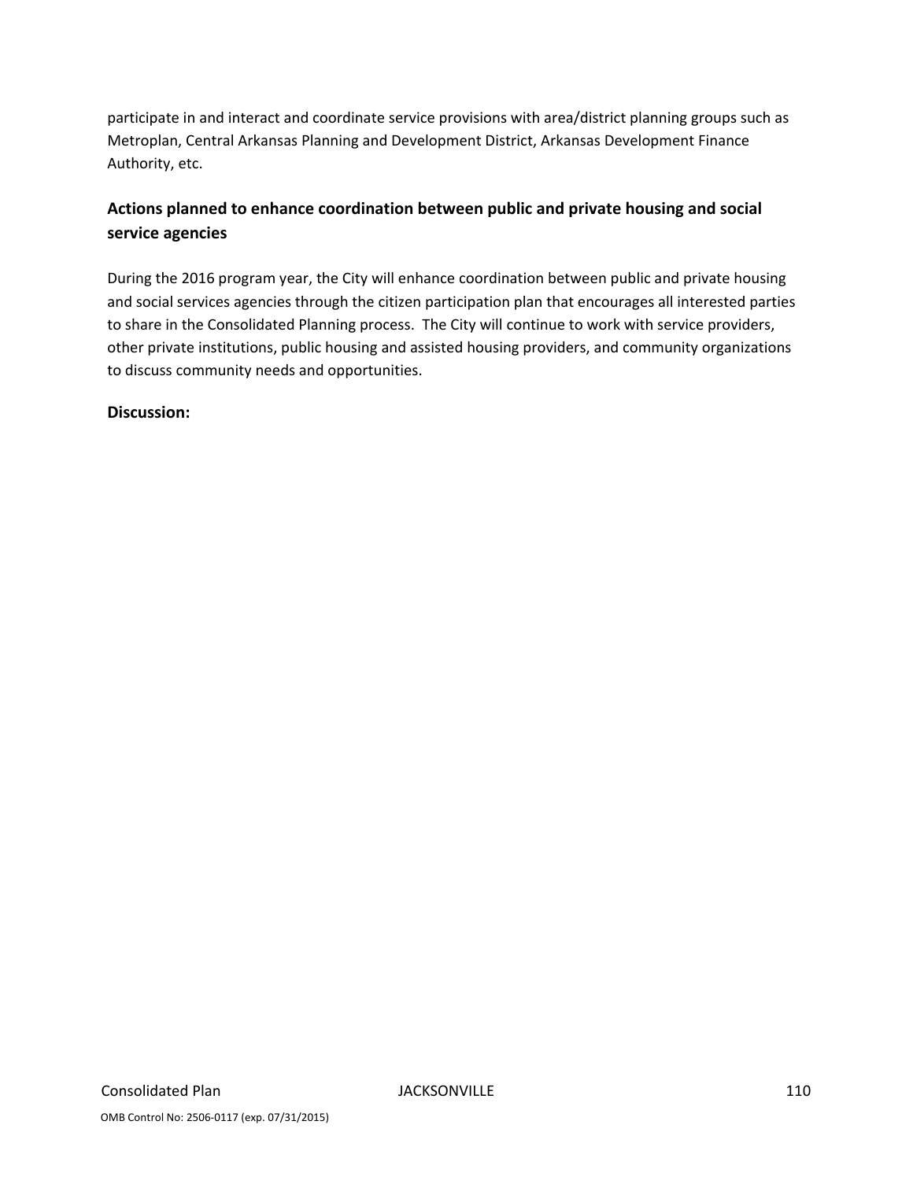participate in and interact and coordinate service provisions with area/district planning groups such as Metroplan, Central Arkansas Planning and Development District, Arkansas Development Finance Authority, etc.

## Actions planned to enhance coordination between public and private housing and social service agencies

During the 2016 program year, the City will enhance coordination between public and private housing and social services agencies through the citizen participation plan that encourages all interested parties to share in the Consolidated Planning process. The City will continue to work with service providers, other private institutions, public housing and assisted housing providers, and community organizations to discuss community needs and opportunities.

## Discussion: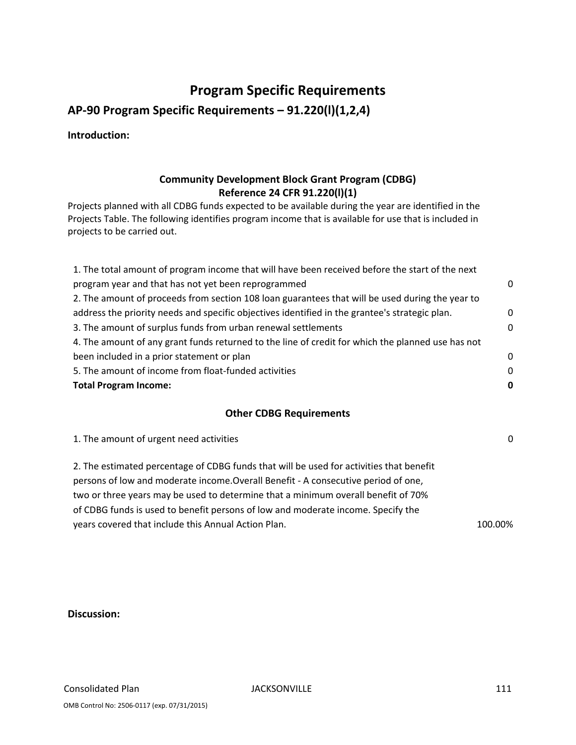# Program Specific Requirements

## AP-90 Program Specific Requirements – 91.220(l)(1,2,4)

**Introduction:**

### Community Development Block Grant Program (CDBG)
### Reference 24 CFR 91.220(l)(1)

Projects planned with all CDBG funds expected to be available during the year are identified in the Projects Table. The following identifies program income that is available for use that is included in projects to be carried out.

| | |
|---|---|
| 1. The total amount of program income that will have been received before the start of the next program year and that has not yet been reprogrammed | 0 |
| 2. The amount of proceeds from section 108 loan guarantees that will be used during the year to address the priority needs and specific objectives identified in the grantee's strategic plan. | 0 |
| 3. The amount of surplus funds from urban renewal settlements | 0 |
| 4. The amount of any grant funds returned to the line of credit for which the planned use has not been included in a prior statement or plan | 0 |
| 5. The amount of income from float-funded activities | 0 |
| **Total Program Income:** | **0** |

### Other CDBG Requirements

| | |
|---|---|
| 1. The amount of urgent need activities | 0 |
| 2. The estimated percentage of CDBG funds that will be used for activities that benefit persons of low and moderate income.Overall Benefit - A consecutive period of one, two or three years may be used to determine that a minimum overall benefit of 70% of CDBG funds is used to benefit persons of low and moderate income. Specify the years covered that include this Annual Action Plan. | 100.00% |

**Discussion:**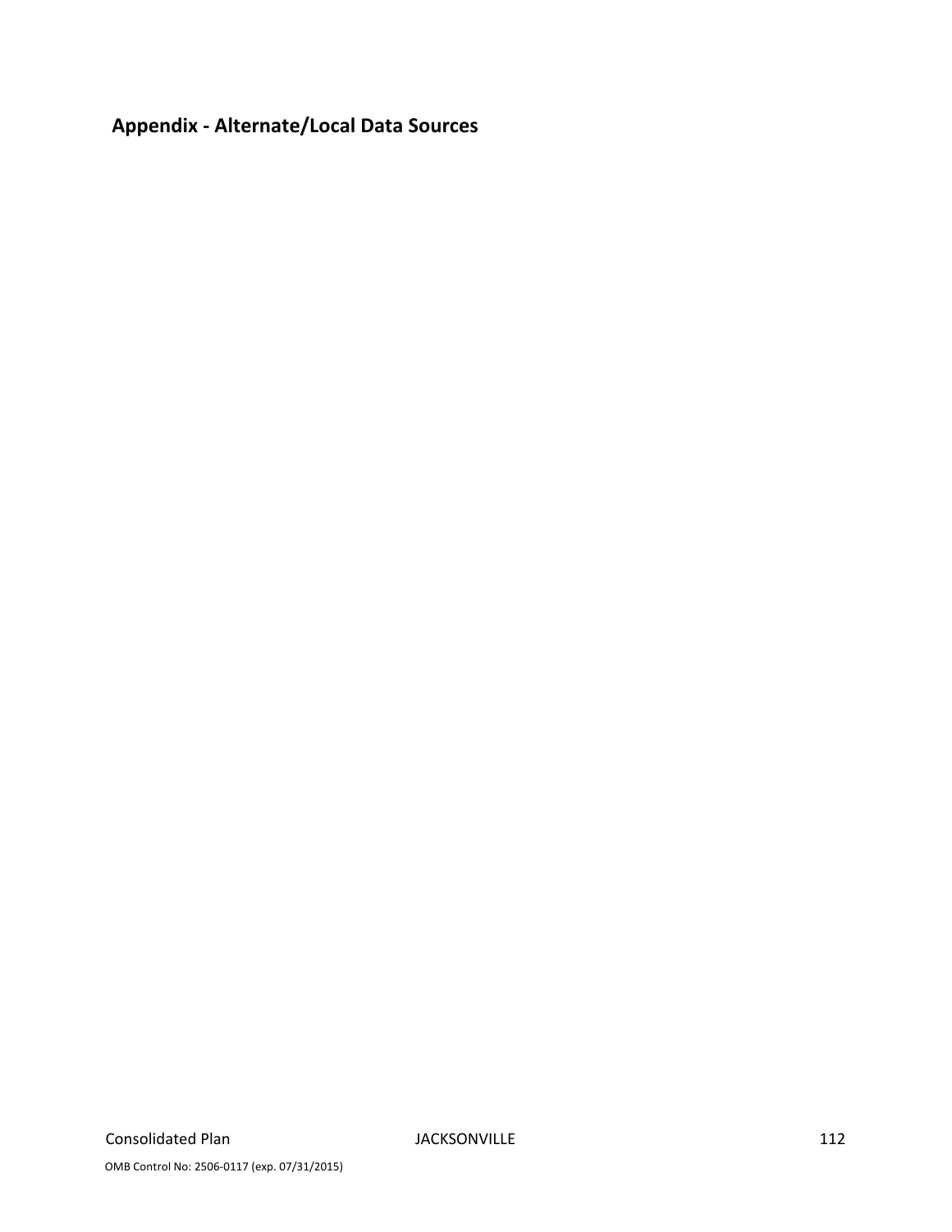# Appendix - Alternate/Local Data Sources